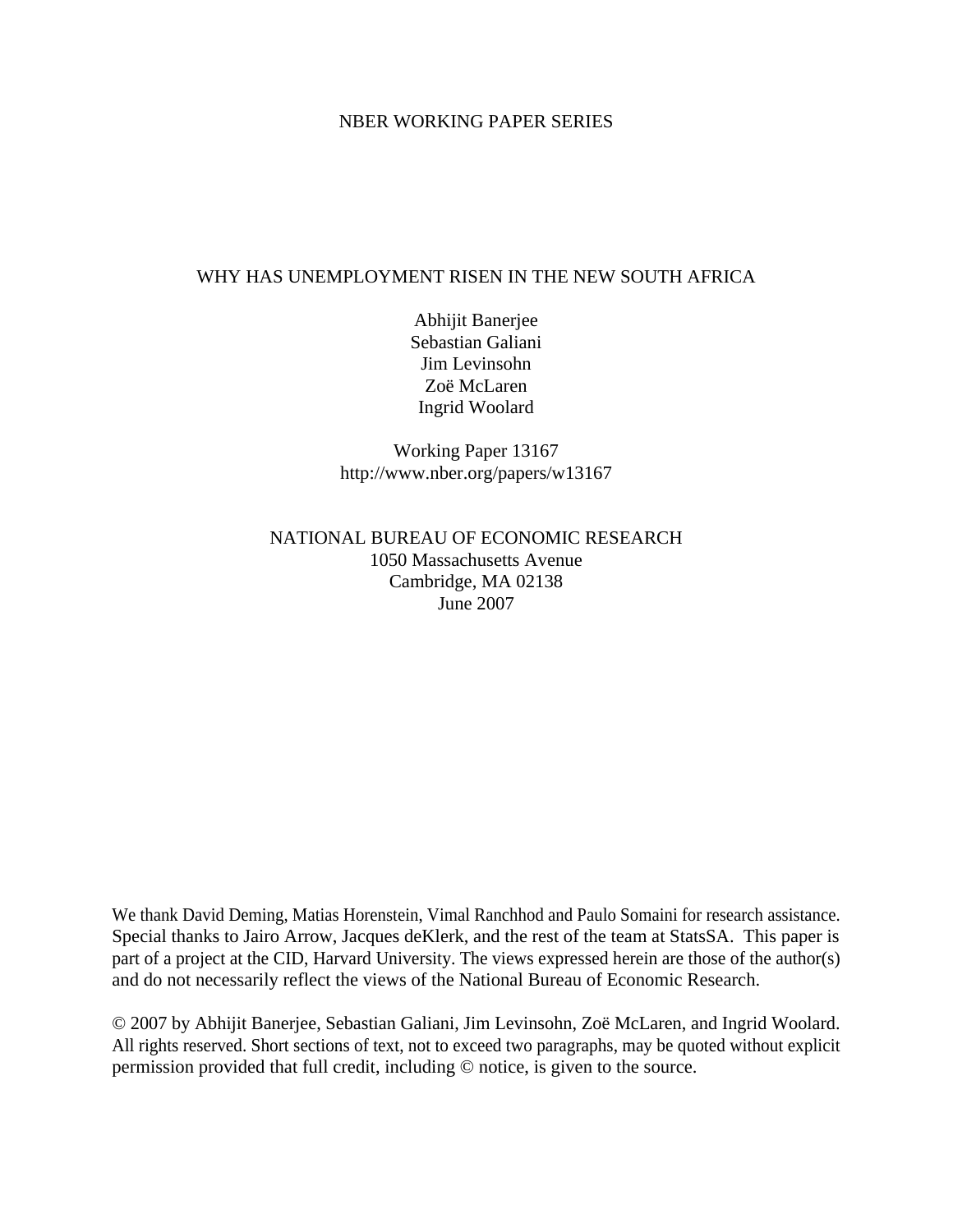NBER WORKING PAPER SERIES

# WHY HAS UNEMPLOYMENT RISEN IN THE NEW SOUTH AFRICA

Abhijit Banerjee
Sebastian Galiani
Jim Levinsohn
Zoë McLaren
Ingrid Woolard

Working Paper 13167
http://www.nber.org/papers/w13167

NATIONAL BUREAU OF ECONOMIC RESEARCH
1050 Massachusetts Avenue
Cambridge, MA 02138
June 2007

We thank David Deming, Matias Horenstein, Vimal Ranchhod and Paulo Somaini for research assistance. Special thanks to Jairo Arrow, Jacques deKlerk, and the rest of the team at StatsSA. This paper is part of a project at the CID, Harvard University. The views expressed herein are those of the author(s) and do not necessarily reflect the views of the National Bureau of Economic Research.

© 2007 by Abhijit Banerjee, Sebastian Galiani, Jim Levinsohn, Zoë McLaren, and Ingrid Woolard. All rights reserved. Short sections of text, not to exceed two paragraphs, may be quoted without explicit permission provided that full credit, including © notice, is given to the source.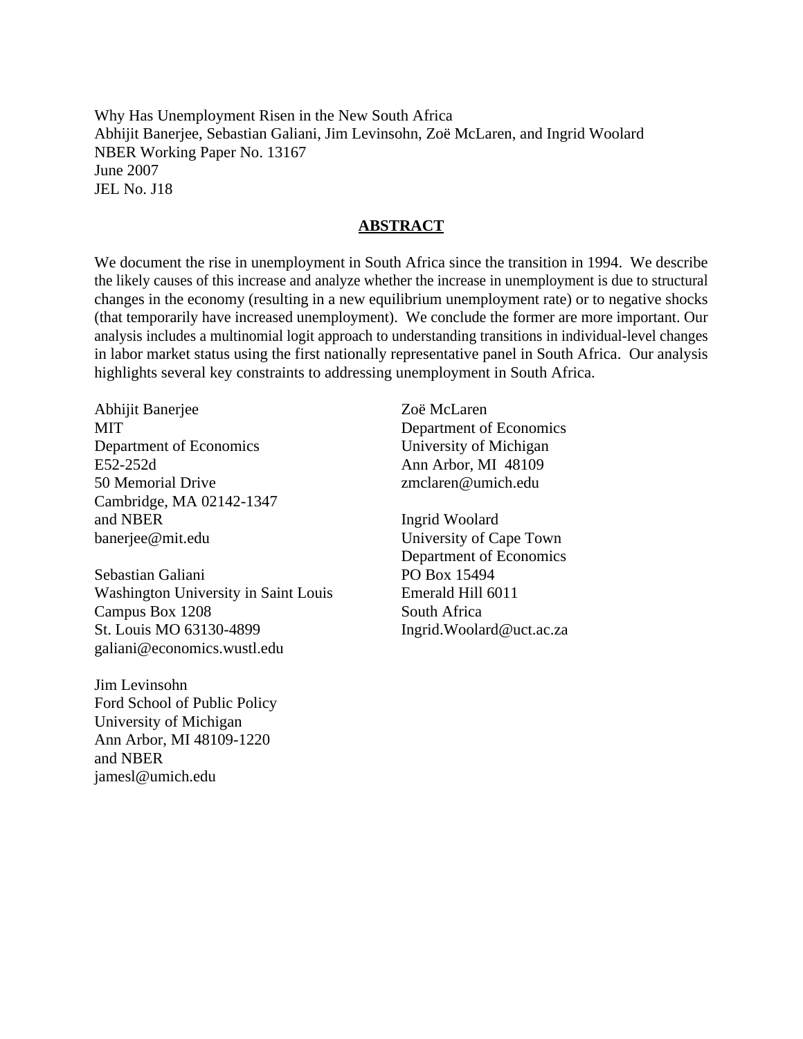Why Has Unemployment Risen in the New South Africa
Abhijit Banerjee, Sebastian Galiani, Jim Levinsohn, Zoë McLaren, and Ingrid Woolard
NBER Working Paper No. 13167
June 2007
JEL No. J18

## ABSTRACT

We document the rise in unemployment in South Africa since the transition in 1994. We describe the likely causes of this increase and analyze whether the increase in unemployment is due to structural changes in the economy (resulting in a new equilibrium unemployment rate) or to negative shocks (that temporarily have increased unemployment). We conclude the former are more important. Our analysis includes a multinomial logit approach to understanding transitions in individual-level changes in labor market status using the first nationally representative panel in South Africa. Our analysis highlights several key constraints to addressing unemployment in South Africa.

Abhijit Banerjee
MIT
Department of Economics
E52-252d
50 Memorial Drive
Cambridge, MA 02142-1347
and NBER
banerjee@mit.edu

Sebastian Galiani
Washington University in Saint Louis
Campus Box 1208
St. Louis MO 63130-4899
galiani@economics.wustl.edu

Jim Levinsohn
Ford School of Public Policy
University of Michigan
Ann Arbor, MI 48109-1220
and NBER
jamesl@umich.edu

Zoë McLaren
Department of Economics
University of Michigan
Ann Arbor, MI 48109
zmclaren@umich.edu

Ingrid Woolard
University of Cape Town
Department of Economics
PO Box 15494
Emerald Hill 6011
South Africa
Ingrid.Woolard@uct.ac.za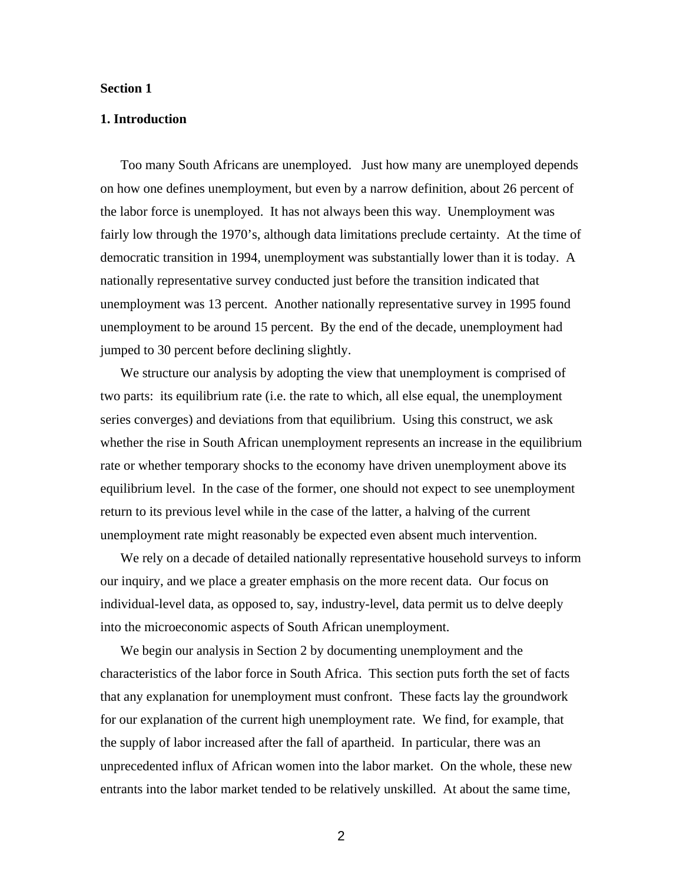**Section 1**

## 1. Introduction

Too many South Africans are unemployed. Just how many are unemployed depends on how one defines unemployment, but even by a narrow definition, about 26 percent of the labor force is unemployed. It has not always been this way. Unemployment was fairly low through the 1970's, although data limitations preclude certainty. At the time of democratic transition in 1994, unemployment was substantially lower than it is today. A nationally representative survey conducted just before the transition indicated that unemployment was 13 percent. Another nationally representative survey in 1995 found unemployment to be around 15 percent. By the end of the decade, unemployment had jumped to 30 percent before declining slightly.

We structure our analysis by adopting the view that unemployment is comprised of two parts: its equilibrium rate (i.e. the rate to which, all else equal, the unemployment series converges) and deviations from that equilibrium. Using this construct, we ask whether the rise in South African unemployment represents an increase in the equilibrium rate or whether temporary shocks to the economy have driven unemployment above its equilibrium level. In the case of the former, one should not expect to see unemployment return to its previous level while in the case of the latter, a halving of the current unemployment rate might reasonably be expected even absent much intervention.

We rely on a decade of detailed nationally representative household surveys to inform our inquiry, and we place a greater emphasis on the more recent data. Our focus on individual-level data, as opposed to, say, industry-level, data permit us to delve deeply into the microeconomic aspects of South African unemployment.

We begin our analysis in Section 2 by documenting unemployment and the characteristics of the labor force in South Africa. This section puts forth the set of facts that any explanation for unemployment must confront. These facts lay the groundwork for our explanation of the current high unemployment rate. We find, for example, that the supply of labor increased after the fall of apartheid. In particular, there was an unprecedented influx of African women into the labor market. On the whole, these new entrants into the labor market tended to be relatively unskilled. At about the same time,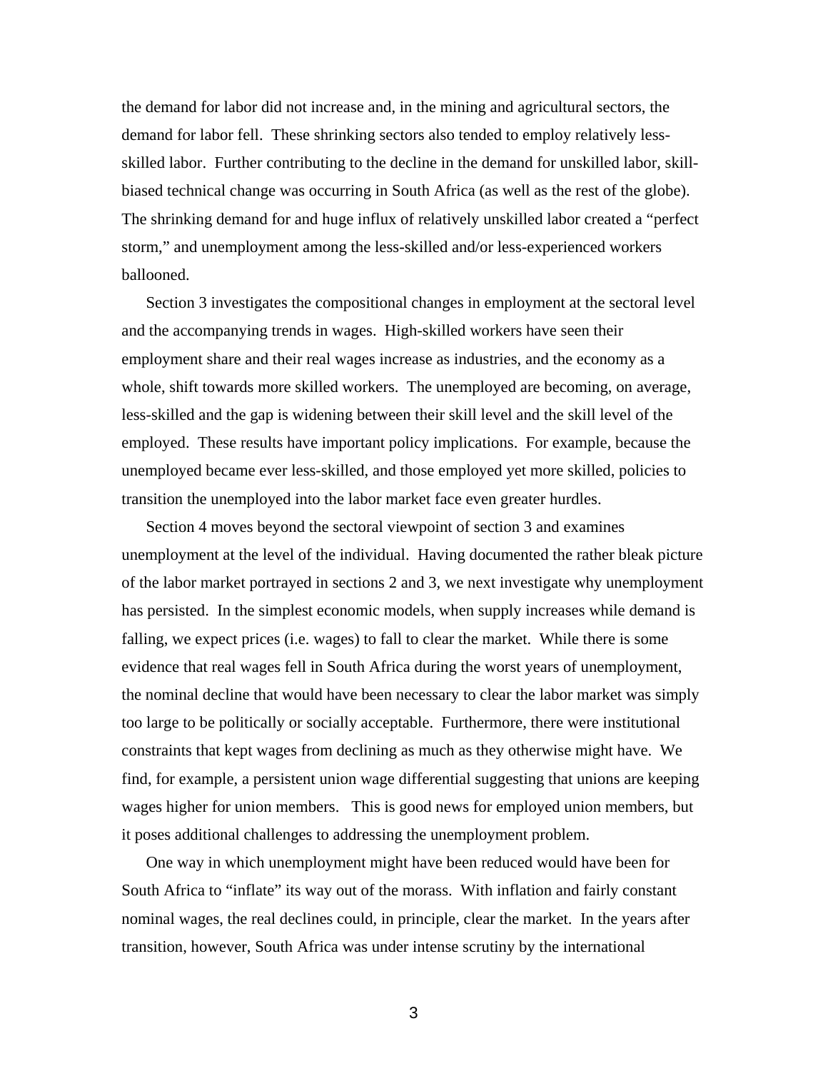the demand for labor did not increase and, in the mining and agricultural sectors, the demand for labor fell. These shrinking sectors also tended to employ relatively less-skilled labor. Further contributing to the decline in the demand for unskilled labor, skill-biased technical change was occurring in South Africa (as well as the rest of the globe). The shrinking demand for and huge influx of relatively unskilled labor created a "perfect storm," and unemployment among the less-skilled and/or less-experienced workers ballooned.

Section 3 investigates the compositional changes in employment at the sectoral level and the accompanying trends in wages. High-skilled workers have seen their employment share and their real wages increase as industries, and the economy as a whole, shift towards more skilled workers. The unemployed are becoming, on average, less-skilled and the gap is widening between their skill level and the skill level of the employed. These results have important policy implications. For example, because the unemployed became ever less-skilled, and those employed yet more skilled, policies to transition the unemployed into the labor market face even greater hurdles.

Section 4 moves beyond the sectoral viewpoint of section 3 and examines unemployment at the level of the individual. Having documented the rather bleak picture of the labor market portrayed in sections 2 and 3, we next investigate why unemployment has persisted. In the simplest economic models, when supply increases while demand is falling, we expect prices (i.e. wages) to fall to clear the market. While there is some evidence that real wages fell in South Africa during the worst years of unemployment, the nominal decline that would have been necessary to clear the labor market was simply too large to be politically or socially acceptable. Furthermore, there were institutional constraints that kept wages from declining as much as they otherwise might have. We find, for example, a persistent union wage differential suggesting that unions are keeping wages higher for union members. This is good news for employed union members, but it poses additional challenges to addressing the unemployment problem.

One way in which unemployment might have been reduced would have been for South Africa to "inflate" its way out of the morass. With inflation and fairly constant nominal wages, the real declines could, in principle, clear the market. In the years after transition, however, South Africa was under intense scrutiny by the international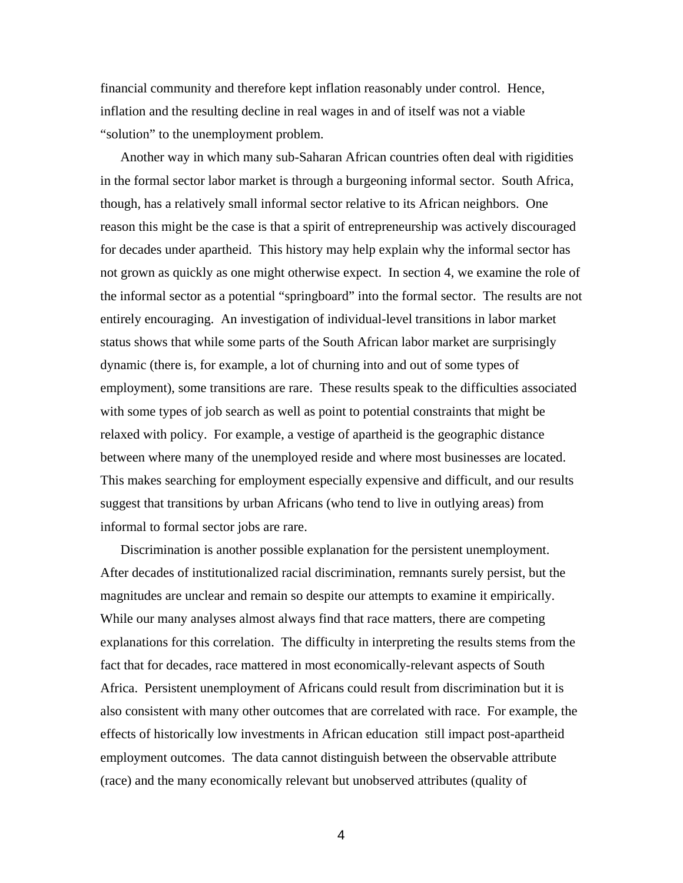financial community and therefore kept inflation reasonably under control. Hence, inflation and the resulting decline in real wages in and of itself was not a viable "solution" to the unemployment problem.

Another way in which many sub-Saharan African countries often deal with rigidities in the formal sector labor market is through a burgeoning informal sector. South Africa, though, has a relatively small informal sector relative to its African neighbors. One reason this might be the case is that a spirit of entrepreneurship was actively discouraged for decades under apartheid. This history may help explain why the informal sector has not grown as quickly as one might otherwise expect. In section 4, we examine the role of the informal sector as a potential "springboard" into the formal sector. The results are not entirely encouraging. An investigation of individual-level transitions in labor market status shows that while some parts of the South African labor market are surprisingly dynamic (there is, for example, a lot of churning into and out of some types of employment), some transitions are rare. These results speak to the difficulties associated with some types of job search as well as point to potential constraints that might be relaxed with policy. For example, a vestige of apartheid is the geographic distance between where many of the unemployed reside and where most businesses are located. This makes searching for employment especially expensive and difficult, and our results suggest that transitions by urban Africans (who tend to live in outlying areas) from informal to formal sector jobs are rare.

Discrimination is another possible explanation for the persistent unemployment. After decades of institutionalized racial discrimination, remnants surely persist, but the magnitudes are unclear and remain so despite our attempts to examine it empirically. While our many analyses almost always find that race matters, there are competing explanations for this correlation. The difficulty in interpreting the results stems from the fact that for decades, race mattered in most economically-relevant aspects of South Africa. Persistent unemployment of Africans could result from discrimination but it is also consistent with many other outcomes that are correlated with race. For example, the effects of historically low investments in African education still impact post-apartheid employment outcomes. The data cannot distinguish between the observable attribute (race) and the many economically relevant but unobserved attributes (quality of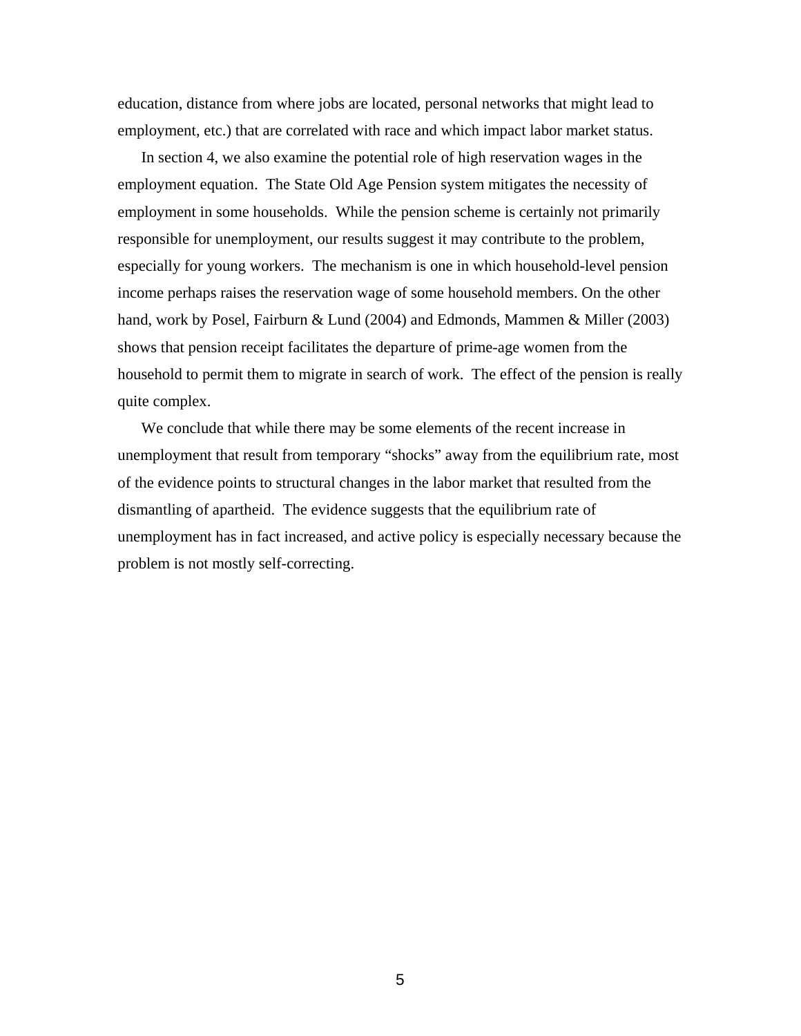education, distance from where jobs are located, personal networks that might lead to employment, etc.) that are correlated with race and which impact labor market status.

In section 4, we also examine the potential role of high reservation wages in the employment equation. The State Old Age Pension system mitigates the necessity of employment in some households. While the pension scheme is certainly not primarily responsible for unemployment, our results suggest it may contribute to the problem, especially for young workers. The mechanism is one in which household-level pension income perhaps raises the reservation wage of some household members. On the other hand, work by Posel, Fairburn & Lund (2004) and Edmonds, Mammen & Miller (2003) shows that pension receipt facilitates the departure of prime-age women from the household to permit them to migrate in search of work. The effect of the pension is really quite complex.

We conclude that while there may be some elements of the recent increase in unemployment that result from temporary "shocks" away from the equilibrium rate, most of the evidence points to structural changes in the labor market that resulted from the dismantling of apartheid. The evidence suggests that the equilibrium rate of unemployment has in fact increased, and active policy is especially necessary because the problem is not mostly self-correcting.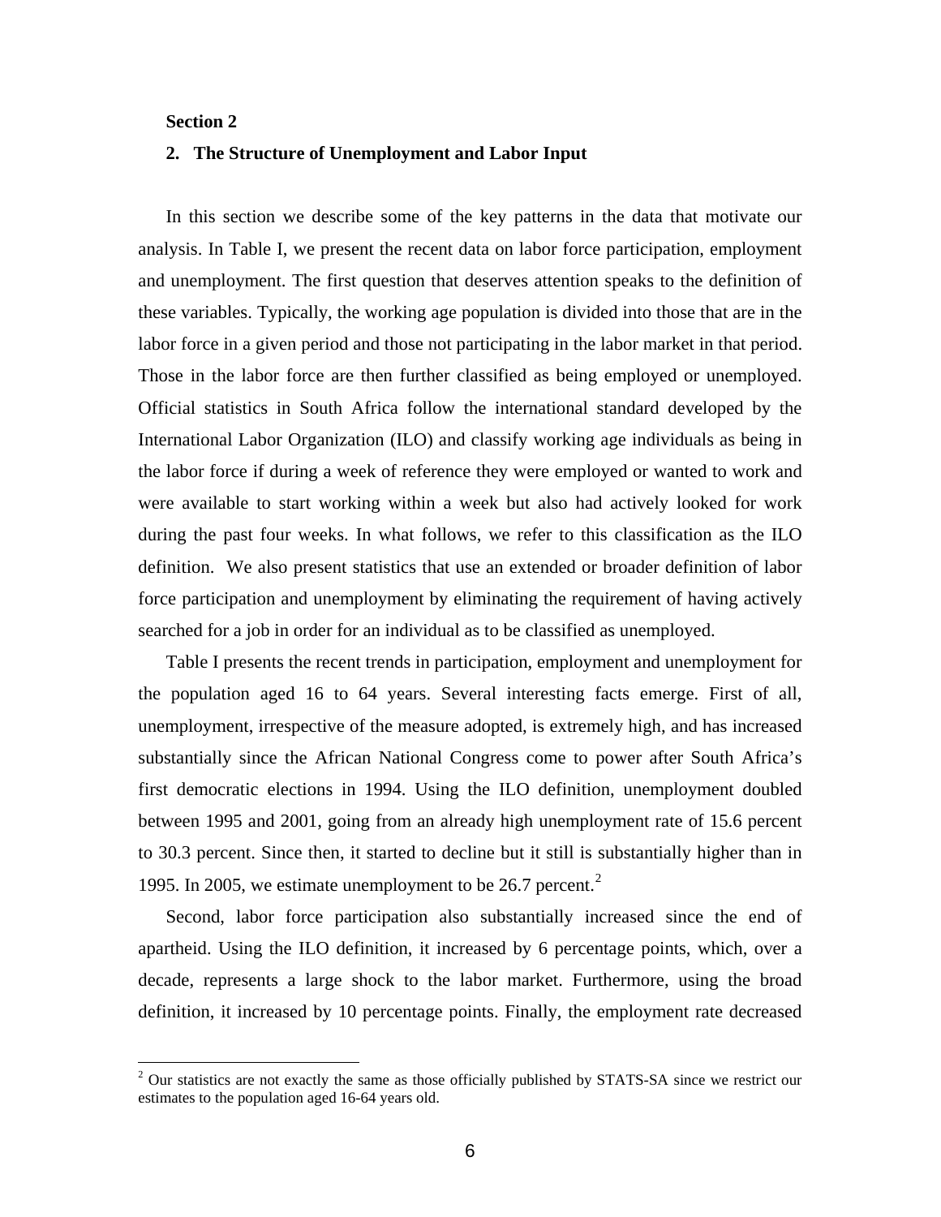**Section 2**

## 2. The Structure of Unemployment and Labor Input

In this section we describe some of the key patterns in the data that motivate our analysis. In Table I, we present the recent data on labor force participation, employment and unemployment. The first question that deserves attention speaks to the definition of these variables. Typically, the working age population is divided into those that are in the labor force in a given period and those not participating in the labor market in that period. Those in the labor force are then further classified as being employed or unemployed. Official statistics in South Africa follow the international standard developed by the International Labor Organization (ILO) and classify working age individuals as being in the labor force if during a week of reference they were employed or wanted to work and were available to start working within a week but also had actively looked for work during the past four weeks. In what follows, we refer to this classification as the ILO definition. We also present statistics that use an extended or broader definition of labor force participation and unemployment by eliminating the requirement of having actively searched for a job in order for an individual as to be classified as unemployed.

Table I presents the recent trends in participation, employment and unemployment for the population aged 16 to 64 years. Several interesting facts emerge. First of all, unemployment, irrespective of the measure adopted, is extremely high, and has increased substantially since the African National Congress come to power after South Africa's first democratic elections in 1994. Using the ILO definition, unemployment doubled between 1995 and 2001, going from an already high unemployment rate of 15.6 percent to 30.3 percent. Since then, it started to decline but it still is substantially higher than in 1995. In 2005, we estimate unemployment to be 26.7 percent.[2]

Second, labor force participation also substantially increased since the end of apartheid. Using the ILO definition, it increased by 6 percentage points, which, over a decade, represents a large shock to the labor market. Furthermore, using the broad definition, it increased by 10 percentage points. Finally, the employment rate decreased

---

[2] Our statistics are not exactly the same as those officially published by STATS-SA since we restrict our estimates to the population aged 16-64 years old.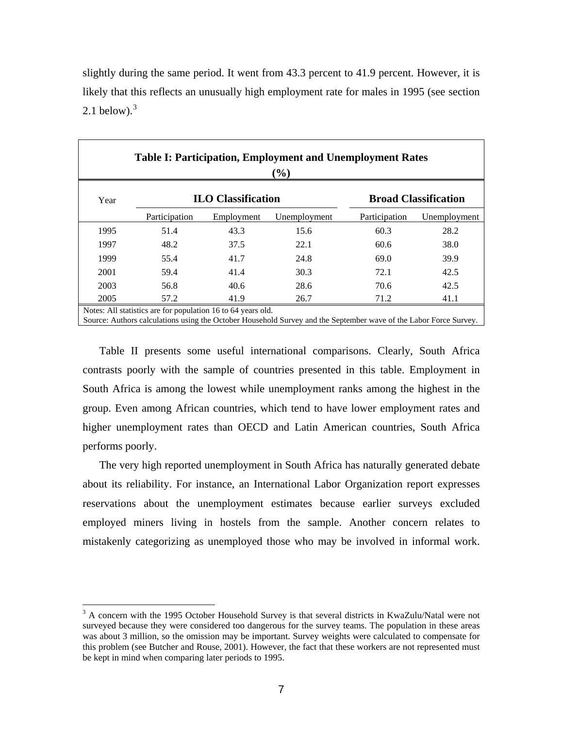slightly during the same period. It went from 43.3 percent to 41.9 percent. However, it is likely that this reflects an unusually high employment rate for males in 1995 (see section 2.1 below).[3]

**Table I: Participation, Employment and Unemployment Rates (%)**

| Year | ILO Classification | | | Broad Classification | |
|---|---|---|---|---|---|
| | Participation | Employment | Unemployment | Participation | Unemployment |
| 1995 | 51.4 | 43.3 | 15.6 | 60.3 | 28.2 |
| 1997 | 48.2 | 37.5 | 22.1 | 60.6 | 38.0 |
| 1999 | 55.4 | 41.7 | 24.8 | 69.0 | 39.9 |
| 2001 | 59.4 | 41.4 | 30.3 | 72.1 | 42.5 |
| 2003 | 56.8 | 40.6 | 28.6 | 70.6 | 42.5 |
| 2005 | 57.2 | 41.9 | 26.7 | 71.2 | 41.1 |

Notes: All statistics are for population 16 to 64 years old.
Source: Authors calculations using the October Household Survey and the September wave of the Labor Force Survey.

Table II presents some useful international comparisons. Clearly, South Africa contrasts poorly with the sample of countries presented in this table. Employment in South Africa is among the lowest while unemployment ranks among the highest in the group. Even among African countries, which tend to have lower employment rates and higher unemployment rates than OECD and Latin American countries, South Africa performs poorly.

The very high reported unemployment in South Africa has naturally generated debate about its reliability. For instance, an International Labor Organization report expresses reservations about the unemployment estimates because earlier surveys excluded employed miners living in hostels from the sample. Another concern relates to mistakenly categorizing as unemployed those who may be involved in informal work.

[3] A concern with the 1995 October Household Survey is that several districts in KwaZulu/Natal were not surveyed because they were considered too dangerous for the survey teams. The population in these areas was about 3 million, so the omission may be important. Survey weights were calculated to compensate for this problem (see Butcher and Rouse, 2001). However, the fact that these workers are not represented must be kept in mind when comparing later periods to 1995.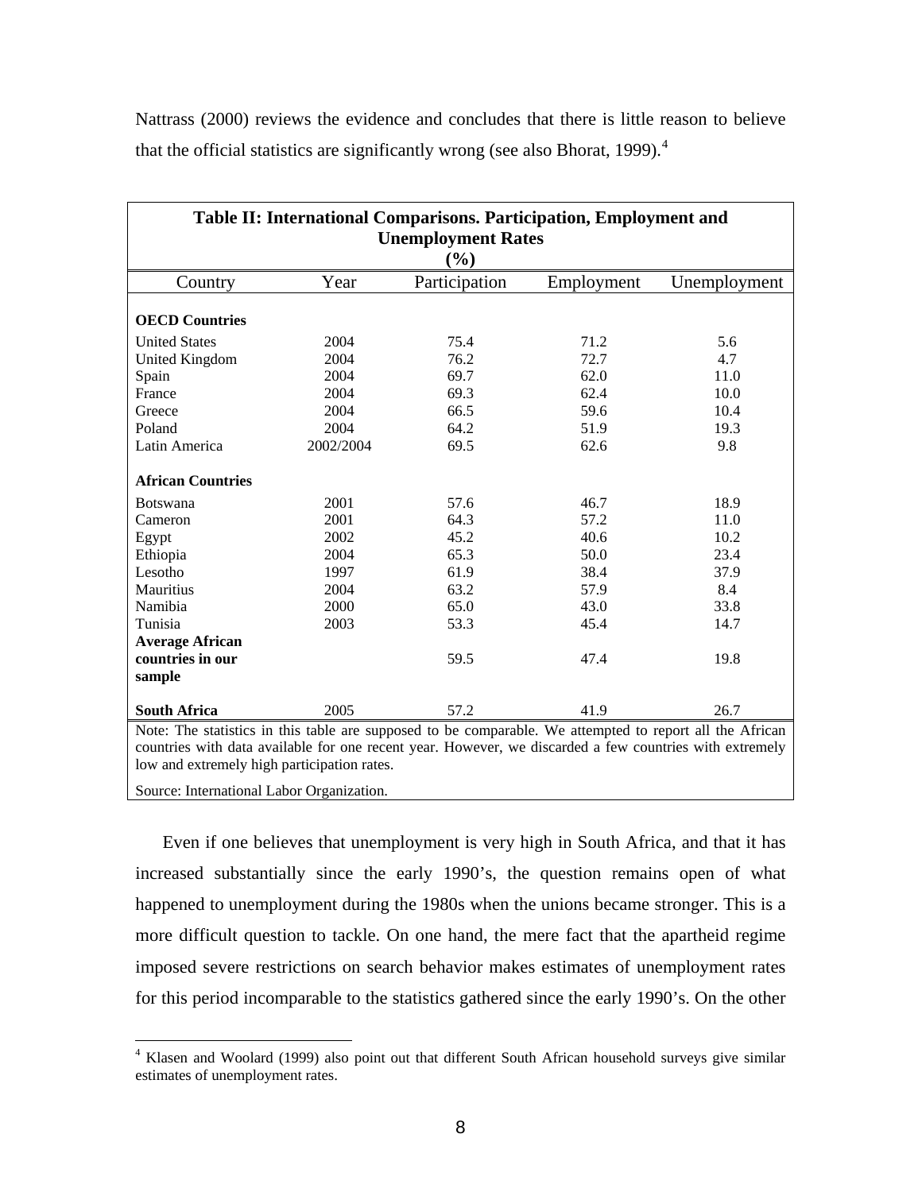Nattrass (2000) reviews the evidence and concludes that there is little reason to believe that the official statistics are significantly wrong (see also Bhorat, 1999).[4]

**Table II: International Comparisons. Participation, Employment and Unemployment Rates (%)**

| Country | Year | Participation | Employment | Unemployment |
|---|---|---|---|---|
| **OECD Countries** | | | | |
| United States | 2004 | 75.4 | 71.2 | 5.6 |
| United Kingdom | 2004 | 76.2 | 72.7 | 4.7 |
| Spain | 2004 | 69.7 | 62.0 | 11.0 |
| France | 2004 | 69.3 | 62.4 | 10.0 |
| Greece | 2004 | 66.5 | 59.6 | 10.4 |
| Poland | 2004 | 64.2 | 51.9 | 19.3 |
| Latin America | 2002/2004 | 69.5 | 62.6 | 9.8 |
| **African Countries** | | | | |
| Botswana | 2001 | 57.6 | 46.7 | 18.9 |
| Cameron | 2001 | 64.3 | 57.2 | 11.0 |
| Egypt | 2002 | 45.2 | 40.6 | 10.2 |
| Ethiopia | 2004 | 65.3 | 50.0 | 23.4 |
| Lesotho | 1997 | 61.9 | 38.4 | 37.9 |
| Mauritius | 2004 | 63.2 | 57.9 | 8.4 |
| Namibia | 2000 | 65.0 | 43.0 | 33.8 |
| Tunisia | 2003 | 53.3 | 45.4 | 14.7 |
| **Average African countries in our sample** | | 59.5 | 47.4 | 19.8 |
| **South Africa** | 2005 | 57.2 | 41.9 | 26.7 |

Note: The statistics in this table are supposed to be comparable. We attempted to report all the African countries with data available for one recent year. However, we discarded a few countries with extremely low and extremely high participation rates.

Source: International Labor Organization.

Even if one believes that unemployment is very high in South Africa, and that it has increased substantially since the early 1990's, the question remains open of what happened to unemployment during the 1980s when the unions became stronger. This is a more difficult question to tackle. On one hand, the mere fact that the apartheid regime imposed severe restrictions on search behavior makes estimates of unemployment rates for this period incomparable to the statistics gathered since the early 1990's. On the other

[4] Klasen and Woolard (1999) also point out that different South African household surveys give similar estimates of unemployment rates.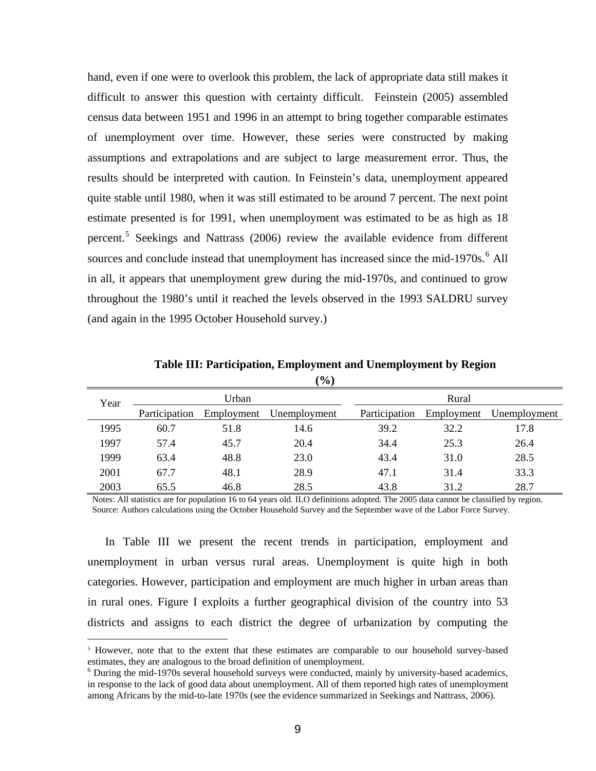hand, even if one were to overlook this problem, the lack of appropriate data still makes it difficult to answer this question with certainty difficult. Feinstein (2005) assembled census data between 1951 and 1996 in an attempt to bring together comparable estimates of unemployment over time. However, these series were constructed by making assumptions and extrapolations and are subject to large measurement error. Thus, the results should be interpreted with caution. In Feinstein's data, unemployment appeared quite stable until 1980, when it was still estimated to be around 7 percent. The next point estimate presented is for 1991, when unemployment was estimated to be as high as 18 percent.[5] Seekings and Nattrass (2006) review the available evidence from different sources and conclude instead that unemployment has increased since the mid-1970s.[6] All in all, it appears that unemployment grew during the mid-1970s, and continued to grow throughout the 1980's until it reached the levels observed in the 1993 SALDRU survey (and again in the 1995 October Household survey.)

**Table III: Participation, Employment and Unemployment by Region (%)**

| Year | Urban | | | Rural | | |
|---|---|---|---|---|---|---|
| | Participation | Employment | Unemployment | Participation | Employment | Unemployment |
| 1995 | 60.7 | 51.8 | 14.6 | 39.2 | 32.2 | 17.8 |
| 1997 | 57.4 | 45.7 | 20.4 | 34.4 | 25.3 | 26.4 |
| 1999 | 63.4 | 48.8 | 23.0 | 43.4 | 31.0 | 28.5 |
| 2001 | 67.7 | 48.1 | 28.9 | 47.1 | 31.4 | 33.3 |
| 2003 | 65.5 | 46.8 | 28.5 | 43.8 | 31.2 | 28.7 |

Notes: All statistics are for population 16 to 64 years old. ILO definitions adopted. The 2005 data cannot be classified by region.
Source: Authors calculations using the October Household Survey and the September wave of the Labor Force Survey.

In Table III we present the recent trends in participation, employment and unemployment in urban versus rural areas. Unemployment is quite high in both categories. However, participation and employment are much higher in urban areas than in rural ones. Figure I exploits a further geographical division of the country into 53 districts and assigns to each district the degree of urbanization by computing the

---

[5] However, note that to the extent that these estimates are comparable to our household survey-based estimates, they are analogous to the broad definition of unemployment.

[6] During the mid-1970s several household surveys were conducted, mainly by university-based academics, in response to the lack of good data about unemployment. All of them reported high rates of unemployment among Africans by the mid-to-late 1970s (see the evidence summarized in Seekings and Nattrass, 2006).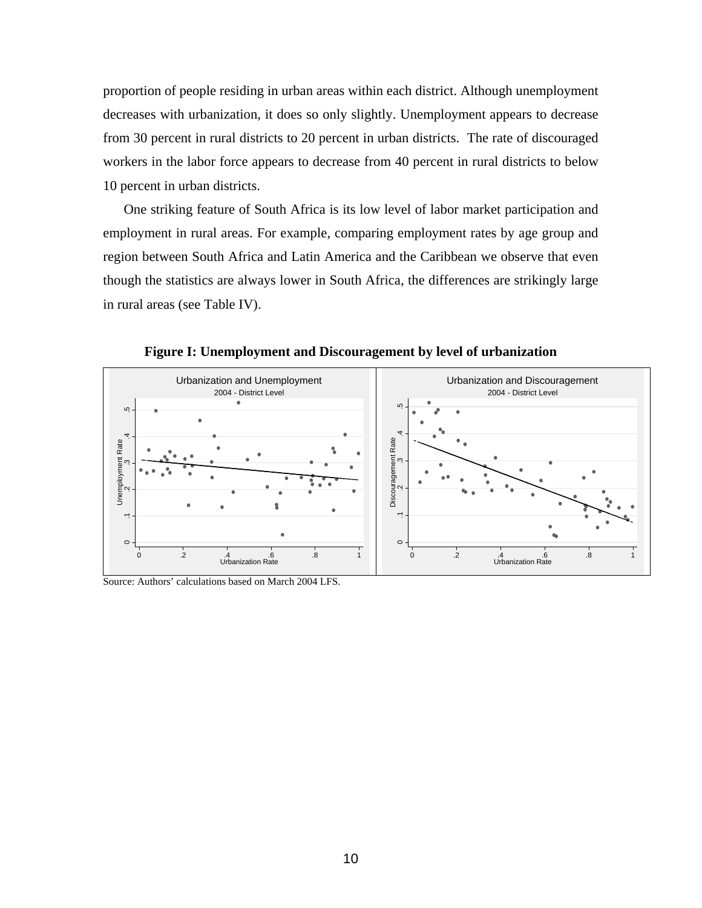proportion of people residing in urban areas within each district. Although unemployment decreases with urbanization, it does so only slightly. Unemployment appears to decrease from 30 percent in rural districts to 20 percent in urban districts. The rate of discouraged workers in the labor force appears to decrease from 40 percent in rural districts to below 10 percent in urban districts.

One striking feature of South Africa is its low level of labor market participation and employment in rural areas. For example, comparing employment rates by age group and region between South Africa and Latin America and the Caribbean we observe that even though the statistics are always lower in South Africa, the differences are strikingly large in rural areas (see Table IV).

**Figure I: Unemployment and Discouragement by level of urbanization**

Source: Authors' calculations based on March 2004 LFS.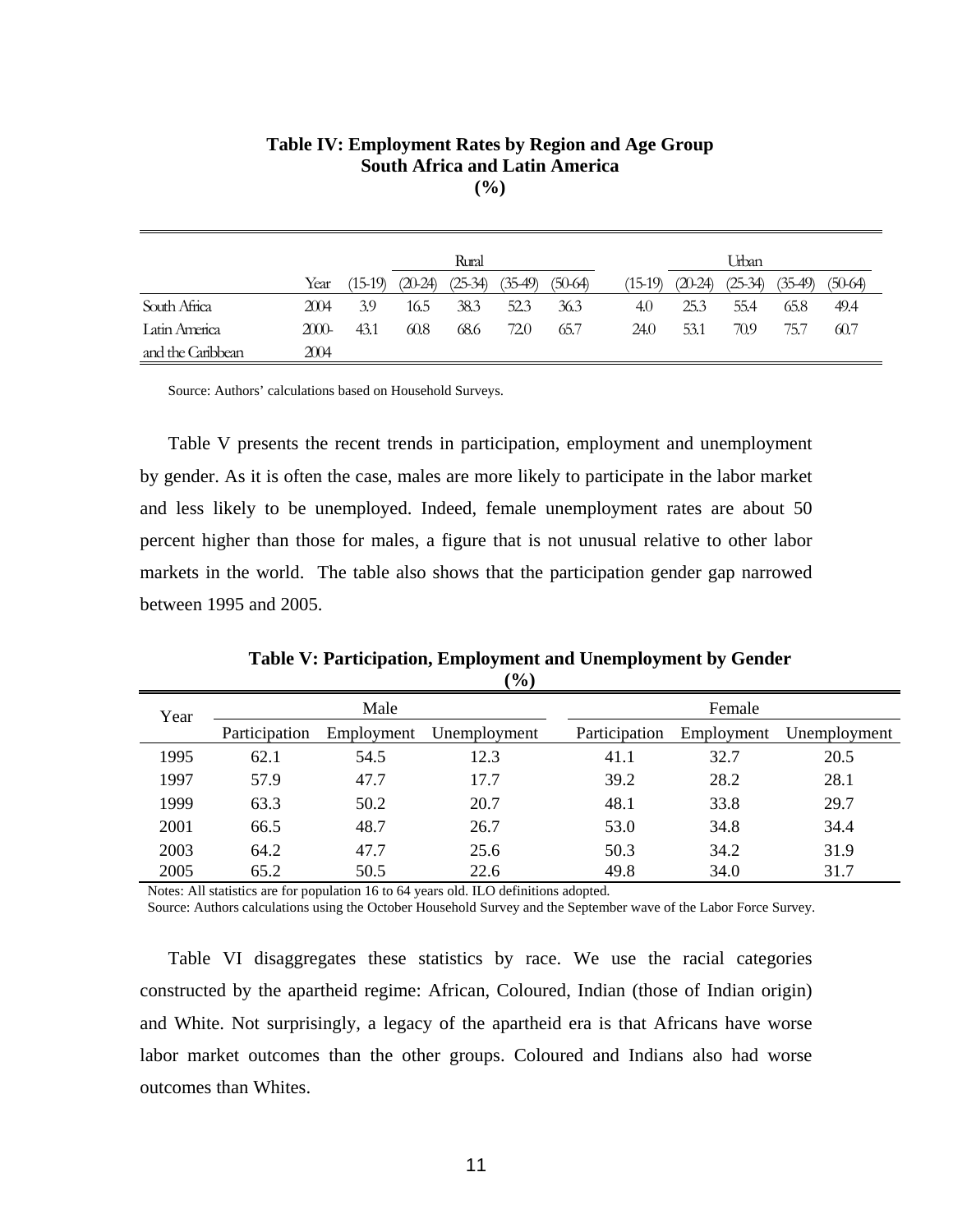**Table IV: Employment Rates by Region and Age Group**
**South Africa and Latin America**
**(%)**

| | Year | (15-19) | Rural (20-24) | (25-34) | (35-49) | (50-64) | (15-19) | Urban (20-24) | (25-34) | (35-49) | (50-64) |
|---|---|---|---|---|---|---|---|---|---|---|---|
| South Africa | 2004 | 3.9 | 16.5 | 38.3 | 52.3 | 36.3 | 4.0 | 25.3 | 55.4 | 65.8 | 49.4 |
| Latin America and the Caribbean | 2000-2004 | 43.1 | 60.8 | 68.6 | 72.0 | 65.7 | 24.0 | 53.1 | 70.9 | 75.7 | 60.7 |

Source: Authors' calculations based on Household Surveys.

Table V presents the recent trends in participation, employment and unemployment by gender. As it is often the case, males are more likely to participate in the labor market and less likely to be unemployed. Indeed, female unemployment rates are about 50 percent higher than those for males, a figure that is not unusual relative to other labor markets in the world. The table also shows that the participation gender gap narrowed between 1995 and 2005.

**Table V: Participation, Employment and Unemployment by Gender**
**(%)**

| Year | Male | | | Female | | |
|---|---|---|---|---|---|---|
| | Participation | Employment | Unemployment | Participation | Employment | Unemployment |
| 1995 | 62.1 | 54.5 | 12.3 | 41.1 | 32.7 | 20.5 |
| 1997 | 57.9 | 47.7 | 17.7 | 39.2 | 28.2 | 28.1 |
| 1999 | 63.3 | 50.2 | 20.7 | 48.1 | 33.8 | 29.7 |
| 2001 | 66.5 | 48.7 | 26.7 | 53.0 | 34.8 | 34.4 |
| 2003 | 64.2 | 47.7 | 25.6 | 50.3 | 34.2 | 31.9 |
| 2005 | 65.2 | 50.5 | 22.6 | 49.8 | 34.0 | 31.7 |

Notes: All statistics are for population 16 to 64 years old. ILO definitions adopted.
Source: Authors calculations using the October Household Survey and the September wave of the Labor Force Survey.

Table VI disaggregates these statistics by race. We use the racial categories constructed by the apartheid regime: African, Coloured, Indian (those of Indian origin) and White. Not surprisingly, a legacy of the apartheid era is that Africans have worse labor market outcomes than the other groups. Coloured and Indians also had worse outcomes than Whites.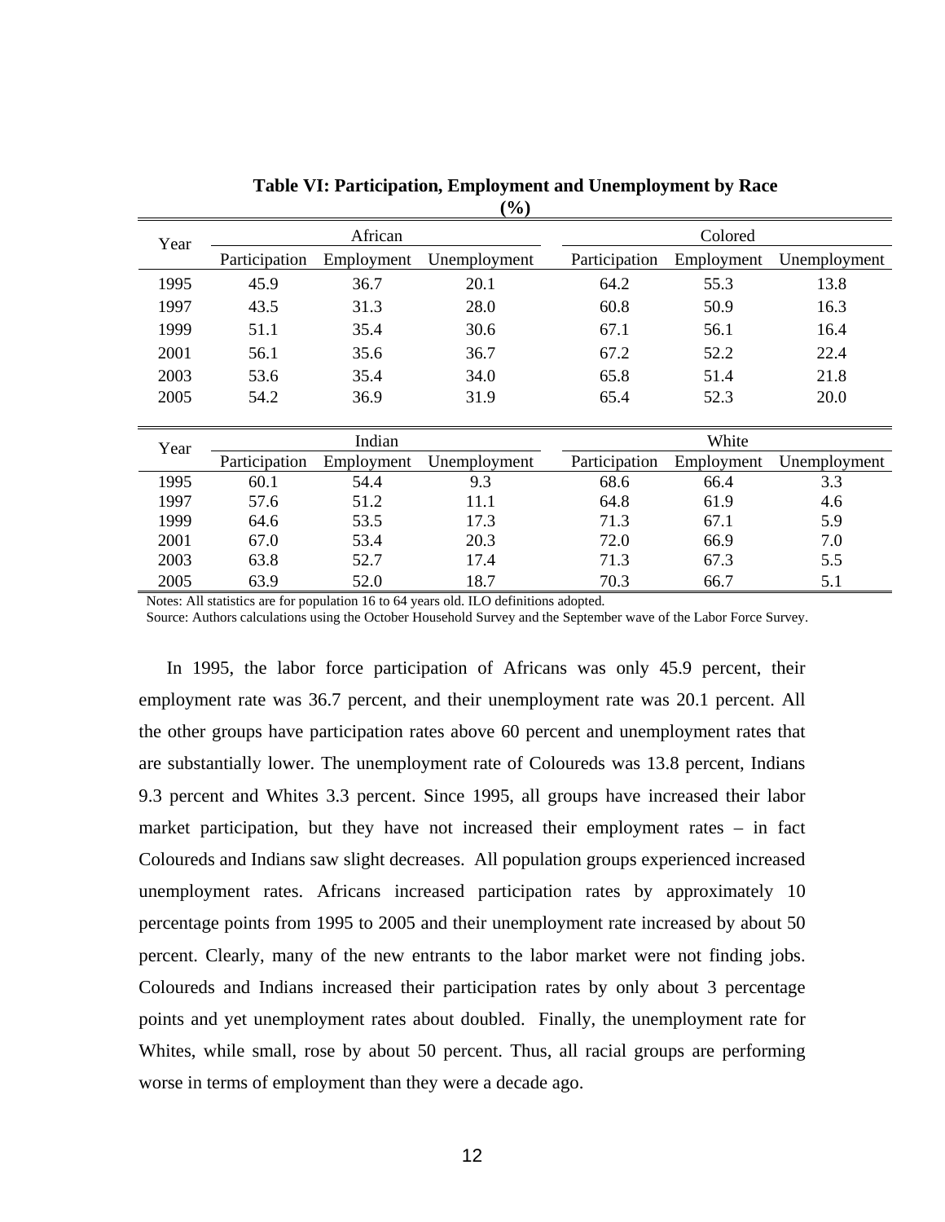**Table VI: Participation, Employment and Unemployment by Race (%)**

| Year | African | | | Colored | | |
|---|---|---|---|---|---|---|
| | Participation | Employment | Unemployment | Participation | Employment | Unemployment |
| 1995 | 45.9 | 36.7 | 20.1 | 64.2 | 55.3 | 13.8 |
| 1997 | 43.5 | 31.3 | 28.0 | 60.8 | 50.9 | 16.3 |
| 1999 | 51.1 | 35.4 | 30.6 | 67.1 | 56.1 | 16.4 |
| 2001 | 56.1 | 35.6 | 36.7 | 67.2 | 52.2 | 22.4 |
| 2003 | 53.6 | 35.4 | 34.0 | 65.8 | 51.4 | 21.8 |
| 2005 | 54.2 | 36.9 | 31.9 | 65.4 | 52.3 | 20.0 |

| Year | Indian | | | White | | |
|---|---|---|---|---|---|---|
| | Participation | Employment | Unemployment | Participation | Employment | Unemployment |
| 1995 | 60.1 | 54.4 | 9.3 | 68.6 | 66.4 | 3.3 |
| 1997 | 57.6 | 51.2 | 11.1 | 64.8 | 61.9 | 4.6 |
| 1999 | 64.6 | 53.5 | 17.3 | 71.3 | 67.1 | 5.9 |
| 2001 | 67.0 | 53.4 | 20.3 | 72.0 | 66.9 | 7.0 |
| 2003 | 63.8 | 52.7 | 17.4 | 71.3 | 67.3 | 5.5 |
| 2005 | 63.9 | 52.0 | 18.7 | 70.3 | 66.7 | 5.1 |

Notes: All statistics are for population 16 to 64 years old. ILO definitions adopted.
Source: Authors calculations using the October Household Survey and the September wave of the Labor Force Survey.

In 1995, the labor force participation of Africans was only 45.9 percent, their employment rate was 36.7 percent, and their unemployment rate was 20.1 percent. All the other groups have participation rates above 60 percent and unemployment rates that are substantially lower. The unemployment rate of Coloureds was 13.8 percent, Indians 9.3 percent and Whites 3.3 percent. Since 1995, all groups have increased their labor market participation, but they have not increased their employment rates – in fact Coloureds and Indians saw slight decreases. All population groups experienced increased unemployment rates. Africans increased participation rates by approximately 10 percentage points from 1995 to 2005 and their unemployment rate increased by about 50 percent. Clearly, many of the new entrants to the labor market were not finding jobs. Coloureds and Indians increased their participation rates by only about 3 percentage points and yet unemployment rates about doubled. Finally, the unemployment rate for Whites, while small, rose by about 50 percent. Thus, all racial groups are performing worse in terms of employment than they were a decade ago.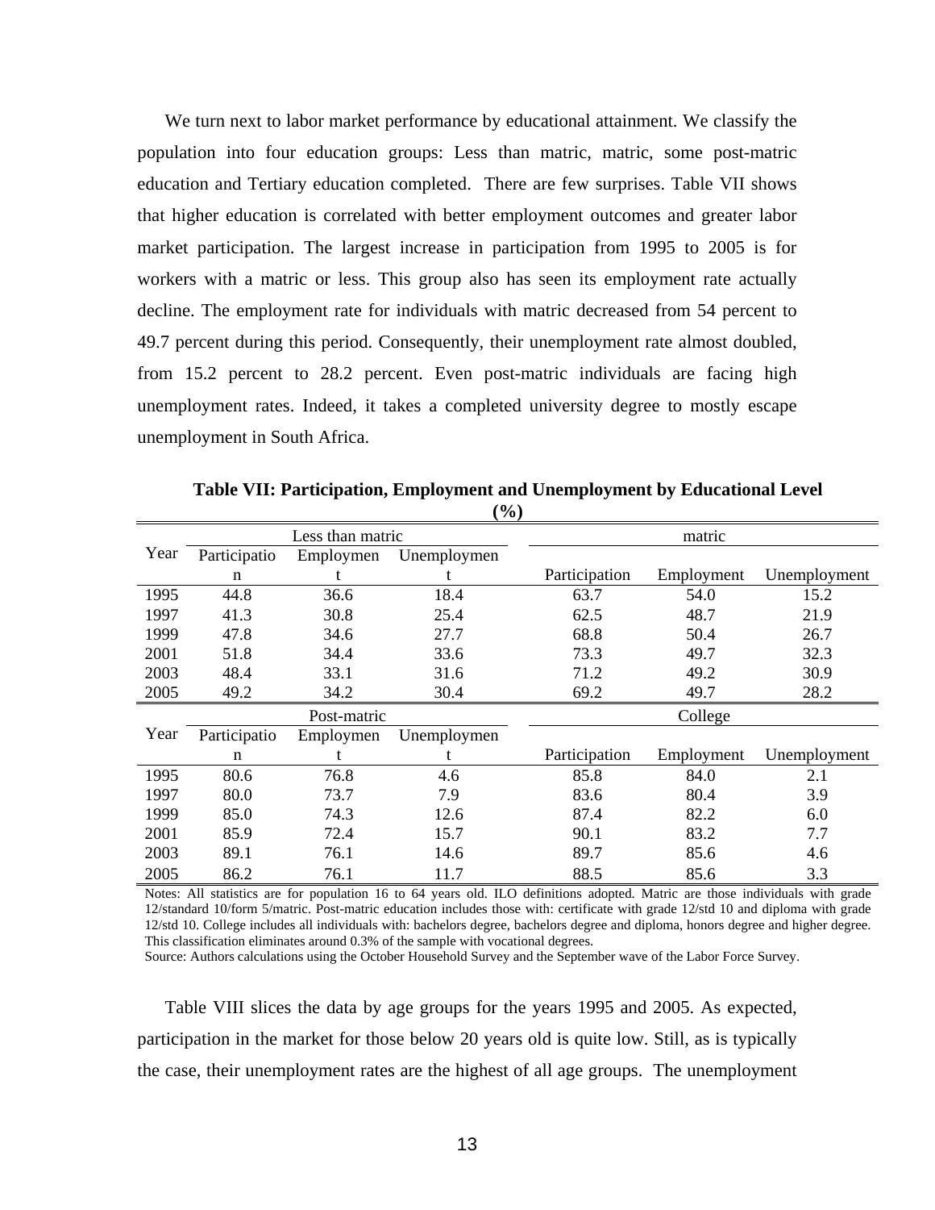We turn next to labor market performance by educational attainment. We classify the population into four education groups: Less than matric, matric, some post-matric education and Tertiary education completed. There are few surprises. Table VII shows that higher education is correlated with better employment outcomes and greater labor market participation. The largest increase in participation from 1995 to 2005 is for workers with a matric or less. This group also has seen its employment rate actually decline. The employment rate for individuals with matric decreased from 54 percent to 49.7 percent during this period. Consequently, their unemployment rate almost doubled, from 15.2 percent to 28.2 percent. Even post-matric individuals are facing high unemployment rates. Indeed, it takes a completed university degree to mostly escape unemployment in South Africa.

**Table VII: Participation, Employment and Unemployment by Educational Level (%)**

| Year | Less than matric | | | matric | | |
|---|---|---|---|---|---|---|
| | Participation | Employment | Unemployment | Participation | Employment | Unemployment |
| 1995 | 44.8 | 36.6 | 18.4 | 63.7 | 54.0 | 15.2 |
| 1997 | 41.3 | 30.8 | 25.4 | 62.5 | 48.7 | 21.9 |
| 1999 | 47.8 | 34.6 | 27.7 | 68.8 | 50.4 | 26.7 |
| 2001 | 51.8 | 34.4 | 33.6 | 73.3 | 49.7 | 32.3 |
| 2003 | 48.4 | 33.1 | 31.6 | 71.2 | 49.2 | 30.9 |
| 2005 | 49.2 | 34.2 | 30.4 | 69.2 | 49.7 | 28.2 |
| **Year** | **Post-matric** | | | **College** | | |
| | Participation | Employment | Unemployment | Participation | Employment | Unemployment |
| 1995 | 80.6 | 76.8 | 4.6 | 85.8 | 84.0 | 2.1 |
| 1997 | 80.0 | 73.7 | 7.9 | 83.6 | 80.4 | 3.9 |
| 1999 | 85.0 | 74.3 | 12.6 | 87.4 | 82.2 | 6.0 |
| 2001 | 85.9 | 72.4 | 15.7 | 90.1 | 83.2 | 7.7 |
| 2003 | 89.1 | 76.1 | 14.6 | 89.7 | 85.6 | 4.6 |
| 2005 | 86.2 | 76.1 | 11.7 | 88.5 | 85.6 | 3.3 |

Notes: All statistics are for population 16 to 64 years old. ILO definitions adopted. Matric are those individuals with grade 12/standard 10/form 5/matric. Post-matric education includes those with: certificate with grade 12/std 10 and diploma with grade 12/std 10. College includes all individuals with: bachelors degree, bachelors degree and diploma, honors degree and higher degree. This classification eliminates around 0.3% of the sample with vocational degrees.
Source: Authors calculations using the October Household Survey and the September wave of the Labor Force Survey.

Table VIII slices the data by age groups for the years 1995 and 2005. As expected, participation in the market for those below 20 years old is quite low. Still, as is typically the case, their unemployment rates are the highest of all age groups. The unemployment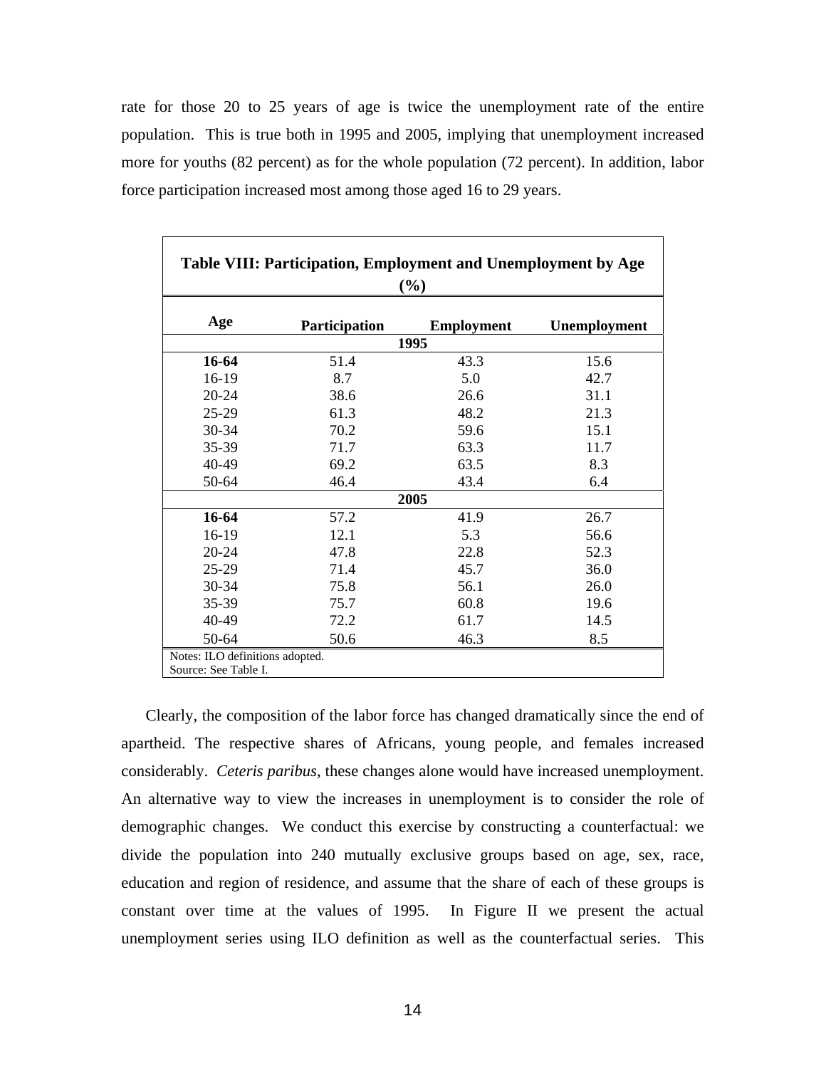rate for those 20 to 25 years of age is twice the unemployment rate of the entire population. This is true both in 1995 and 2005, implying that unemployment increased more for youths (82 percent) as for the whole population (72 percent). In addition, labor force participation increased most among those aged 16 to 29 years.

**Table VIII: Participation, Employment and Unemployment by Age (%)**

| Age | Participation | Employment | Unemployment |
|---|---|---|---|
| | | **1995** | |
| **16-64** | 51.4 | 43.3 | 15.6 |
| 16-19 | 8.7 | 5.0 | 42.7 |
| 20-24 | 38.6 | 26.6 | 31.1 |
| 25-29 | 61.3 | 48.2 | 21.3 |
| 30-34 | 70.2 | 59.6 | 15.1 |
| 35-39 | 71.7 | 63.3 | 11.7 |
| 40-49 | 69.2 | 63.5 | 8.3 |
| 50-64 | 46.4 | 43.4 | 6.4 |
| | | **2005** | |
| **16-64** | 57.2 | 41.9 | 26.7 |
| 16-19 | 12.1 | 5.3 | 56.6 |
| 20-24 | 47.8 | 22.8 | 52.3 |
| 25-29 | 71.4 | 45.7 | 36.0 |
| 30-34 | 75.8 | 56.1 | 26.0 |
| 35-39 | 75.7 | 60.8 | 19.6 |
| 40-49 | 72.2 | 61.7 | 14.5 |
| 50-64 | 50.6 | 46.3 | 8.5 |

Notes: ILO definitions adopted.
Source: See Table I.

Clearly, the composition of the labor force has changed dramatically since the end of apartheid. The respective shares of Africans, young people, and females increased considerably. *Ceteris paribus*, these changes alone would have increased unemployment. An alternative way to view the increases in unemployment is to consider the role of demographic changes. We conduct this exercise by constructing a counterfactual: we divide the population into 240 mutually exclusive groups based on age, sex, race, education and region of residence, and assume that the share of each of these groups is constant over time at the values of 1995. In Figure II we present the actual unemployment series using ILO definition as well as the counterfactual series. This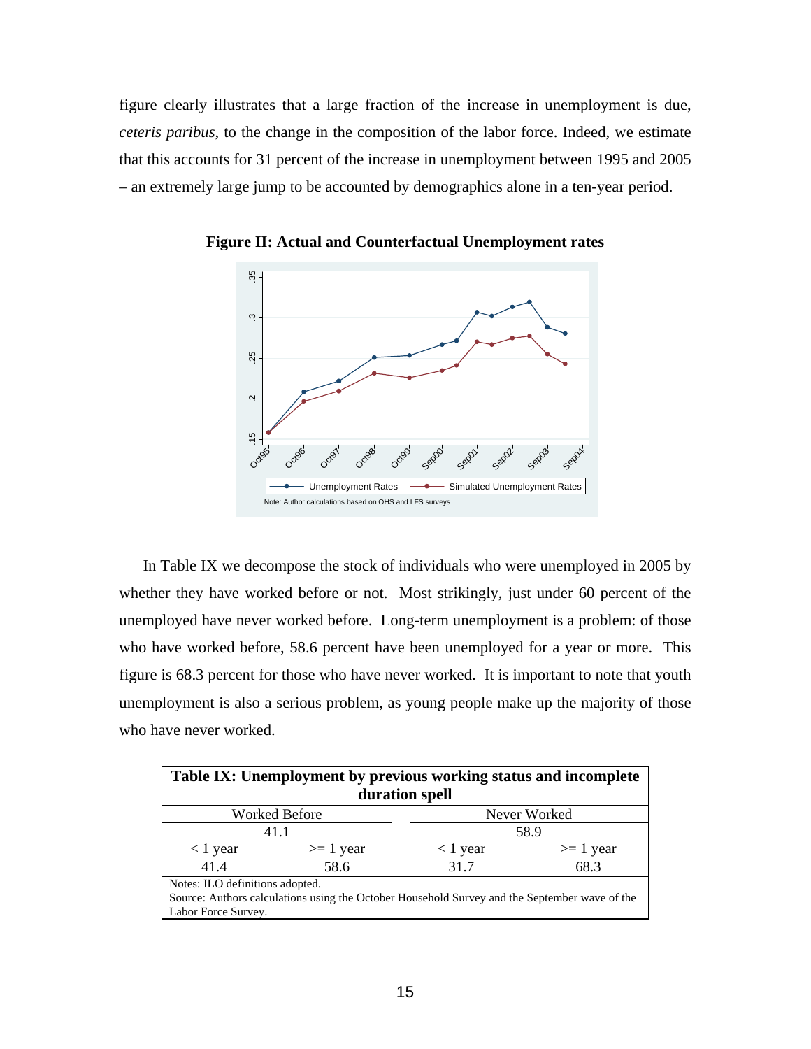figure clearly illustrates that a large fraction of the increase in unemployment is due, *ceteris paribus*, to the change in the composition of the labor force. Indeed, we estimate that this accounts for 31 percent of the increase in unemployment between 1995 and 2005 – an extremely large jump to be accounted by demographics alone in a ten-year period.

**Figure II: Actual and Counterfactual Unemployment rates**

Note: Author calculations based on OHS and LFS surveys

In Table IX we decompose the stock of individuals who were unemployed in 2005 by whether they have worked before or not. Most strikingly, just under 60 percent of the unemployed have never worked before. Long-term unemployment is a problem: of those who have worked before, 58.6 percent have been unemployed for a year or more. This figure is 68.3 percent for those who have never worked. It is important to note that youth unemployment is also a serious problem, as young people make up the majority of those who have never worked.

**Table IX: Unemployment by previous working status and incomplete duration spell**

| Worked Before | | Never Worked | |
|---|---|---|---|
| 41.1 | | 58.9 | |
| < 1 year | >= 1 year | < 1 year | >= 1 year |
| 41.4 | 58.6 | 31.7 | 68.3 |

Notes: ILO definitions adopted.
Source: Authors calculations using the October Household Survey and the September wave of the Labor Force Survey.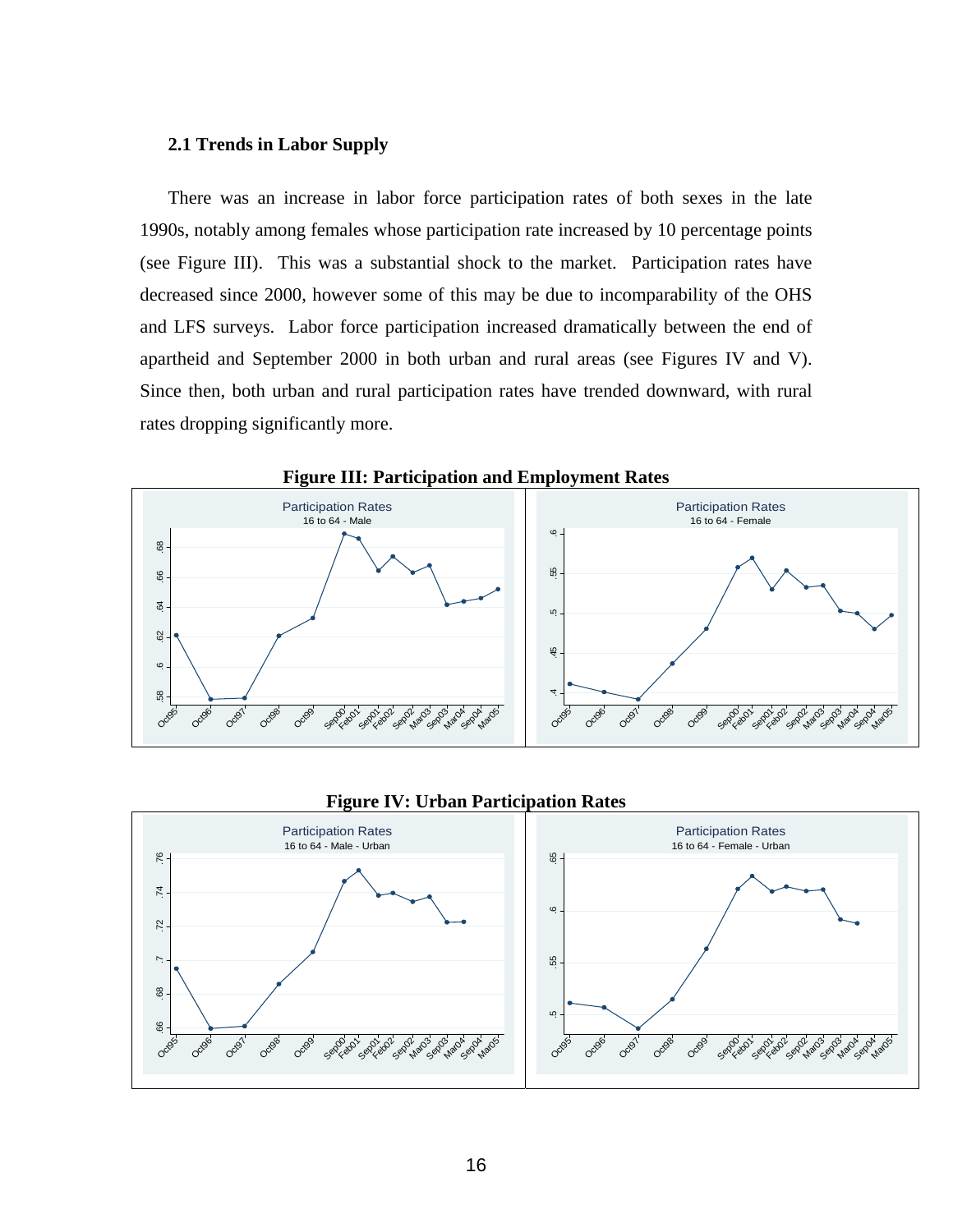### 2.1 Trends in Labor Supply

There was an increase in labor force participation rates of both sexes in the late 1990s, notably among females whose participation rate increased by 10 percentage points (see Figure III). This was a substantial shock to the market. Participation rates have decreased since 2000, however some of this may be due to incomparability of the OHS and LFS surveys. Labor force participation increased dramatically between the end of apartheid and September 2000 in both urban and rural areas (see Figures IV and V). Since then, both urban and rural participation rates have trended downward, with rural rates dropping significantly more.

**Figure III: Participation and Employment Rates**

**Figure IV: Urban Participation Rates**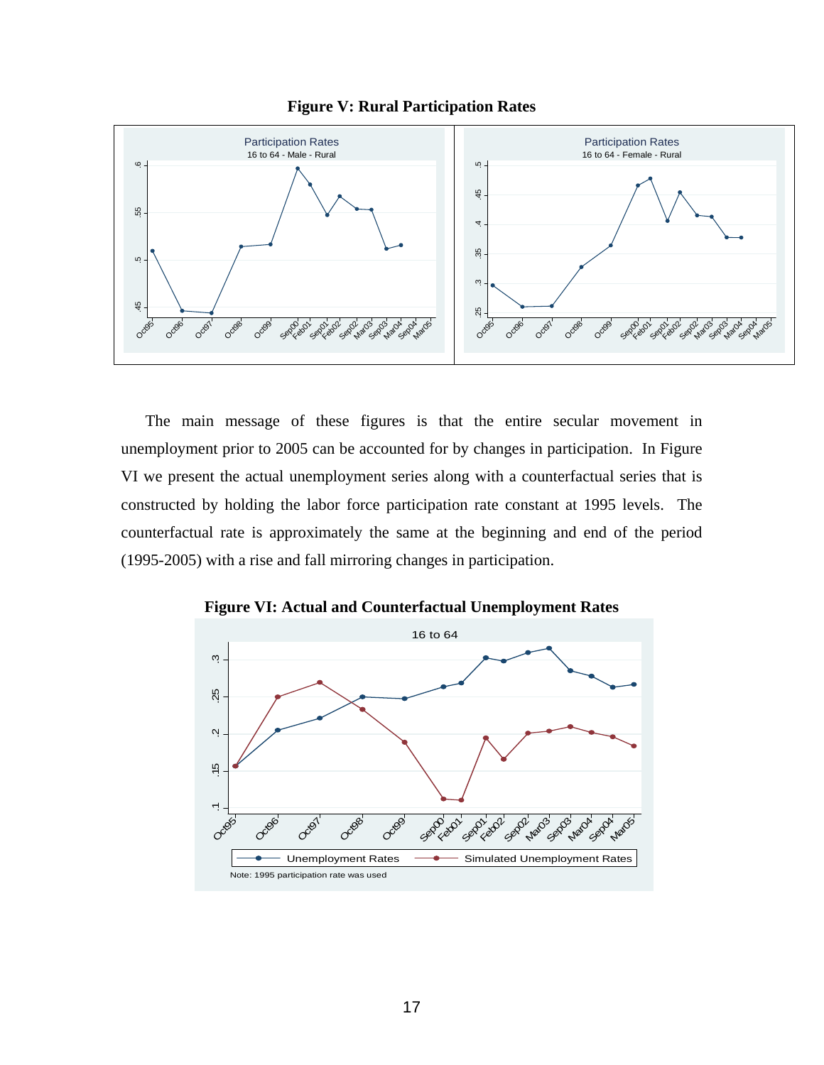**Figure V: Rural Participation Rates**

The main message of these figures is that the entire secular movement in unemployment prior to 2005 can be accounted for by changes in participation. In Figure VI we present the actual unemployment series along with a counterfactual series that is constructed by holding the labor force participation rate constant at 1995 levels. The counterfactual rate is approximately the same at the beginning and end of the period (1995-2005) with a rise and fall mirroring changes in participation.

**Figure VI: Actual and Counterfactual Unemployment Rates**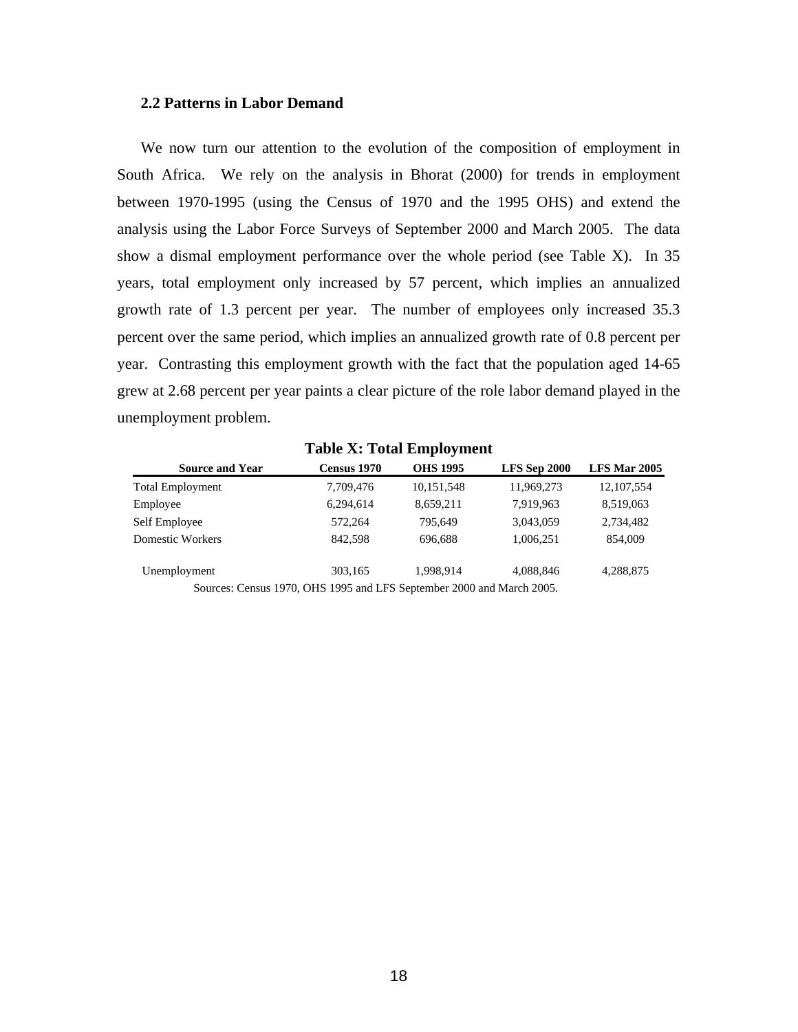### 2.2 Patterns in Labor Demand

We now turn our attention to the evolution of the composition of employment in South Africa. We rely on the analysis in Bhorat (2000) for trends in employment between 1970-1995 (using the Census of 1970 and the 1995 OHS) and extend the analysis using the Labor Force Surveys of September 2000 and March 2005. The data show a dismal employment performance over the whole period (see Table X). In 35 years, total employment only increased by 57 percent, which implies an annualized growth rate of 1.3 percent per year. The number of employees only increased 35.3 percent over the same period, which implies an annualized growth rate of 0.8 percent per year. Contrasting this employment growth with the fact that the population aged 14-65 grew at 2.68 percent per year paints a clear picture of the role labor demand played in the unemployment problem.

**Table X: Total Employment**

| Source and Year | Census 1970 | OHS 1995 | LFS Sep 2000 | LFS Mar 2005 |
|---|---|---|---|---|
| Total Employment | 7,709,476 | 10,151,548 | 11,969,273 | 12,107,554 |
| Employee | 6,294,614 | 8,659,211 | 7,919,963 | 8,519,063 |
| Self Employee | 572,264 | 795,649 | 3,043,059 | 2,734,482 |
| Domestic Workers | 842,598 | 696,688 | 1,006,251 | 854,009 |
| Unemployment | 303,165 | 1,998,914 | 4,088,846 | 4,288,875 |

Sources: Census 1970, OHS 1995 and LFS September 2000 and March 2005.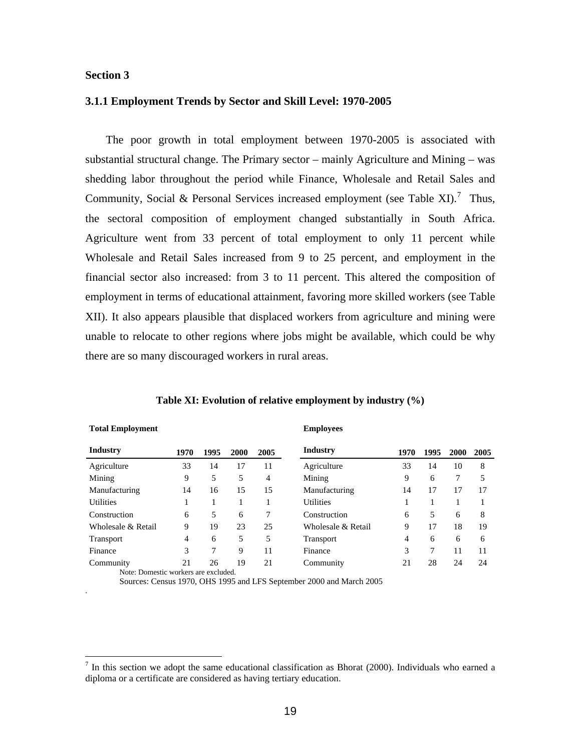## Section 3

### 3.1.1 Employment Trends by Sector and Skill Level: 1970-2005

The poor growth in total employment between 1970-2005 is associated with substantial structural change. The Primary sector – mainly Agriculture and Mining – was shedding labor throughout the period while Finance, Wholesale and Retail Sales and Community, Social & Personal Services increased employment (see Table XI).[7] Thus, the sectoral composition of employment changed substantially in South Africa. Agriculture went from 33 percent of total employment to only 11 percent while Wholesale and Retail Sales increased from 9 to 25 percent, and employment in the financial sector also increased: from 3 to 11 percent. This altered the composition of employment in terms of educational attainment, favoring more skilled workers (see Table XII). It also appears plausible that displaced workers from agriculture and mining were unable to relocate to other regions where jobs might be available, which could be why there are so many discouraged workers in rural areas.

**Table XI: Evolution of relative employment by industry (%)**

**Total Employment**

| Industry | 1970 | 1995 | 2000 | 2005 |
|---|---|---|---|---|
| Agriculture | 33 | 14 | 17 | 11 |
| Mining | 9 | 5 | 5 | 4 |
| Manufacturing | 14 | 16 | 15 | 15 |
| Utilities | 1 | 1 | 1 | 1 |
| Construction | 6 | 5 | 6 | 7 |
| Wholesale & Retail | 9 | 19 | 23 | 25 |
| Transport | 4 | 6 | 5 | 5 |
| Finance | 3 | 7 | 9 | 11 |
| Community | 21 | 26 | 19 | 21 |

**Employees**

| Industry | 1970 | 1995 | 2000 | 2005 |
|---|---|---|---|---|
| Agriculture | 33 | 14 | 10 | 8 |
| Mining | 9 | 6 | 7 | 5 |
| Manufacturing | 14 | 17 | 17 | 17 |
| Utilities | 1 | 1 | 1 | 1 |
| Construction | 6 | 5 | 6 | 8 |
| Wholesale & Retail | 9 | 17 | 18 | 19 |
| Transport | 4 | 6 | 6 | 6 |
| Finance | 3 | 7 | 11 | 11 |
| Community | 21 | 28 | 24 | 24 |

Note: Domestic workers are excluded.
Sources: Census 1970, OHS 1995 and LFS September 2000 and March 2005

[7] In this section we adopt the same educational classification as Bhorat (2000). Individuals who earned a diploma or a certificate are considered as having tertiary education.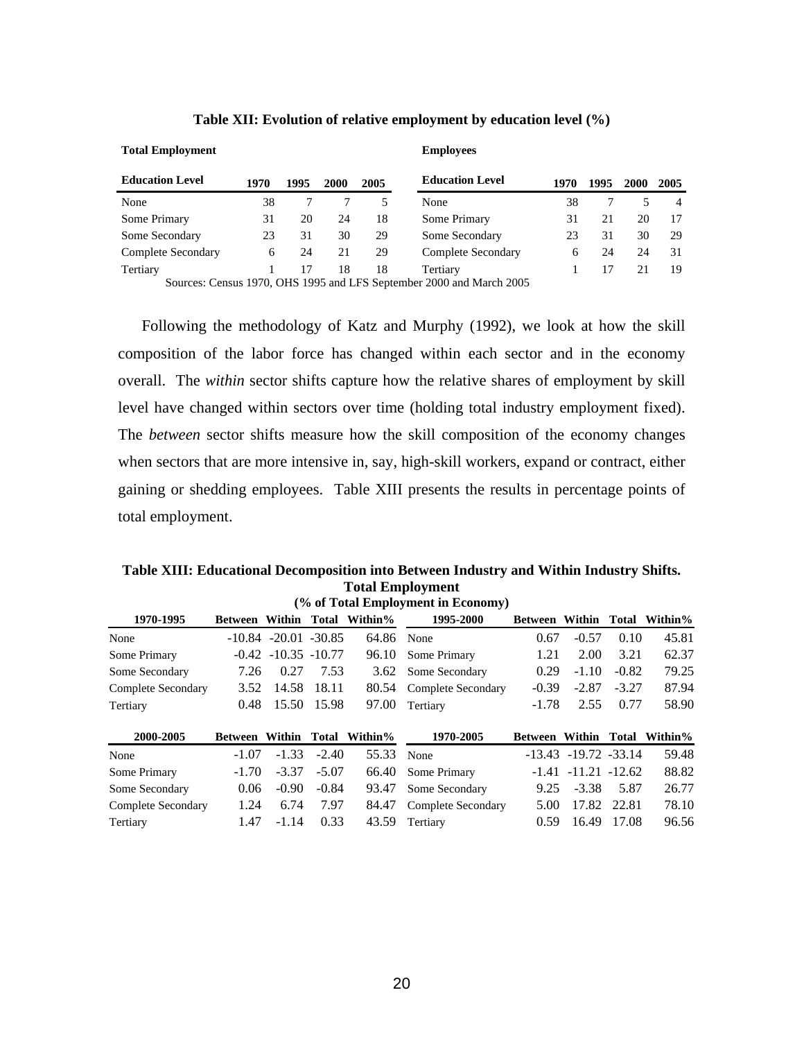**Table XII: Evolution of relative employment by education level (%)**

**Total Employment**

| Education Level | 1970 | 1995 | 2000 | 2005 |
|---|---|---|---|---|
| None | 38 | 7 | 7 | 5 |
| Some Primary | 31 | 20 | 24 | 18 |
| Some Secondary | 23 | 31 | 30 | 29 |
| Complete Secondary | 6 | 24 | 21 | 29 |
| Tertiary | 1 | 17 | 18 | 18 |

**Employees**

| Education Level | 1970 | 1995 | 2000 | 2005 |
|---|---|---|---|---|
| None | 38 | 7 | 5 | 4 |
| Some Primary | 31 | 21 | 20 | 17 |
| Some Secondary | 23 | 31 | 30 | 29 |
| Complete Secondary | 6 | 24 | 24 | 31 |
| Tertiary | 1 | 17 | 21 | 19 |

Sources: Census 1970, OHS 1995 and LFS September 2000 and March 2005

Following the methodology of Katz and Murphy (1992), we look at how the skill composition of the labor force has changed within each sector and in the economy overall. The *within* sector shifts capture how the relative shares of employment by skill level have changed within sectors over time (holding total industry employment fixed). The *between* sector shifts measure how the skill composition of the economy changes when sectors that are more intensive in, say, high-skill workers, expand or contract, either gaining or shedding employees. Table XIII presents the results in percentage points of total employment.

**Table XIII: Educational Decomposition into Between Industry and Within Industry Shifts. Total Employment (% of Total Employment in Economy)**

| 1970-1995 | Between | Within | Total | Within% |
|---|---|---|---|---|
| None | -10.84 | -20.01 | -30.85 | 64.86 |
| Some Primary | -0.42 | -10.35 | -10.77 | 96.10 |
| Some Secondary | 7.26 | 0.27 | 7.53 | 3.62 |
| Complete Secondary | 3.52 | 14.58 | 18.11 | 80.54 |
| Tertiary | 0.48 | 15.50 | 15.98 | 97.00 |

| 1995-2000 | Between | Within | Total | Within% |
|---|---|---|---|---|
| None | 0.67 | -0.57 | 0.10 | 45.81 |
| Some Primary | 1.21 | 2.00 | 3.21 | 62.37 |
| Some Secondary | 0.29 | -1.10 | -0.82 | 79.25 |
| Complete Secondary | -0.39 | -2.87 | -3.27 | 87.94 |
| Tertiary | -1.78 | 2.55 | 0.77 | 58.90 |

| 2000-2005 | Between | Within | Total | Within% |
|---|---|---|---|---|
| None | -1.07 | -1.33 | -2.40 | 55.33 |
| Some Primary | -1.70 | -3.37 | -5.07 | 66.40 |
| Some Secondary | 0.06 | -0.90 | -0.84 | 93.47 |
| Complete Secondary | 1.24 | 6.74 | 7.97 | 84.47 |
| Tertiary | 1.47 | -1.14 | 0.33 | 43.59 |

| 1970-2005 | Between | Within | Total | Within% |
|---|---|---|---|---|
| None | -13.43 | -19.72 | -33.14 | 59.48 |
| Some Primary | -1.41 | -11.21 | -12.62 | 88.82 |
| Some Secondary | 9.25 | -3.38 | 5.87 | 26.77 |
| Complete Secondary | 5.00 | 17.82 | 22.81 | 78.10 |
| Tertiary | 0.59 | 16.49 | 17.08 | 96.56 |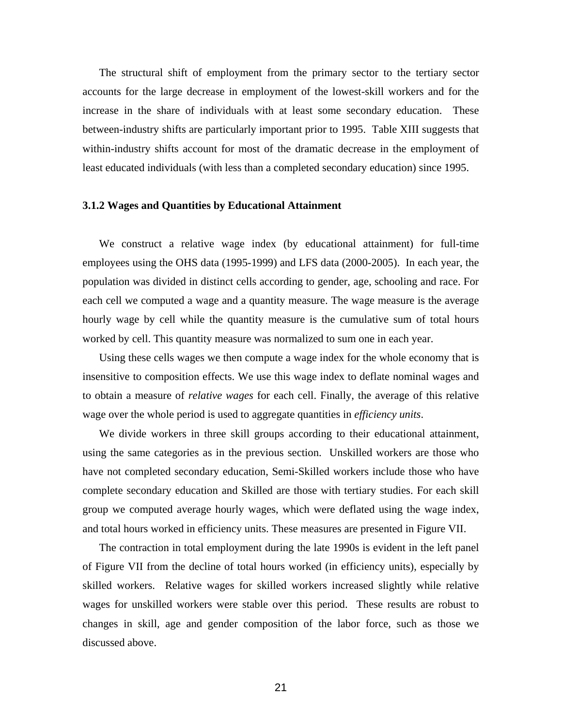The structural shift of employment from the primary sector to the tertiary sector accounts for the large decrease in employment of the lowest-skill workers and for the increase in the share of individuals with at least some secondary education. These between-industry shifts are particularly important prior to 1995. Table XIII suggests that within-industry shifts account for most of the dramatic decrease in the employment of least educated individuals (with less than a completed secondary education) since 1995.

### 3.1.2 Wages and Quantities by Educational Attainment

We construct a relative wage index (by educational attainment) for full-time employees using the OHS data (1995-1999) and LFS data (2000-2005). In each year, the population was divided in distinct cells according to gender, age, schooling and race. For each cell we computed a wage and a quantity measure. The wage measure is the average hourly wage by cell while the quantity measure is the cumulative sum of total hours worked by cell. This quantity measure was normalized to sum one in each year.

Using these cells wages we then compute a wage index for the whole economy that is insensitive to composition effects. We use this wage index to deflate nominal wages and to obtain a measure of *relative wages* for each cell. Finally, the average of this relative wage over the whole period is used to aggregate quantities in *efficiency units*.

We divide workers in three skill groups according to their educational attainment, using the same categories as in the previous section. Unskilled workers are those who have not completed secondary education, Semi-Skilled workers include those who have complete secondary education and Skilled are those with tertiary studies. For each skill group we computed average hourly wages, which were deflated using the wage index, and total hours worked in efficiency units. These measures are presented in Figure VII.

The contraction in total employment during the late 1990s is evident in the left panel of Figure VII from the decline of total hours worked (in efficiency units), especially by skilled workers. Relative wages for skilled workers increased slightly while relative wages for unskilled workers were stable over this period. These results are robust to changes in skill, age and gender composition of the labor force, such as those we discussed above.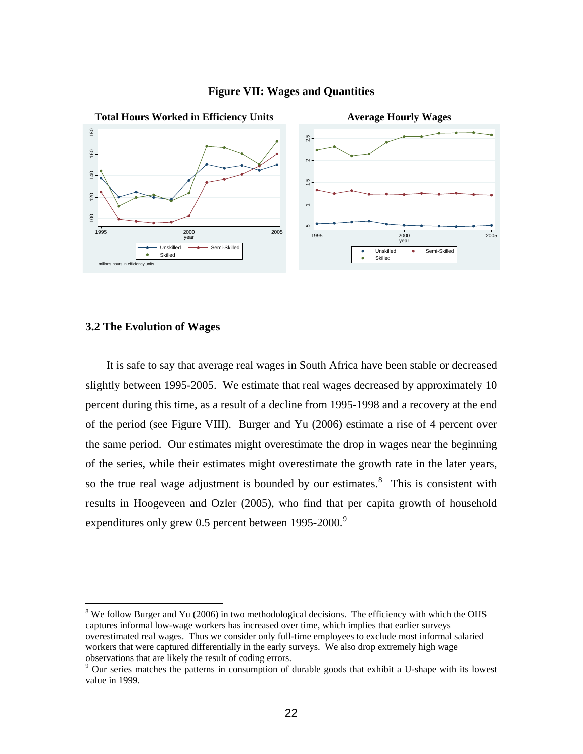**Figure VII: Wages and Quantities**

## 3.2 The Evolution of Wages

It is safe to say that average real wages in South Africa have been stable or decreased slightly between 1995-2005. We estimate that real wages decreased by approximately 10 percent during this time, as a result of a decline from 1995-1998 and a recovery at the end of the period (see Figure VIII). Burger and Yu (2006) estimate a rise of 4 percent over the same period. Our estimates might overestimate the drop in wages near the beginning of the series, while their estimates might overestimate the growth rate in the later years, so the true real wage adjustment is bounded by our estimates.[8] This is consistent with results in Hoogeveen and Ozler (2005), who find that per capita growth of household expenditures only grew 0.5 percent between 1995-2000.[9]

---

[8] We follow Burger and Yu (2006) in two methodological decisions. The efficiency with which the OHS captures informal low-wage workers has increased over time, which implies that earlier surveys overestimated real wages. Thus we consider only full-time employees to exclude most informal salaried workers that were captured differentially in the early surveys. We also drop extremely high wage observations that are likely the result of coding errors.

[9] Our series matches the patterns in consumption of durable goods that exhibit a U-shape with its lowest value in 1999.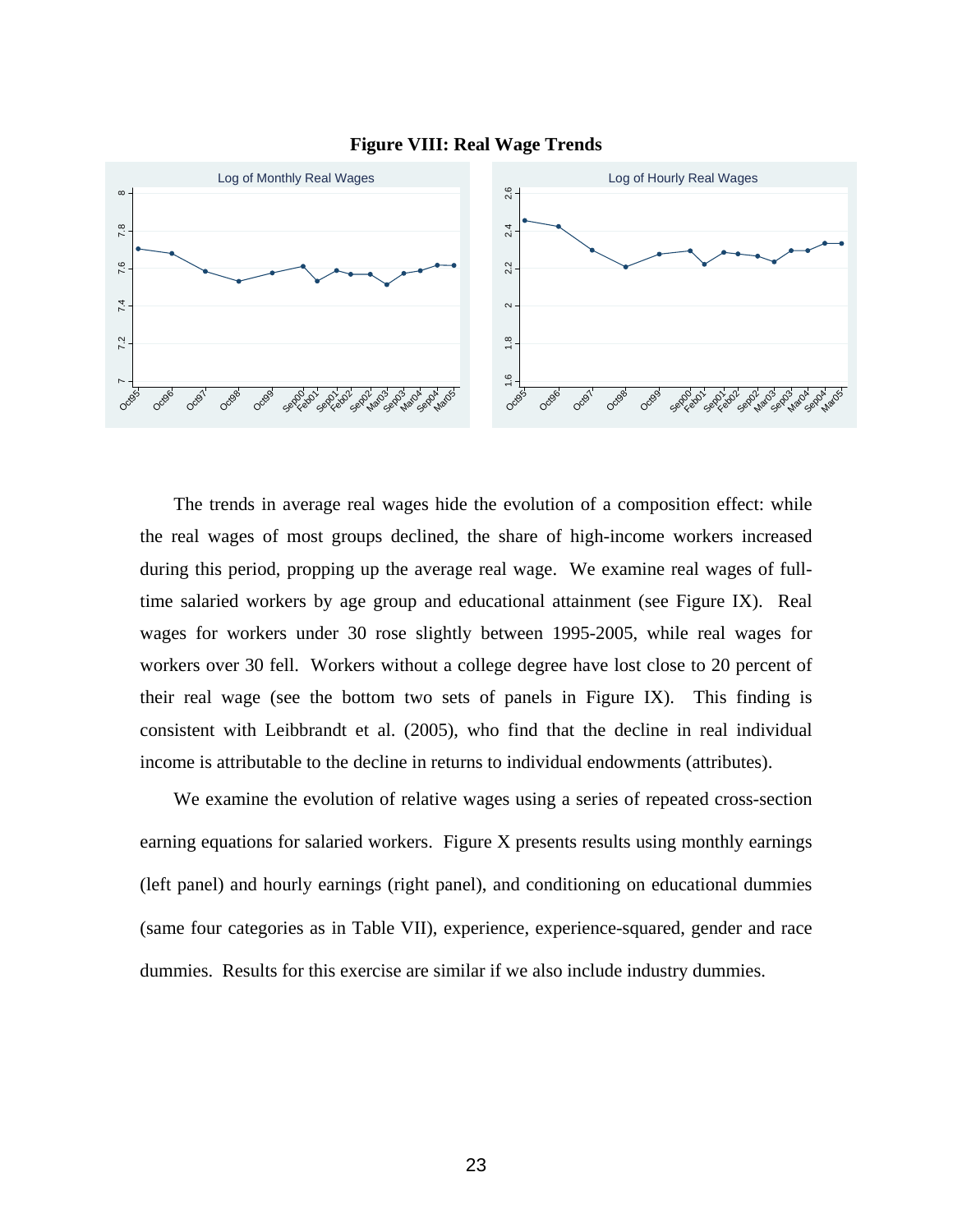**Figure VIII: Real Wage Trends**

The trends in average real wages hide the evolution of a composition effect: while the real wages of most groups declined, the share of high-income workers increased during this period, propping up the average real wage. We examine real wages of full-time salaried workers by age group and educational attainment (see Figure IX). Real wages for workers under 30 rose slightly between 1995-2005, while real wages for workers over 30 fell. Workers without a college degree have lost close to 20 percent of their real wage (see the bottom two sets of panels in Figure IX). This finding is consistent with Leibbrandt et al. (2005), who find that the decline in real individual income is attributable to the decline in returns to individual endowments (attributes).

We examine the evolution of relative wages using a series of repeated cross-section earning equations for salaried workers. Figure X presents results using monthly earnings (left panel) and hourly earnings (right panel), and conditioning on educational dummies (same four categories as in Table VII), experience, experience-squared, gender and race dummies. Results for this exercise are similar if we also include industry dummies.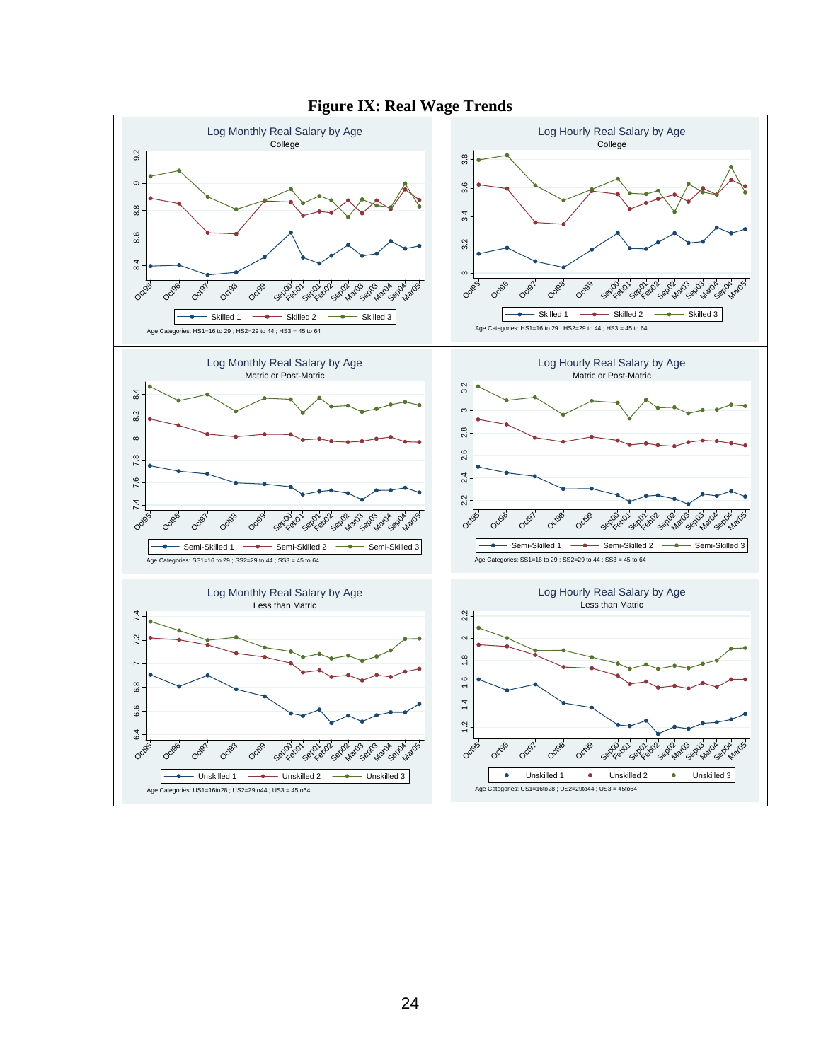# Figure IX: Real Wage Trends

Log Monthly Real Salary by Age
College

Skilled 1 — Skilled 2 — Skilled 3

Age Categories: HS1=16 to 29 ; HS2=29 to 44 ; HS3 = 45 to 64

Log Hourly Real Salary by Age
College

Skilled 1 — Skilled 2 — Skilled 3

Age Categories: HS1=16 to 29 ; HS2=29 to 44 ; HS3 = 45 to 64

Log Monthly Real Salary by Age
Matric or Post-Matric

Semi-Skilled 1 — Semi-Skilled 2 — Semi-Skilled 3

Age Categories: SS1=16 to 29 ; SS2=29 to 44 ; SS3 = 45 to 64

Log Hourly Real Salary by Age
Matric or Post-Matric

Semi-Skilled 1 — Semi-Skilled 2 — Semi-Skilled 3

Age Categories: SS1=16 to 29 ; SS2=29 to 44 ; SS3 = 45 to 64

Log Monthly Real Salary by Age
Less than Matric

Unskilled 1 — Unskilled 2 — Unskilled 3

Age Categories: US1=16to28 ; US2=29to44 ; US3 = 45to64

Log Hourly Real Salary by Age
Less than Matric

Unskilled 1 — Unskilled 2 — Unskilled 3

Age Categories: US1=16to28 ; US2=29to44 ; US3 = 45to64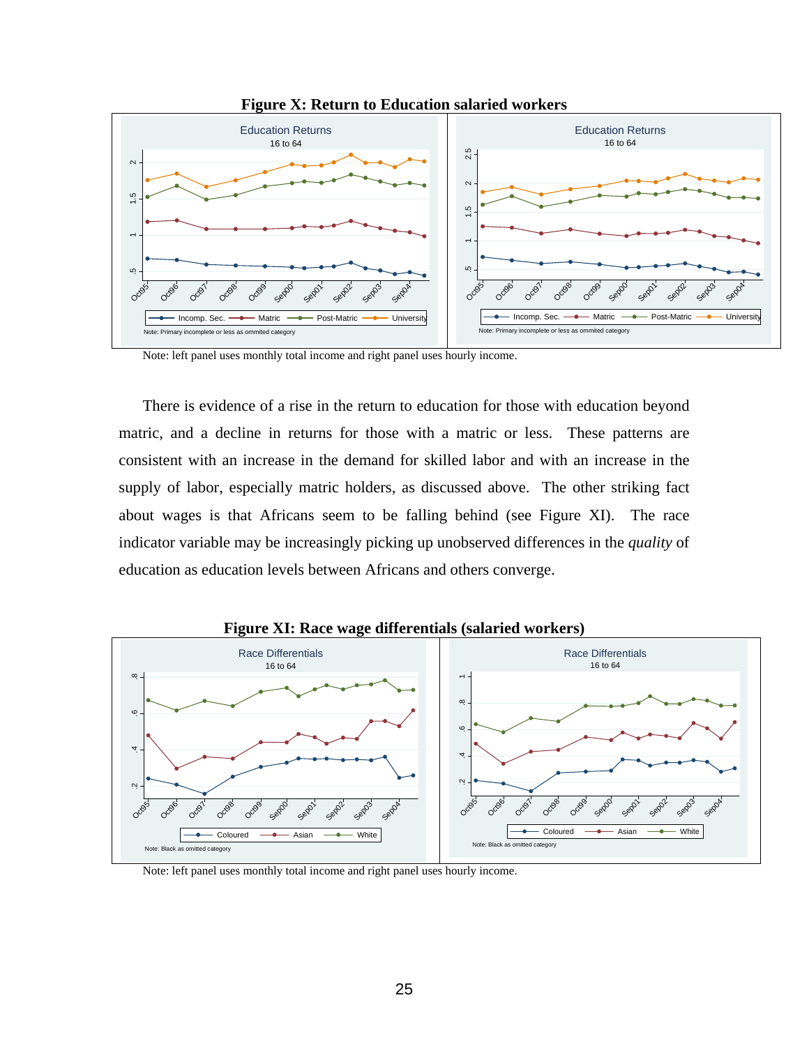**Figure X: Return to Education salaried workers**

Note: left panel uses monthly total income and right panel uses hourly income.

There is evidence of a rise in the return to education for those with education beyond matric, and a decline in returns for those with a matric or less. These patterns are consistent with an increase in the demand for skilled labor and with an increase in the supply of labor, especially matric holders, as discussed above. The other striking fact about wages is that Africans seem to be falling behind (see Figure XI). The race indicator variable may be increasingly picking up unobserved differences in the *quality* of education as education levels between Africans and others converge.

**Figure XI: Race wage differentials (salaried workers)**

Note: left panel uses monthly total income and right panel uses hourly income.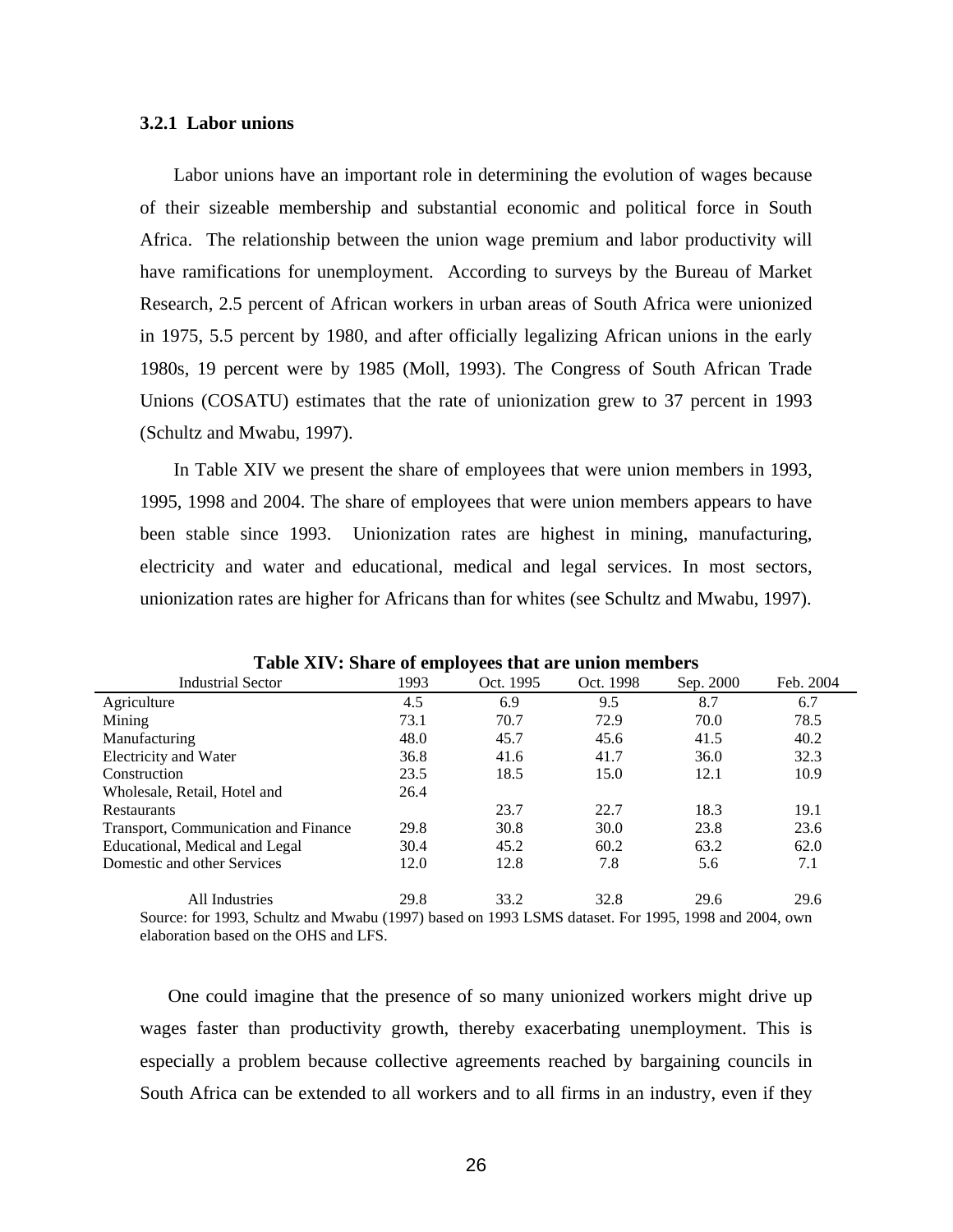### 3.2.1 Labor unions

Labor unions have an important role in determining the evolution of wages because of their sizeable membership and substantial economic and political force in South Africa. The relationship between the union wage premium and labor productivity will have ramifications for unemployment. According to surveys by the Bureau of Market Research, 2.5 percent of African workers in urban areas of South Africa were unionized in 1975, 5.5 percent by 1980, and after officially legalizing African unions in the early 1980s, 19 percent were by 1985 (Moll, 1993). The Congress of South African Trade Unions (COSATU) estimates that the rate of unionization grew to 37 percent in 1993 (Schultz and Mwabu, 1997).

In Table XIV we present the share of employees that were union members in 1993, 1995, 1998 and 2004. The share of employees that were union members appears to have been stable since 1993. Unionization rates are highest in mining, manufacturing, electricity and water and educational, medical and legal services. In most sectors, unionization rates are higher for Africans than for whites (see Schultz and Mwabu, 1997).

**Table XIV: Share of employees that are union members**

| Industrial Sector | 1993 | Oct. 1995 | Oct. 1998 | Sep. 2000 | Feb. 2004 |
|---|---|---|---|---|---|
| Agriculture | 4.5 | 6.9 | 9.5 | 8.7 | 6.7 |
| Mining | 73.1 | 70.7 | 72.9 | 70.0 | 78.5 |
| Manufacturing | 48.0 | 45.7 | 45.6 | 41.5 | 40.2 |
| Electricity and Water | 36.8 | 41.6 | 41.7 | 36.0 | 32.3 |
| Construction | 23.5 | 18.5 | 15.0 | 12.1 | 10.9 |
| Wholesale, Retail, Hotel and Restaurants | 26.4 | 23.7 | 22.7 | 18.3 | 19.1 |
| Transport, Communication and Finance | 29.8 | 30.8 | 30.0 | 23.8 | 23.6 |
| Educational, Medical and Legal | 30.4 | 45.2 | 60.2 | 63.2 | 62.0 |
| Domestic and other Services | 12.0 | 12.8 | 7.8 | 5.6 | 7.1 |
| All Industries | 29.8 | 33.2 | 32.8 | 29.6 | 29.6 |

Source: for 1993, Schultz and Mwabu (1997) based on 1993 LSMS dataset. For 1995, 1998 and 2004, own elaboration based on the OHS and LFS.

One could imagine that the presence of so many unionized workers might drive up wages faster than productivity growth, thereby exacerbating unemployment. This is especially a problem because collective agreements reached by bargaining councils in South Africa can be extended to all workers and to all firms in an industry, even if they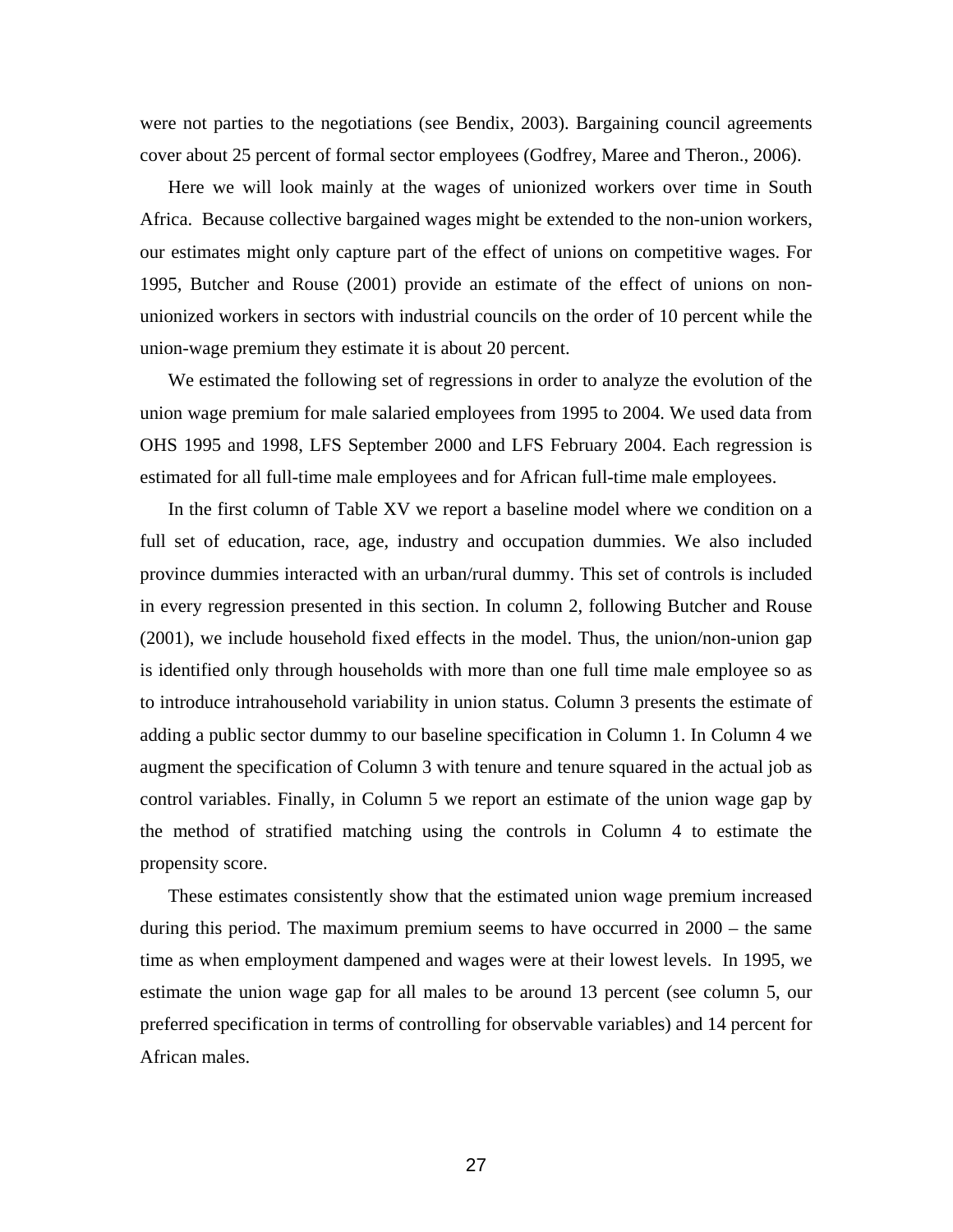were not parties to the negotiations (see Bendix, 2003). Bargaining council agreements cover about 25 percent of formal sector employees (Godfrey, Maree and Theron., 2006).

Here we will look mainly at the wages of unionized workers over time in South Africa. Because collective bargained wages might be extended to the non-union workers, our estimates might only capture part of the effect of unions on competitive wages. For 1995, Butcher and Rouse (2001) provide an estimate of the effect of unions on non-unionized workers in sectors with industrial councils on the order of 10 percent while the union-wage premium they estimate it is about 20 percent.

We estimated the following set of regressions in order to analyze the evolution of the union wage premium for male salaried employees from 1995 to 2004. We used data from OHS 1995 and 1998, LFS September 2000 and LFS February 2004. Each regression is estimated for all full-time male employees and for African full-time male employees.

In the first column of Table XV we report a baseline model where we condition on a full set of education, race, age, industry and occupation dummies. We also included province dummies interacted with an urban/rural dummy. This set of controls is included in every regression presented in this section. In column 2, following Butcher and Rouse (2001), we include household fixed effects in the model. Thus, the union/non-union gap is identified only through households with more than one full time male employee so as to introduce intrahousehold variability in union status. Column 3 presents the estimate of adding a public sector dummy to our baseline specification in Column 1. In Column 4 we augment the specification of Column 3 with tenure and tenure squared in the actual job as control variables. Finally, in Column 5 we report an estimate of the union wage gap by the method of stratified matching using the controls in Column 4 to estimate the propensity score.

These estimates consistently show that the estimated union wage premium increased during this period. The maximum premium seems to have occurred in 2000 – the same time as when employment dampened and wages were at their lowest levels. In 1995, we estimate the union wage gap for all males to be around 13 percent (see column 5, our preferred specification in terms of controlling for observable variables) and 14 percent for African males.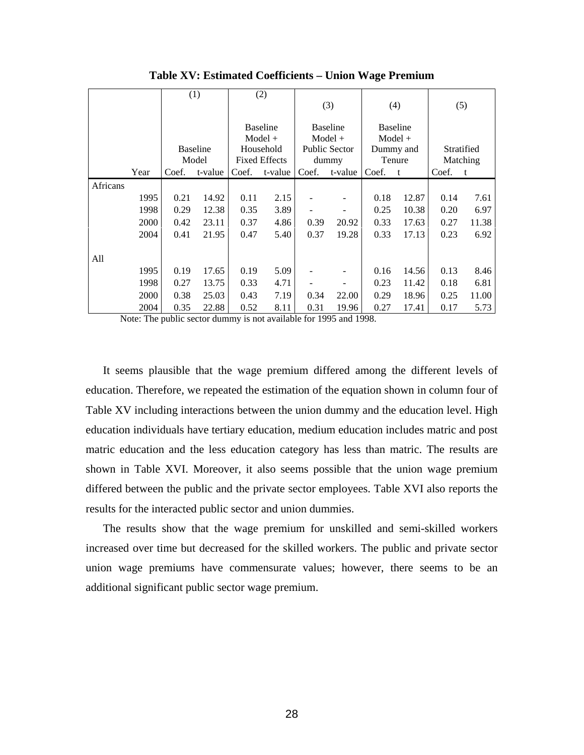**Table XV: Estimated Coefficients – Union Wage Premium**

| | (1) | | (2) | | (3) | | (4) | | (5) | |
|---|---|---|---|---|---|---|---|---|---|---|
| | Baseline Model | | Baseline Model + Household Fixed Effects | | Baseline Model + Public Sector dummy | | Baseline Model + Dummy and Tenure | | Stratified Matching | |
| Year | Coef. | t-value | Coef. | t-value | Coef. | t-value | Coef. | t | Coef. | t |
| Africans | | | | | | | | | | |
| 1995 | 0.21 | 14.92 | 0.11 | 2.15 | - | - | 0.18 | 12.87 | 0.14 | 7.61 |
| 1998 | 0.29 | 12.38 | 0.35 | 3.89 | - | - | 0.25 | 10.38 | 0.20 | 6.97 |
| 2000 | 0.42 | 23.11 | 0.37 | 4.86 | 0.39 | 20.92 | 0.33 | 17.63 | 0.27 | 11.38 |
| 2004 | 0.41 | 21.95 | 0.47 | 5.40 | 0.37 | 19.28 | 0.33 | 17.13 | 0.23 | 6.92 |
| All | | | | | | | | | | |
| 1995 | 0.19 | 17.65 | 0.19 | 5.09 | - | - | 0.16 | 14.56 | 0.13 | 8.46 |
| 1998 | 0.27 | 13.75 | 0.33 | 4.71 | - | - | 0.23 | 11.42 | 0.18 | 6.81 |
| 2000 | 0.38 | 25.03 | 0.43 | 7.19 | 0.34 | 22.00 | 0.29 | 18.96 | 0.25 | 11.00 |
| 2004 | 0.35 | 22.88 | 0.52 | 8.11 | 0.31 | 19.96 | 0.27 | 17.41 | 0.17 | 5.73 |

Note: The public sector dummy is not available for 1995 and 1998.

It seems plausible that the wage premium differed among the different levels of education. Therefore, we repeated the estimation of the equation shown in column four of Table XV including interactions between the union dummy and the education level. High education individuals have tertiary education, medium education includes matric and post matric education and the less education category has less than matric. The results are shown in Table XVI. Moreover, it also seems possible that the union wage premium differed between the public and the private sector employees. Table XVI also reports the results for the interacted public sector and union dummies.

The results show that the wage premium for unskilled and semi-skilled workers increased over time but decreased for the skilled workers. The public and private sector union wage premiums have commensurate values; however, there seems to be an additional significant public sector wage premium.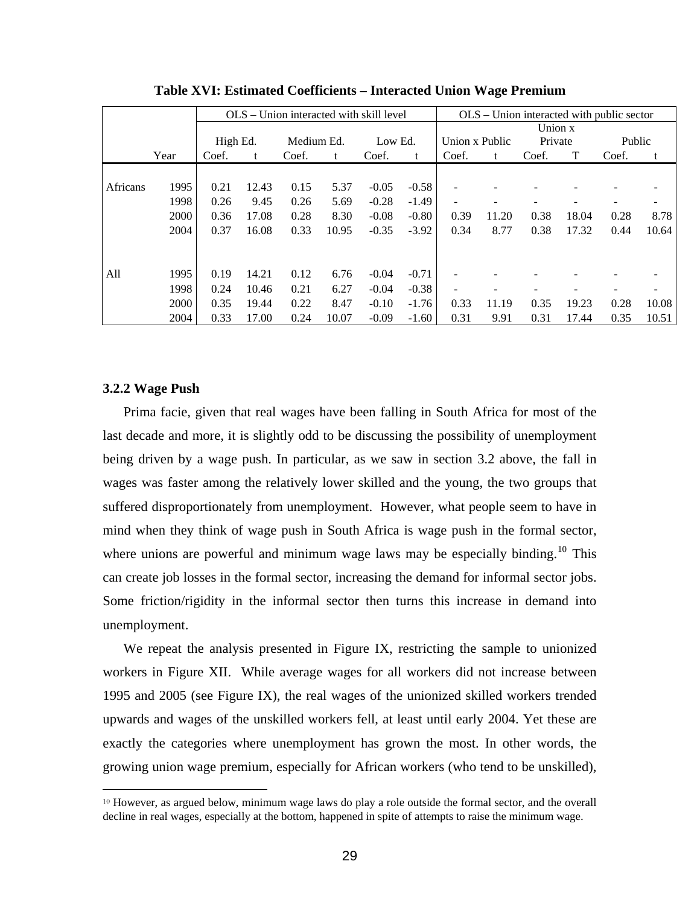**Table XVI: Estimated Coefficients – Interacted Union Wage Premium**

| | | OLS – Union interacted with skill level | | | | | | OLS – Union interacted with public sector | | | | | |
|---|---|---|---|---|---|---|---|---|---|---|---|---|---|
| | | High Ed. | | Medium Ed. | | Low Ed. | | Union x Public | | Union x Private | | Public | |
| | Year | Coef. | t | Coef. | t | Coef. | t | Coef. | t | Coef. | T | Coef. | t |
| Africans | 1995 | 0.21 | 12.43 | 0.15 | 5.37 | -0.05 | -0.58 | - | - | - | - | - | - |
| | 1998 | 0.26 | 9.45 | 0.26 | 5.69 | -0.28 | -1.49 | - | - | - | - | - | - |
| | 2000 | 0.36 | 17.08 | 0.28 | 8.30 | -0.08 | -0.80 | 0.39 | 11.20 | 0.38 | 18.04 | 0.28 | 8.78 |
| | 2004 | 0.37 | 16.08 | 0.33 | 10.95 | -0.35 | -3.92 | 0.34 | 8.77 | 0.38 | 17.32 | 0.44 | 10.64 |
| All | 1995 | 0.19 | 14.21 | 0.12 | 6.76 | -0.04 | -0.71 | - | - | - | - | - | - |
| | 1998 | 0.24 | 10.46 | 0.21 | 6.27 | -0.04 | -0.38 | - | - | - | - | - | - |
| | 2000 | 0.35 | 19.44 | 0.22 | 8.47 | -0.10 | -1.76 | 0.33 | 11.19 | 0.35 | 19.23 | 0.28 | 10.08 |
| | 2004 | 0.33 | 17.00 | 0.24 | 10.07 | -0.09 | -1.60 | 0.31 | 9.91 | 0.31 | 17.44 | 0.35 | 10.51 |

### 3.2.2 Wage Push

Prima facie, given that real wages have been falling in South Africa for most of the last decade and more, it is slightly odd to be discussing the possibility of unemployment being driven by a wage push. In particular, as we saw in section 3.2 above, the fall in wages was faster among the relatively lower skilled and the young, the two groups that suffered disproportionately from unemployment. However, what people seem to have in mind when they think of wage push in South Africa is wage push in the formal sector, where unions are powerful and minimum wage laws may be especially binding.[10] This can create job losses in the formal sector, increasing the demand for informal sector jobs. Some friction/rigidity in the informal sector then turns this increase in demand into unemployment.

We repeat the analysis presented in Figure IX, restricting the sample to unionized workers in Figure XII. While average wages for all workers did not increase between 1995 and 2005 (see Figure IX), the real wages of the unionized skilled workers trended upwards and wages of the unskilled workers fell, at least until early 2004. Yet these are exactly the categories where unemployment has grown the most. In other words, the growing union wage premium, especially for African workers (who tend to be unskilled),

[10] However, as argued below, minimum wage laws do play a role outside the formal sector, and the overall decline in real wages, especially at the bottom, happened in spite of attempts to raise the minimum wage.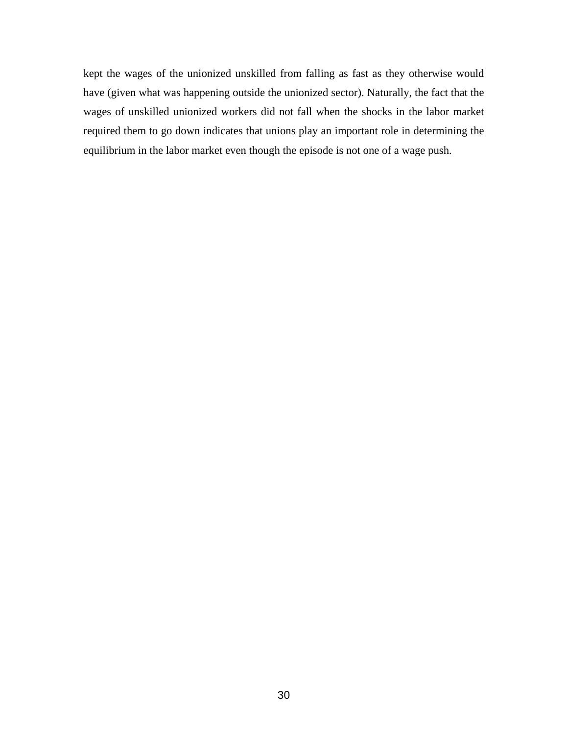kept the wages of the unionized unskilled from falling as fast as they otherwise would have (given what was happening outside the unionized sector). Naturally, the fact that the wages of unskilled unionized workers did not fall when the shocks in the labor market required them to go down indicates that unions play an important role in determining the equilibrium in the labor market even though the episode is not one of a wage push.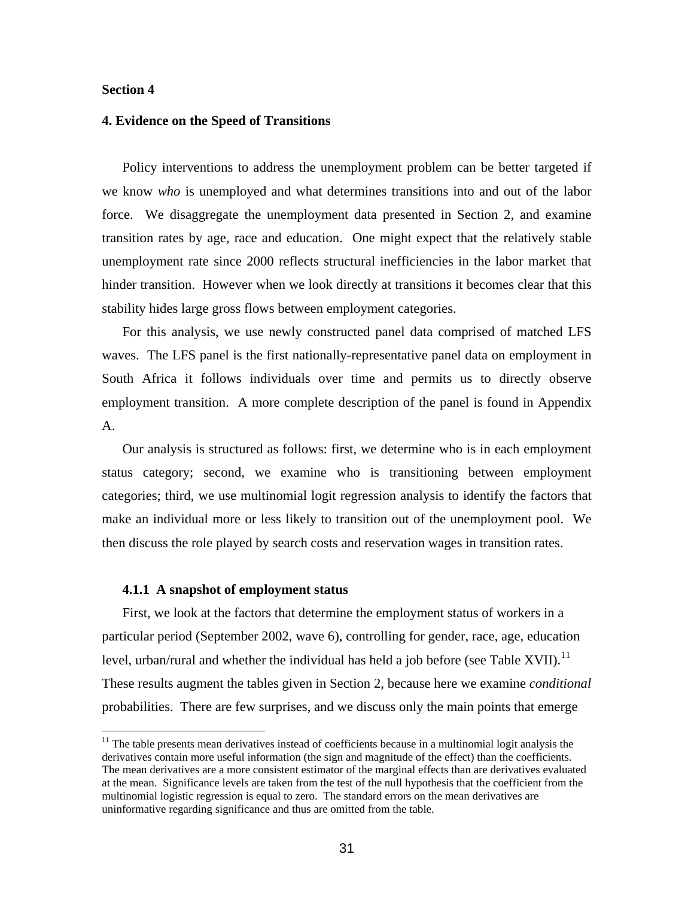**Section 4**

## 4. Evidence on the Speed of Transitions

Policy interventions to address the unemployment problem can be better targeted if we know *who* is unemployed and what determines transitions into and out of the labor force. We disaggregate the unemployment data presented in Section 2, and examine transition rates by age, race and education. One might expect that the relatively stable unemployment rate since 2000 reflects structural inefficiencies in the labor market that hinder transition. However when we look directly at transitions it becomes clear that this stability hides large gross flows between employment categories.

For this analysis, we use newly constructed panel data comprised of matched LFS waves. The LFS panel is the first nationally-representative panel data on employment in South Africa it follows individuals over time and permits us to directly observe employment transition. A more complete description of the panel is found in Appendix A.

Our analysis is structured as follows: first, we determine who is in each employment status category; second, we examine who is transitioning between employment categories; third, we use multinomial logit regression analysis to identify the factors that make an individual more or less likely to transition out of the unemployment pool. We then discuss the role played by search costs and reservation wages in transition rates.

### 4.1.1 A snapshot of employment status

First, we look at the factors that determine the employment status of workers in a particular period (September 2002, wave 6), controlling for gender, race, age, education level, urban/rural and whether the individual has held a job before (see Table XVII).[11] These results augment the tables given in Section 2, because here we examine *conditional* probabilities. There are few surprises, and we discuss only the main points that emerge

[11] The table presents mean derivatives instead of coefficients because in a multinomial logit analysis the derivatives contain more useful information (the sign and magnitude of the effect) than the coefficients. The mean derivatives are a more consistent estimator of the marginal effects than are derivatives evaluated at the mean. Significance levels are taken from the test of the null hypothesis that the coefficient from the multinomial logistic regression is equal to zero. The standard errors on the mean derivatives are uninformative regarding significance and thus are omitted from the table.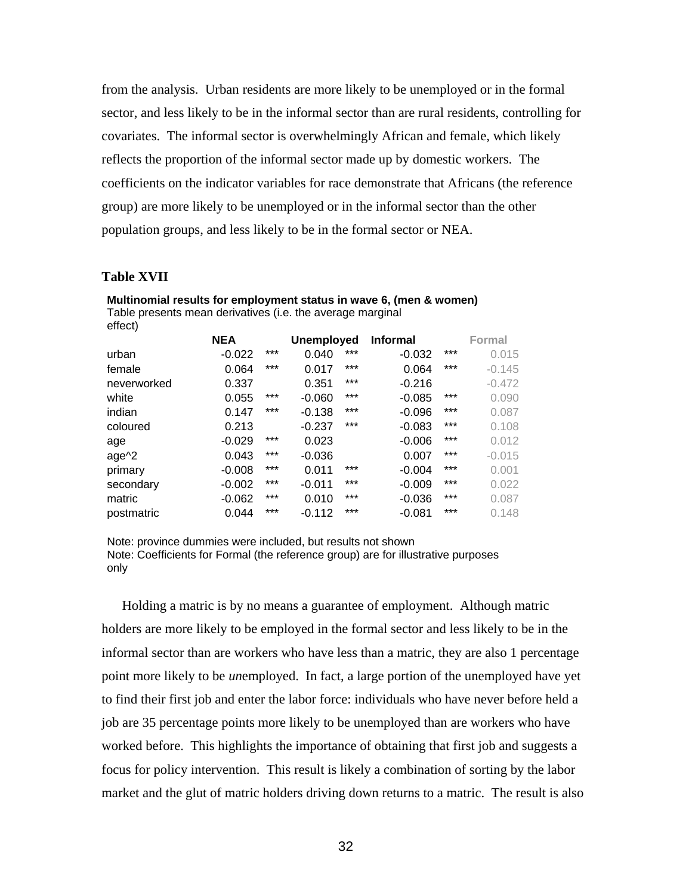from the analysis. Urban residents are more likely to be unemployed or in the formal sector, and less likely to be in the informal sector than are rural residents, controlling for covariates. The informal sector is overwhelmingly African and female, which likely reflects the proportion of the informal sector made up by domestic workers. The coefficients on the indicator variables for race demonstrate that Africans (the reference group) are more likely to be unemployed or in the informal sector than the other population groups, and less likely to be in the formal sector or NEA.

**Table XVII**

**Multinomial results for employment status in wave 6, (men & women)**
Table presents mean derivatives (i.e. the average marginal effect)

| | NEA | | Unemployed | | Informal | | Formal |
|---|---|---|---|---|---|---|---|
| urban | -0.022 | *** | 0.040 | *** | -0.032 | *** | 0.015 |
| female | 0.064 | *** | 0.017 | *** | 0.064 | *** | -0.145 |
| neverworked | 0.337 | | 0.351 | *** | -0.216 | | -0.472 |
| white | 0.055 | *** | -0.060 | *** | -0.085 | *** | 0.090 |
| indian | 0.147 | *** | -0.138 | *** | -0.096 | *** | 0.087 |
| coloured | 0.213 | | -0.237 | *** | -0.083 | *** | 0.108 |
| age | -0.029 | *** | 0.023 | | -0.006 | *** | 0.012 |
| age^2 | 0.043 | *** | -0.036 | | 0.007 | *** | -0.015 |
| primary | -0.008 | *** | 0.011 | *** | -0.004 | *** | 0.001 |
| secondary | -0.002 | *** | -0.011 | *** | -0.009 | *** | 0.022 |
| matric | -0.062 | *** | 0.010 | *** | -0.036 | *** | 0.087 |
| postmatric | 0.044 | *** | -0.112 | *** | -0.081 | *** | 0.148 |

Note: province dummies were included, but results not shown
Note: Coefficients for Formal (the reference group) are for illustrative purposes only

Holding a matric is by no means a guarantee of employment. Although matric holders are more likely to be employed in the formal sector and less likely to be in the informal sector than are workers who have less than a matric, they are also 1 percentage point more likely to be *un*employed. In fact, a large portion of the unemployed have yet to find their first job and enter the labor force: individuals who have never before held a job are 35 percentage points more likely to be unemployed than are workers who have worked before. This highlights the importance of obtaining that first job and suggests a focus for policy intervention. This result is likely a combination of sorting by the labor market and the glut of matric holders driving down returns to a matric. The result is also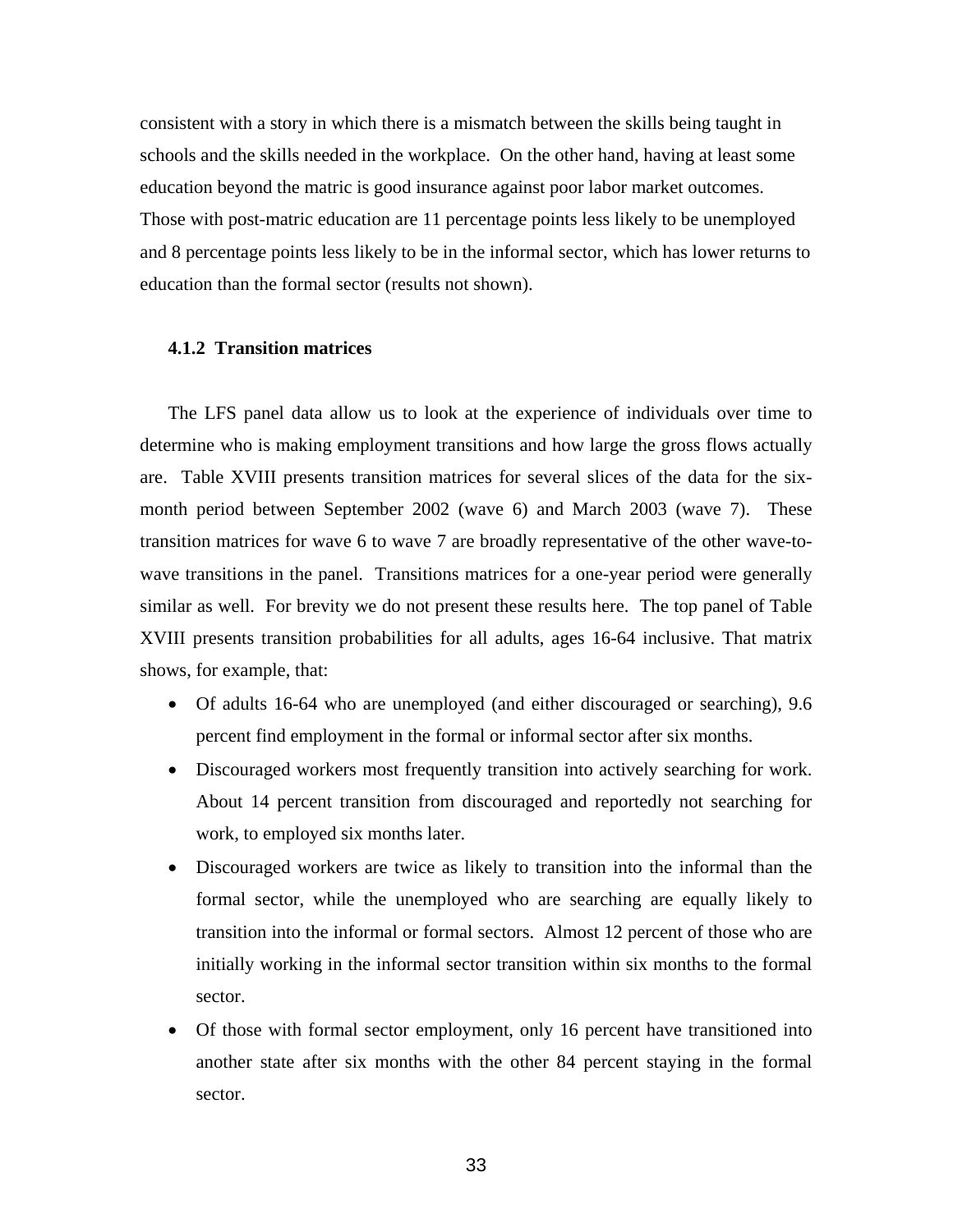consistent with a story in which there is a mismatch between the skills being taught in schools and the skills needed in the workplace. On the other hand, having at least some education beyond the matric is good insurance against poor labor market outcomes. Those with post-matric education are 11 percentage points less likely to be unemployed and 8 percentage points less likely to be in the informal sector, which has lower returns to education than the formal sector (results not shown).

### 4.1.2 Transition matrices

The LFS panel data allow us to look at the experience of individuals over time to determine who is making employment transitions and how large the gross flows actually are. Table XVIII presents transition matrices for several slices of the data for the six-month period between September 2002 (wave 6) and March 2003 (wave 7). These transition matrices for wave 6 to wave 7 are broadly representative of the other wave-to-wave transitions in the panel. Transitions matrices for a one-year period were generally similar as well. For brevity we do not present these results here. The top panel of Table XVIII presents transition probabilities for all adults, ages 16-64 inclusive. That matrix shows, for example, that:

- Of adults 16-64 who are unemployed (and either discouraged or searching), 9.6 percent find employment in the formal or informal sector after six months.
- Discouraged workers most frequently transition into actively searching for work. About 14 percent transition from discouraged and reportedly not searching for work, to employed six months later.
- Discouraged workers are twice as likely to transition into the informal than the formal sector, while the unemployed who are searching are equally likely to transition into the informal or formal sectors. Almost 12 percent of those who are initially working in the informal sector transition within six months to the formal sector.
- Of those with formal sector employment, only 16 percent have transitioned into another state after six months with the other 84 percent staying in the formal sector.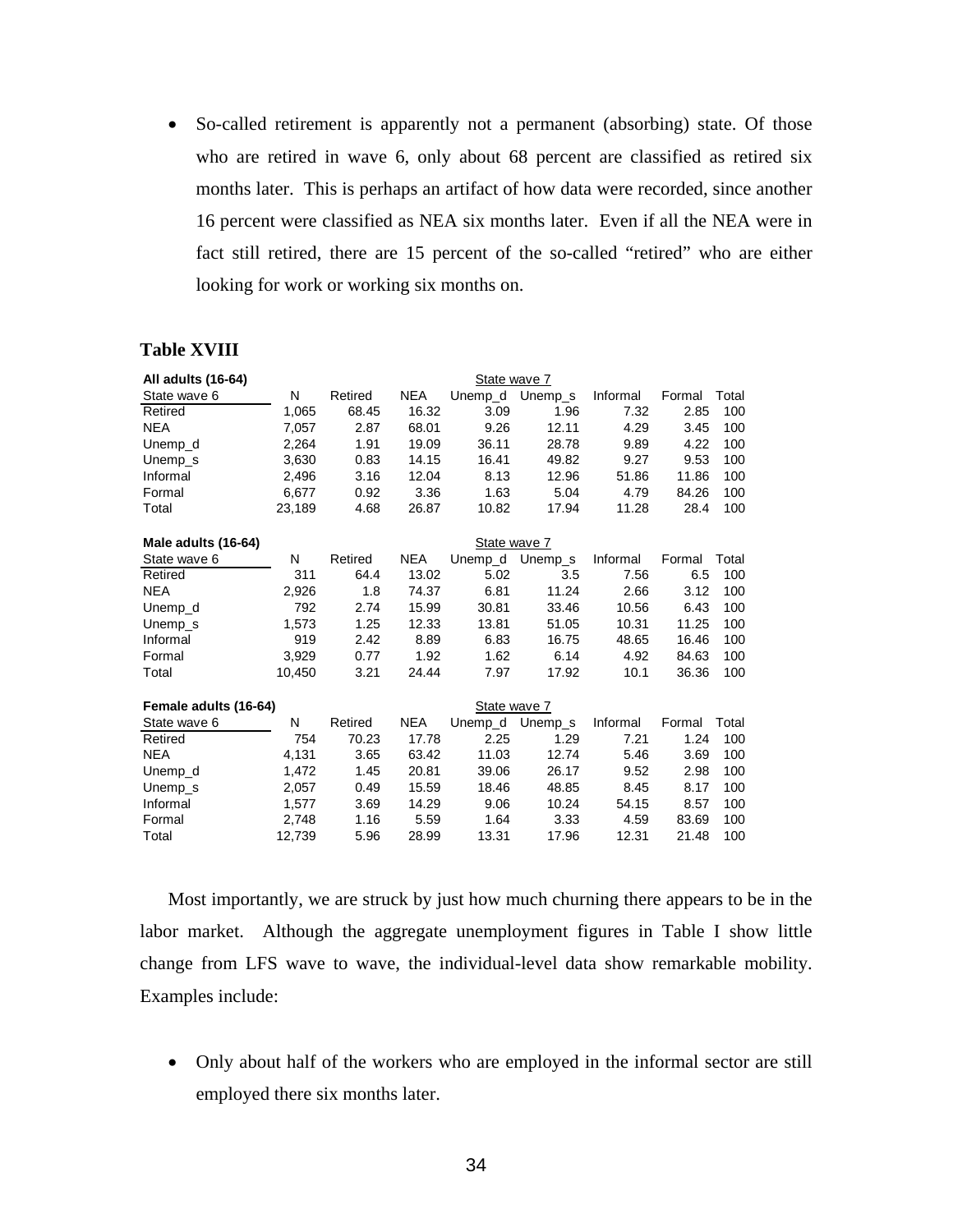- So-called retirement is apparently not a permanent (absorbing) state. Of those who are retired in wave 6, only about 68 percent are classified as retired six months later. This is perhaps an artifact of how data were recorded, since another 16 percent were classified as NEA six months later. Even if all the NEA were in fact still retired, there are 15 percent of the so-called "retired" who are either looking for work or working six months on.

**Table XVIII**

| All adults (16-64) | | State wave 7 | | | | | | |
|---|---|---|---|---|---|---|---|---|
| State wave 6 | N | Retired | NEA | Unemp_d | Unemp_s | Informal | Formal | Total |
| Retired | 1,065 | 68.45 | 16.32 | 3.09 | 1.96 | 7.32 | 2.85 | 100 |
| NEA | 7,057 | 2.87 | 68.01 | 9.26 | 12.11 | 4.29 | 3.45 | 100 |
| Unemp_d | 2,264 | 1.91 | 19.09 | 36.11 | 28.78 | 9.89 | 4.22 | 100 |
| Unemp_s | 3,630 | 0.83 | 14.15 | 16.41 | 49.82 | 9.27 | 9.53 | 100 |
| Informal | 2,496 | 3.16 | 12.04 | 8.13 | 12.96 | 51.86 | 11.86 | 100 |
| Formal | 6,677 | 0.92 | 3.36 | 1.63 | 5.04 | 4.79 | 84.26 | 100 |
| Total | 23,189 | 4.68 | 26.87 | 10.82 | 17.94 | 11.28 | 28.4 | 100 |

| Male adults (16-64) | | State wave 7 | | | | | | |
|---|---|---|---|---|---|---|---|---|
| State wave 6 | N | Retired | NEA | Unemp_d | Unemp_s | Informal | Formal | Total |
| Retired | 311 | 64.4 | 13.02 | 5.02 | 3.5 | 7.56 | 6.5 | 100 |
| NEA | 2,926 | 1.8 | 74.37 | 6.81 | 11.24 | 2.66 | 3.12 | 100 |
| Unemp_d | 792 | 2.74 | 15.99 | 30.81 | 33.46 | 10.56 | 6.43 | 100 |
| Unemp_s | 1,573 | 1.25 | 12.33 | 13.81 | 51.05 | 10.31 | 11.25 | 100 |
| Informal | 919 | 2.42 | 8.89 | 6.83 | 16.75 | 48.65 | 16.46 | 100 |
| Formal | 3,929 | 0.77 | 1.92 | 1.62 | 6.14 | 4.92 | 84.63 | 100 |
| Total | 10,450 | 3.21 | 24.44 | 7.97 | 17.92 | 10.1 | 36.36 | 100 |

| Female adults (16-64) | | State wave 7 | | | | | | |
|---|---|---|---|---|---|---|---|---|
| State wave 6 | N | Retired | NEA | Unemp_d | Unemp_s | Informal | Formal | Total |
| Retired | 754 | 70.23 | 17.78 | 2.25 | 1.29 | 7.21 | 1.24 | 100 |
| NEA | 4,131 | 3.65 | 63.42 | 11.03 | 12.74 | 5.46 | 3.69 | 100 |
| Unemp_d | 1,472 | 1.45 | 20.81 | 39.06 | 26.17 | 9.52 | 2.98 | 100 |
| Unemp_s | 2,057 | 0.49 | 15.59 | 18.46 | 48.85 | 8.45 | 8.17 | 100 |
| Informal | 1,577 | 3.69 | 14.29 | 9.06 | 10.24 | 54.15 | 8.57 | 100 |
| Formal | 2,748 | 1.16 | 5.59 | 1.64 | 3.33 | 4.59 | 83.69 | 100 |
| Total | 12,739 | 5.96 | 28.99 | 13.31 | 17.96 | 12.31 | 21.48 | 100 |

Most importantly, we are struck by just how much churning there appears to be in the labor market. Although the aggregate unemployment figures in Table I show little change from LFS wave to wave, the individual-level data show remarkable mobility. Examples include:

- Only about half of the workers who are employed in the informal sector are still employed there six months later.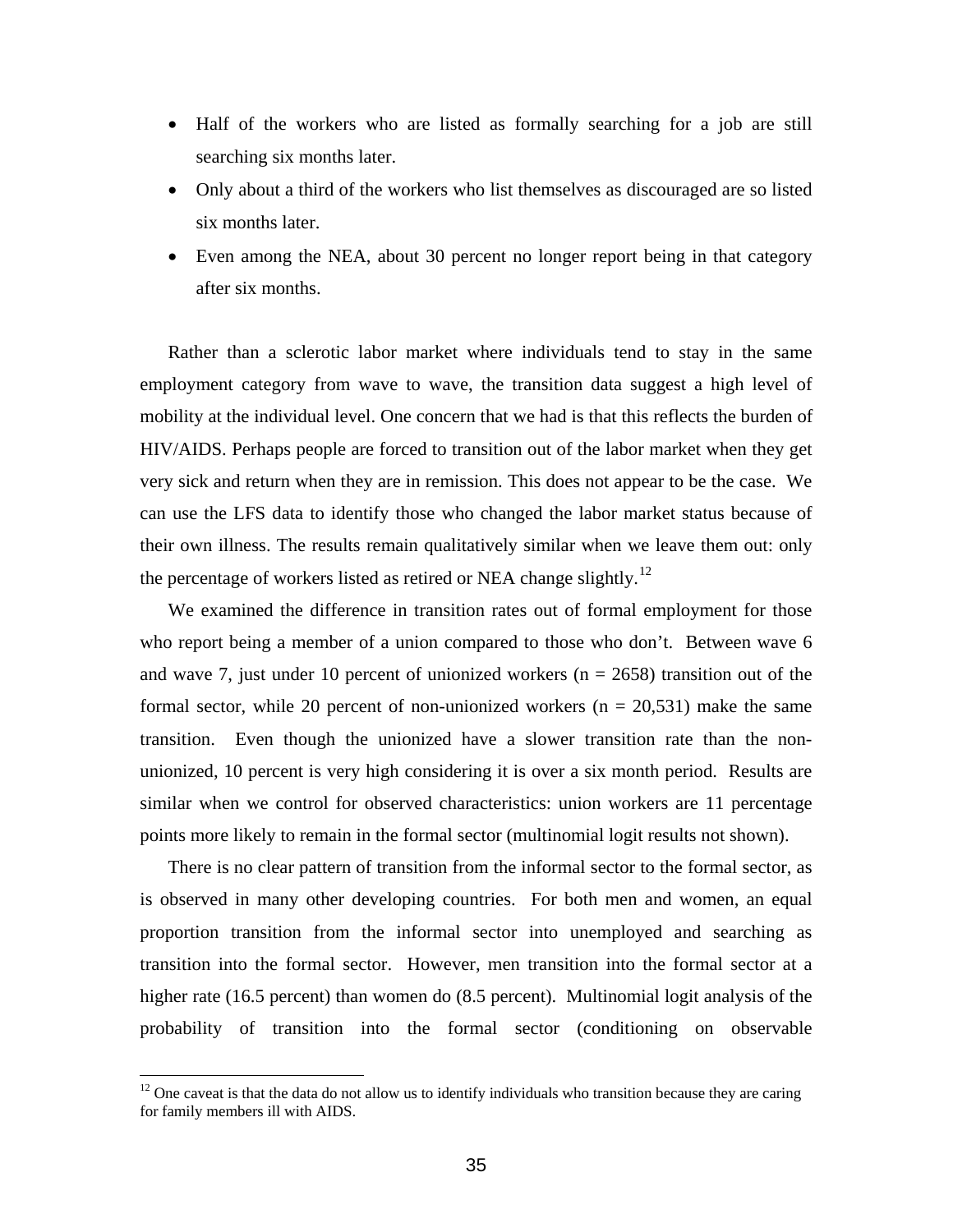- Half of the workers who are listed as formally searching for a job are still searching six months later.
- Only about a third of the workers who list themselves as discouraged are so listed six months later.
- Even among the NEA, about 30 percent no longer report being in that category after six months.

Rather than a sclerotic labor market where individuals tend to stay in the same employment category from wave to wave, the transition data suggest a high level of mobility at the individual level. One concern that we had is that this reflects the burden of HIV/AIDS. Perhaps people are forced to transition out of the labor market when they get very sick and return when they are in remission. This does not appear to be the case. We can use the LFS data to identify those who changed the labor market status because of their own illness. The results remain qualitatively similar when we leave them out: only the percentage of workers listed as retired or NEA change slightly.[12]

We examined the difference in transition rates out of formal employment for those who report being a member of a union compared to those who don't. Between wave 6 and wave 7, just under 10 percent of unionized workers (n = 2658) transition out of the formal sector, while 20 percent of non-unionized workers (n = 20,531) make the same transition. Even though the unionized have a slower transition rate than the non-unionized, 10 percent is very high considering it is over a six month period. Results are similar when we control for observed characteristics: union workers are 11 percentage points more likely to remain in the formal sector (multinomial logit results not shown).

There is no clear pattern of transition from the informal sector to the formal sector, as is observed in many other developing countries. For both men and women, an equal proportion transition from the informal sector into unemployed and searching as transition into the formal sector. However, men transition into the formal sector at a higher rate (16.5 percent) than women do (8.5 percent). Multinomial logit analysis of the probability of transition into the formal sector (conditioning on observable

[12] One caveat is that the data do not allow us to identify individuals who transition because they are caring for family members ill with AIDS.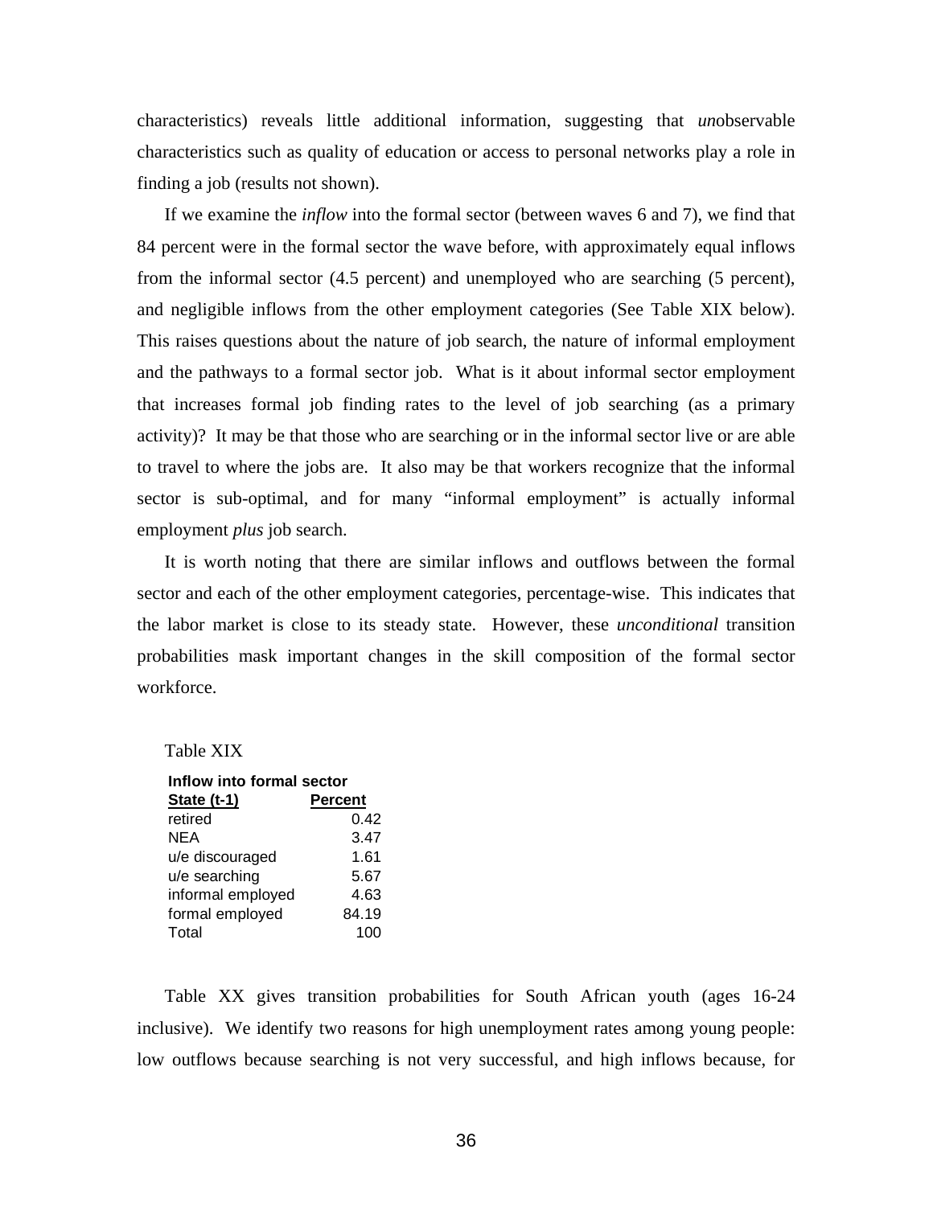characteristics) reveals little additional information, suggesting that *un*observable characteristics such as quality of education or access to personal networks play a role in finding a job (results not shown).

If we examine the *inflow* into the formal sector (between waves 6 and 7), we find that 84 percent were in the formal sector the wave before, with approximately equal inflows from the informal sector (4.5 percent) and unemployed who are searching (5 percent), and negligible inflows from the other employment categories (See Table XIX below). This raises questions about the nature of job search, the nature of informal employment and the pathways to a formal sector job. What is it about informal sector employment that increases formal job finding rates to the level of job searching (as a primary activity)? It may be that those who are searching or in the informal sector live or are able to travel to where the jobs are. It also may be that workers recognize that the informal sector is sub-optimal, and for many "informal employment" is actually informal employment *plus* job search.

It is worth noting that there are similar inflows and outflows between the formal sector and each of the other employment categories, percentage-wise. This indicates that the labor market is close to its steady state. However, these *unconditional* transition probabilities mask important changes in the skill composition of the formal sector workforce.

Table XIX

**Inflow into formal sector**

| State (t-1) | Percent |
|---|---|
| retired | 0.42 |
| NEA | 3.47 |
| u/e discouraged | 1.61 |
| u/e searching | 5.67 |
| informal employed | 4.63 |
| formal employed | 84.19 |
| Total | 100 |

Table XX gives transition probabilities for South African youth (ages 16-24 inclusive). We identify two reasons for high unemployment rates among young people: low outflows because searching is not very successful, and high inflows because, for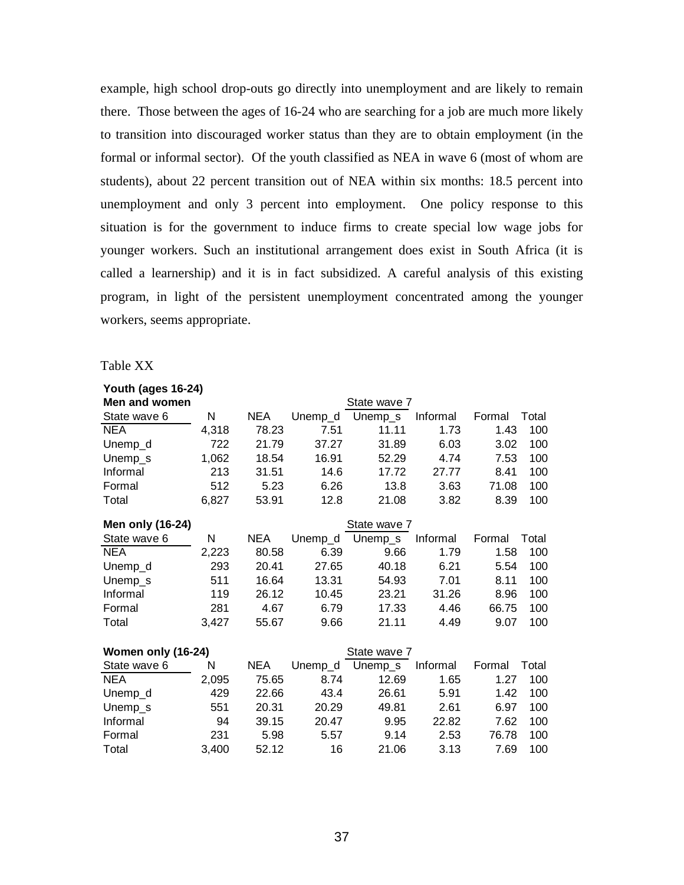example, high school drop-outs go directly into unemployment and are likely to remain there. Those between the ages of 16-24 who are searching for a job are much more likely to transition into discouraged worker status than they are to obtain employment (in the formal or informal sector). Of the youth classified as NEA in wave 6 (most of whom are students), about 22 percent transition out of NEA within six months: 18.5 percent into unemployment and only 3 percent into employment. One policy response to this situation is for the government to induce firms to create special low wage jobs for younger workers. Such an institutional arrangement does exist in South Africa (it is called a learnership) and it is in fact subsidized. A careful analysis of this existing program, in light of the persistent unemployment concentrated among the younger workers, seems appropriate.

Table XX

**Youth (ages 16-24)**

**Men and women**

| State wave 6 | N | State wave 7 NEA | Unemp_d | Unemp_s | Informal | Formal | Total |
|---|---|---|---|---|---|---|---|
| NEA | 4,318 | 78.23 | 7.51 | 11.11 | 1.73 | 1.43 | 100 |
| Unemp_d | 722 | 21.79 | 37.27 | 31.89 | 6.03 | 3.02 | 100 |
| Unemp_s | 1,062 | 18.54 | 16.91 | 52.29 | 4.74 | 7.53 | 100 |
| Informal | 213 | 31.51 | 14.6 | 17.72 | 27.77 | 8.41 | 100 |
| Formal | 512 | 5.23 | 6.26 | 13.8 | 3.63 | 71.08 | 100 |
| Total | 6,827 | 53.91 | 12.8 | 21.08 | 3.82 | 8.39 | 100 |

**Men only (16-24)**

| State wave 6 | N | State wave 7 NEA | Unemp_d | Unemp_s | Informal | Formal | Total |
|---|---|---|---|---|---|---|---|
| NEA | 2,223 | 80.58 | 6.39 | 9.66 | 1.79 | 1.58 | 100 |
| Unemp_d | 293 | 20.41 | 27.65 | 40.18 | 6.21 | 5.54 | 100 |
| Unemp_s | 511 | 16.64 | 13.31 | 54.93 | 7.01 | 8.11 | 100 |
| Informal | 119 | 26.12 | 10.45 | 23.21 | 31.26 | 8.96 | 100 |
| Formal | 281 | 4.67 | 6.79 | 17.33 | 4.46 | 66.75 | 100 |
| Total | 3,427 | 55.67 | 9.66 | 21.11 | 4.49 | 9.07 | 100 |

**Women only (16-24)**

| State wave 6 | N | State wave 7 NEA | Unemp_d | Unemp_s | Informal | Formal | Total |
|---|---|---|---|---|---|---|---|
| NEA | 2,095 | 75.65 | 8.74 | 12.69 | 1.65 | 1.27 | 100 |
| Unemp_d | 429 | 22.66 | 43.4 | 26.61 | 5.91 | 1.42 | 100 |
| Unemp_s | 551 | 20.31 | 20.29 | 49.81 | 2.61 | 6.97 | 100 |
| Informal | 94 | 39.15 | 20.47 | 9.95 | 22.82 | 7.62 | 100 |
| Formal | 231 | 5.98 | 5.57 | 9.14 | 2.53 | 76.78 | 100 |
| Total | 3,400 | 52.12 | 16 | 21.06 | 3.13 | 7.69 | 100 |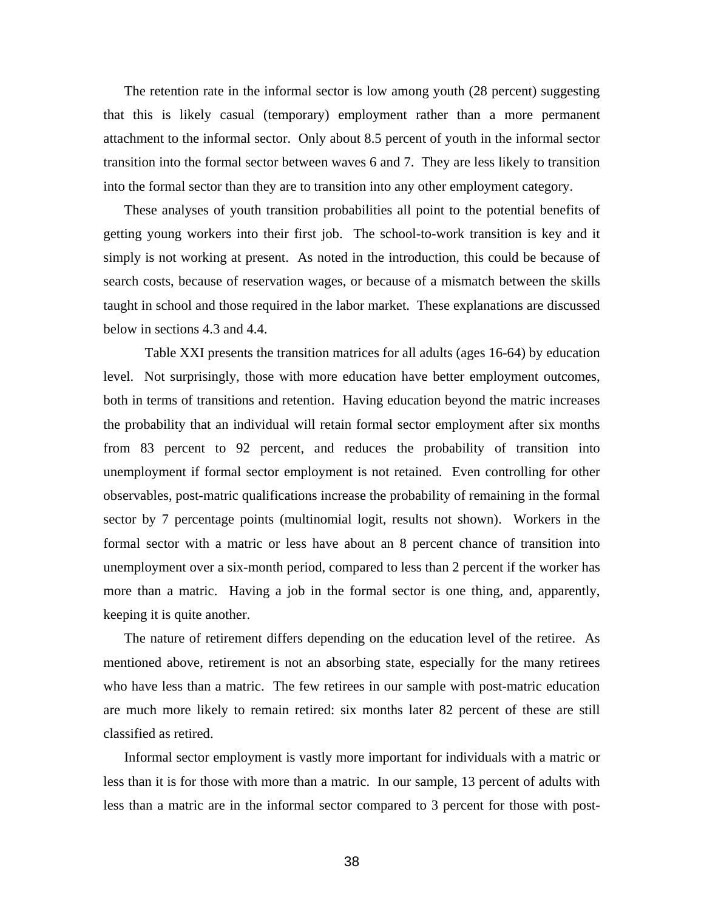The retention rate in the informal sector is low among youth (28 percent) suggesting that this is likely casual (temporary) employment rather than a more permanent attachment to the informal sector. Only about 8.5 percent of youth in the informal sector transition into the formal sector between waves 6 and 7. They are less likely to transition into the formal sector than they are to transition into any other employment category.

These analyses of youth transition probabilities all point to the potential benefits of getting young workers into their first job. The school-to-work transition is key and it simply is not working at present. As noted in the introduction, this could be because of search costs, because of reservation wages, or because of a mismatch between the skills taught in school and those required in the labor market. These explanations are discussed below in sections 4.3 and 4.4.

Table XXI presents the transition matrices for all adults (ages 16-64) by education level. Not surprisingly, those with more education have better employment outcomes, both in terms of transitions and retention. Having education beyond the matric increases the probability that an individual will retain formal sector employment after six months from 83 percent to 92 percent, and reduces the probability of transition into unemployment if formal sector employment is not retained. Even controlling for other observables, post-matric qualifications increase the probability of remaining in the formal sector by 7 percentage points (multinomial logit, results not shown). Workers in the formal sector with a matric or less have about an 8 percent chance of transition into unemployment over a six-month period, compared to less than 2 percent if the worker has more than a matric. Having a job in the formal sector is one thing, and, apparently, keeping it is quite another.

The nature of retirement differs depending on the education level of the retiree. As mentioned above, retirement is not an absorbing state, especially for the many retirees who have less than a matric. The few retirees in our sample with post-matric education are much more likely to remain retired: six months later 82 percent of these are still classified as retired.

Informal sector employment is vastly more important for individuals with a matric or less than it is for those with more than a matric. In our sample, 13 percent of adults with less than a matric are in the informal sector compared to 3 percent for those with post-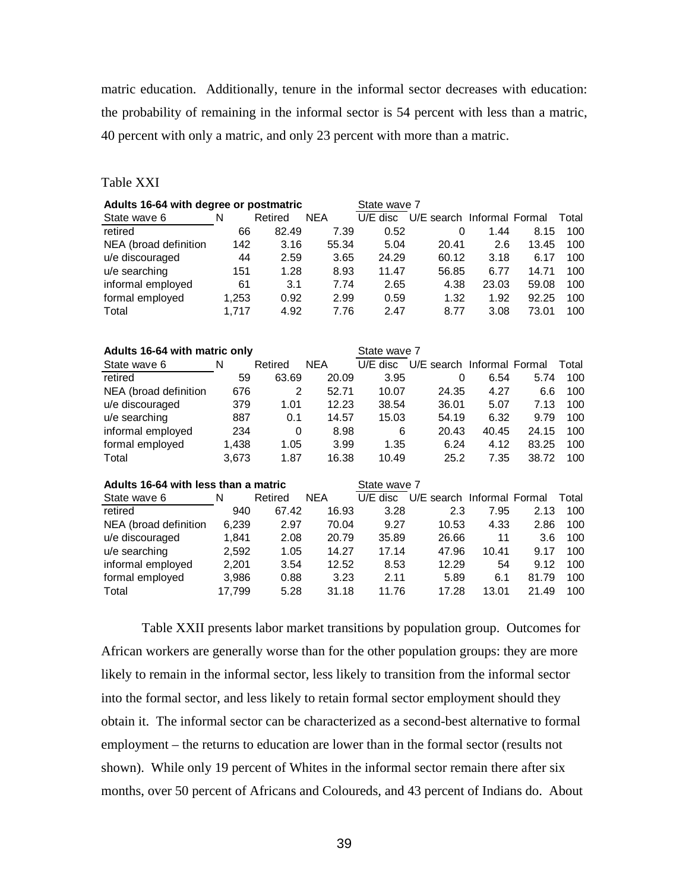matric education. Additionally, tenure in the informal sector decreases with education: the probability of remaining in the informal sector is 54 percent with less than a matric, 40 percent with only a matric, and only 23 percent with more than a matric.

Table XXI

| **Adults 16-64 with degree or postmatric** | | | | State wave 7 | | | | |
|---|---|---|---|---|---|---|---|---|
| State wave 6 | N | Retired | NEA | U/E disc | U/E search | Informal | Formal | Total |
| retired | 66 | 82.49 | 7.39 | 0.52 | 0 | 1.44 | 8.15 | 100 |
| NEA (broad definition | 142 | 3.16 | 55.34 | 5.04 | 20.41 | 2.6 | 13.45 | 100 |
| u/e discouraged | 44 | 2.59 | 3.65 | 24.29 | 60.12 | 3.18 | 6.17 | 100 |
| u/e searching | 151 | 1.28 | 8.93 | 11.47 | 56.85 | 6.77 | 14.71 | 100 |
| informal employed | 61 | 3.1 | 7.74 | 2.65 | 4.38 | 23.03 | 59.08 | 100 |
| formal employed | 1,253 | 0.92 | 2.99 | 0.59 | 1.32 | 1.92 | 92.25 | 100 |
| Total | 1,717 | 4.92 | 7.76 | 2.47 | 8.77 | 3.08 | 73.01 | 100 |

| **Adults 16-64 with matric only** | | | | State wave 7 | | | | |
|---|---|---|---|---|---|---|---|---|
| State wave 6 | N | Retired | NEA | U/E disc | U/E search | Informal | Formal | Total |
| retired | 59 | 63.69 | 20.09 | 3.95 | 0 | 6.54 | 5.74 | 100 |
| NEA (broad definition | 676 | 2 | 52.71 | 10.07 | 24.35 | 4.27 | 6.6 | 100 |
| u/e discouraged | 379 | 1.01 | 12.23 | 38.54 | 36.01 | 5.07 | 7.13 | 100 |
| u/e searching | 887 | 0.1 | 14.57 | 15.03 | 54.19 | 6.32 | 9.79 | 100 |
| informal employed | 234 | 0 | 8.98 | 6 | 20.43 | 40.45 | 24.15 | 100 |
| formal employed | 1,438 | 1.05 | 3.99 | 1.35 | 6.24 | 4.12 | 83.25 | 100 |
| Total | 3,673 | 1.87 | 16.38 | 10.49 | 25.2 | 7.35 | 38.72 | 100 |

| **Adults 16-64 with less than a matric** | | | | State wave 7 | | | | |
|---|---|---|---|---|---|---|---|---|
| State wave 6 | N | Retired | NEA | U/E disc | U/E search | Informal | Formal | Total |
| retired | 940 | 67.42 | 16.93 | 3.28 | 2.3 | 7.95 | 2.13 | 100 |
| NEA (broad definition | 6,239 | 2.97 | 70.04 | 9.27 | 10.53 | 4.33 | 2.86 | 100 |
| u/e discouraged | 1,841 | 2.08 | 20.79 | 35.89 | 26.66 | 11 | 3.6 | 100 |
| u/e searching | 2,592 | 1.05 | 14.27 | 17.14 | 47.96 | 10.41 | 9.17 | 100 |
| informal employed | 2,201 | 3.54 | 12.52 | 8.53 | 12.29 | 54 | 9.12 | 100 |
| formal employed | 3,986 | 0.88 | 3.23 | 2.11 | 5.89 | 6.1 | 81.79 | 100 |
| Total | 17,799 | 5.28 | 31.18 | 11.76 | 17.28 | 13.01 | 21.49 | 100 |

Table XXII presents labor market transitions by population group. Outcomes for African workers are generally worse than for the other population groups: they are more likely to remain in the informal sector, less likely to transition from the informal sector into the formal sector, and less likely to retain formal sector employment should they obtain it. The informal sector can be characterized as a second-best alternative to formal employment – the returns to education are lower than in the formal sector (results not shown). While only 19 percent of Whites in the informal sector remain there after six months, over 50 percent of Africans and Coloureds, and 43 percent of Indians do. About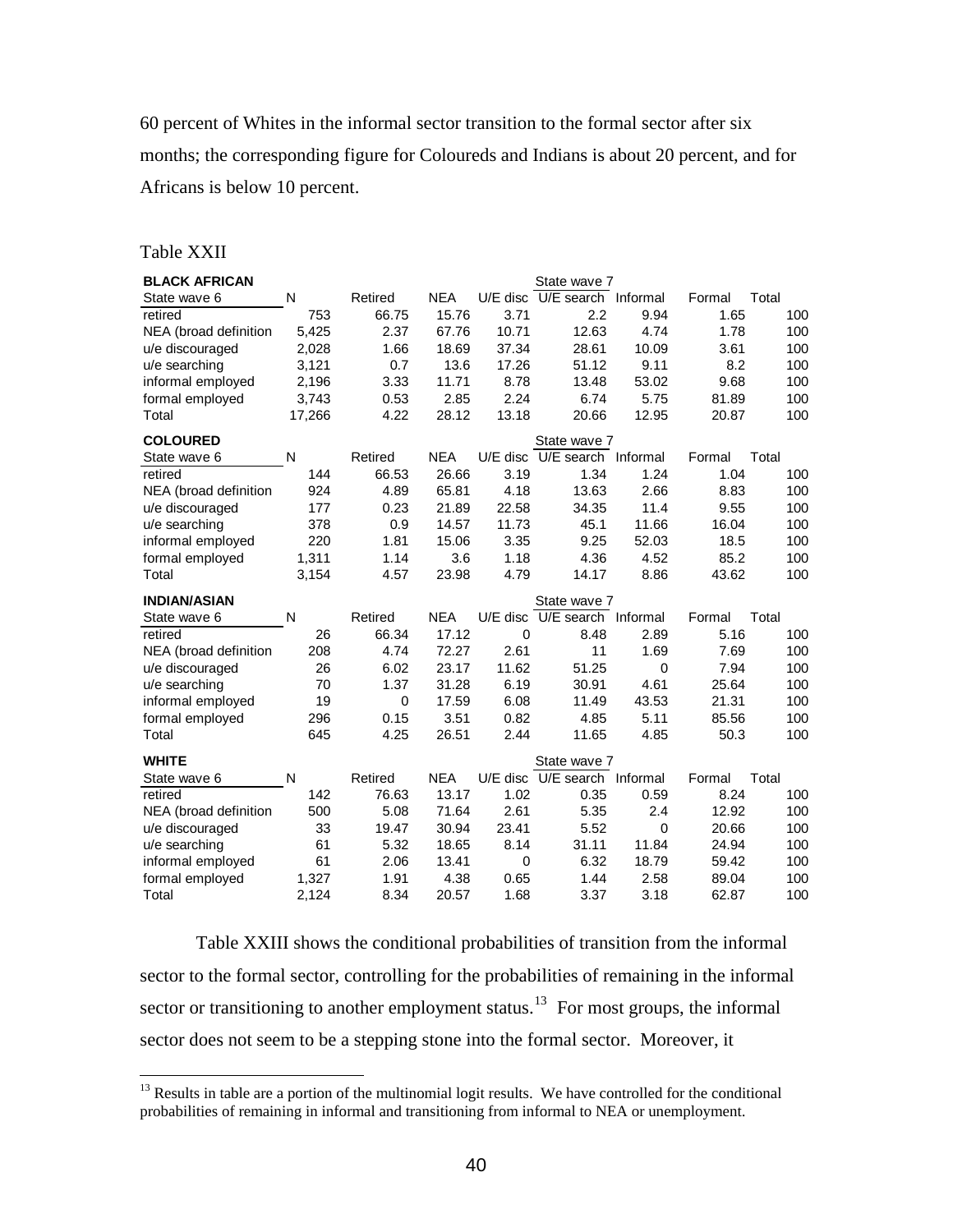60 percent of Whites in the informal sector transition to the formal sector after six months; the corresponding figure for Coloureds and Indians is about 20 percent, and for Africans is below 10 percent.

Table XXII

| **BLACK AFRICAN** | | | | State wave 7 | | | | |
|---|---|---|---|---|---|---|---|---|
| State wave 6 | N | Retired | NEA | U/E disc | U/E search | Informal | Formal | Total |
| retired | 753 | 66.75 | 15.76 | 3.71 | 2.2 | 9.94 | 1.65 | 100 |
| NEA (broad definition | 5,425 | 2.37 | 67.76 | 10.71 | 12.63 | 4.74 | 1.78 | 100 |
| u/e discouraged | 2,028 | 1.66 | 18.69 | 37.34 | 28.61 | 10.09 | 3.61 | 100 |
| u/e searching | 3,121 | 0.7 | 13.6 | 17.26 | 51.12 | 9.11 | 8.2 | 100 |
| informal employed | 2,196 | 3.33 | 11.71 | 8.78 | 13.48 | 53.02 | 9.68 | 100 |
| formal employed | 3,743 | 0.53 | 2.85 | 2.24 | 6.74 | 5.75 | 81.89 | 100 |
| Total | 17,266 | 4.22 | 28.12 | 13.18 | 20.66 | 12.95 | 20.87 | 100 |
| **COLOURED** | | | | State wave 7 | | | | |
| State wave 6 | N | Retired | NEA | U/E disc | U/E search | Informal | Formal | Total |
| retired | 144 | 66.53 | 26.66 | 3.19 | 1.34 | 1.24 | 1.04 | 100 |
| NEA (broad definition | 924 | 4.89 | 65.81 | 4.18 | 13.63 | 2.66 | 8.83 | 100 |
| u/e discouraged | 177 | 0.23 | 21.89 | 22.58 | 34.35 | 11.4 | 9.55 | 100 |
| u/e searching | 378 | 0.9 | 14.57 | 11.73 | 45.1 | 11.66 | 16.04 | 100 |
| informal employed | 220 | 1.81 | 15.06 | 3.35 | 9.25 | 52.03 | 18.5 | 100 |
| formal employed | 1,311 | 1.14 | 3.6 | 1.18 | 4.36 | 4.52 | 85.2 | 100 |
| Total | 3,154 | 4.57 | 23.98 | 4.79 | 14.17 | 8.86 | 43.62 | 100 |
| **INDIAN/ASIAN** | | | | State wave 7 | | | | |
| State wave 6 | N | Retired | NEA | U/E disc | U/E search | Informal | Formal | Total |
| retired | 26 | 66.34 | 17.12 | 0 | 8.48 | 2.89 | 5.16 | 100 |
| NEA (broad definition | 208 | 4.74 | 72.27 | 2.61 | 11 | 1.69 | 7.69 | 100 |
| u/e discouraged | 26 | 6.02 | 23.17 | 11.62 | 51.25 | 0 | 7.94 | 100 |
| u/e searching | 70 | 1.37 | 31.28 | 6.19 | 30.91 | 4.61 | 25.64 | 100 |
| informal employed | 19 | 0 | 17.59 | 6.08 | 11.49 | 43.53 | 21.31 | 100 |
| formal employed | 296 | 0.15 | 3.51 | 0.82 | 4.85 | 5.11 | 85.56 | 100 |
| Total | 645 | 4.25 | 26.51 | 2.44 | 11.65 | 4.85 | 50.3 | 100 |
| **WHITE** | | | | State wave 7 | | | | |
| State wave 6 | N | Retired | NEA | U/E disc | U/E search | Informal | Formal | Total |
| retired | 142 | 76.63 | 13.17 | 1.02 | 0.35 | 0.59 | 8.24 | 100 |
| NEA (broad definition | 500 | 5.08 | 71.64 | 2.61 | 5.35 | 2.4 | 12.92 | 100 |
| u/e discouraged | 33 | 19.47 | 30.94 | 23.41 | 5.52 | 0 | 20.66 | 100 |
| u/e searching | 61 | 5.32 | 18.65 | 8.14 | 31.11 | 11.84 | 24.94 | 100 |
| informal employed | 61 | 2.06 | 13.41 | 0 | 6.32 | 18.79 | 59.42 | 100 |
| formal employed | 1,327 | 1.91 | 4.38 | 0.65 | 1.44 | 2.58 | 89.04 | 100 |
| Total | 2,124 | 8.34 | 20.57 | 1.68 | 3.37 | 3.18 | 62.87 | 100 |

Table XXIII shows the conditional probabilities of transition from the informal sector to the formal sector, controlling for the probabilities of remaining in the informal sector or transitioning to another employment status.[13] For most groups, the informal sector does not seem to be a stepping stone into the formal sector. Moreover, it

[13] Results in table are a portion of the multinomial logit results. We have controlled for the conditional probabilities of remaining in informal and transitioning from informal to NEA or unemployment.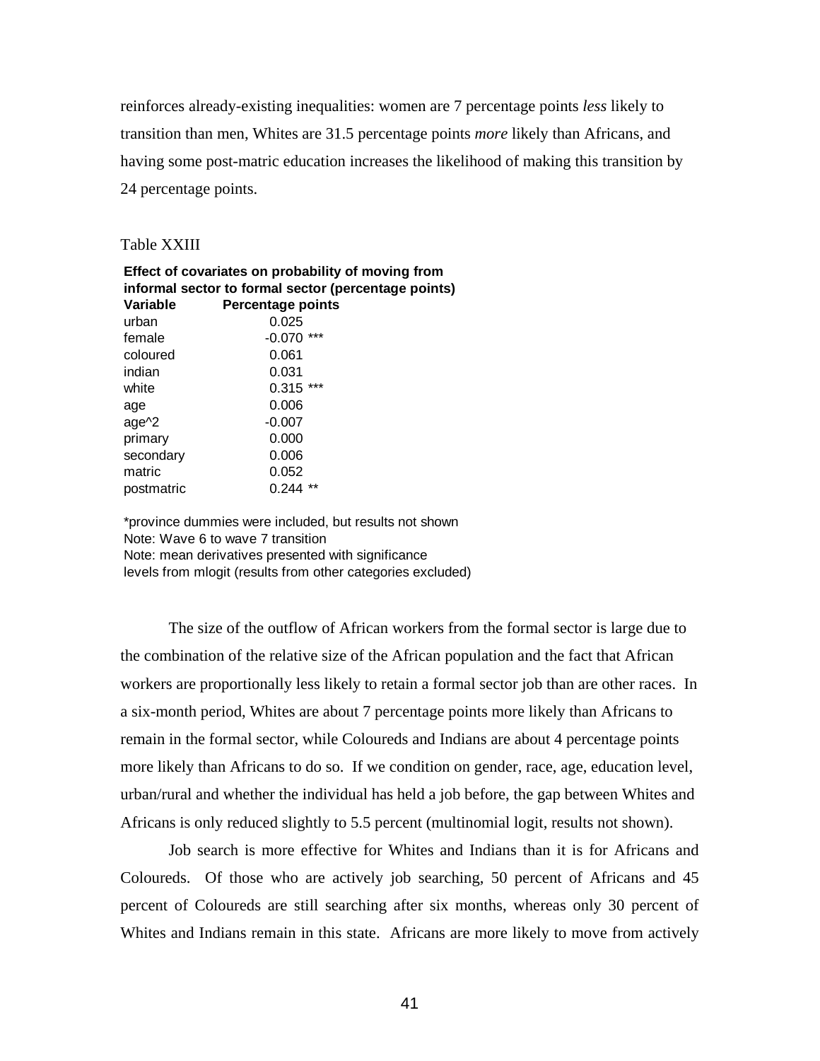reinforces already-existing inequalities: women are 7 percentage points *less* likely to transition than men, Whites are 31.5 percentage points *more* likely than Africans, and having some post-matric education increases the likelihood of making this transition by 24 percentage points.

Table XXIII

**Effect of covariates on probability of moving from informal sector to formal sector (percentage points)**

| Variable | Percentage points |
|---|---|
| urban | 0.025 |
| female | -0.070 *** |
| coloured | 0.061 |
| indian | 0.031 |
| white | 0.315 *** |
| age | 0.006 |
| age^2 | -0.007 |
| primary | 0.000 |
| secondary | 0.006 |
| matric | 0.052 |
| postmatric | 0.244 ** |

*province dummies were included, but results not shown
Note: Wave 6 to wave 7 transition
Note: mean derivatives presented with significance levels from mlogit (results from other categories excluded)

The size of the outflow of African workers from the formal sector is large due to the combination of the relative size of the African population and the fact that African workers are proportionally less likely to retain a formal sector job than are other races. In a six-month period, Whites are about 7 percentage points more likely than Africans to remain in the formal sector, while Coloureds and Indians are about 4 percentage points more likely than Africans to do so. If we condition on gender, race, age, education level, urban/rural and whether the individual has held a job before, the gap between Whites and Africans is only reduced slightly to 5.5 percent (multinomial logit, results not shown).

Job search is more effective for Whites and Indians than it is for Africans and Coloureds. Of those who are actively job searching, 50 percent of Africans and 45 percent of Coloureds are still searching after six months, whereas only 30 percent of Whites and Indians remain in this state. Africans are more likely to move from actively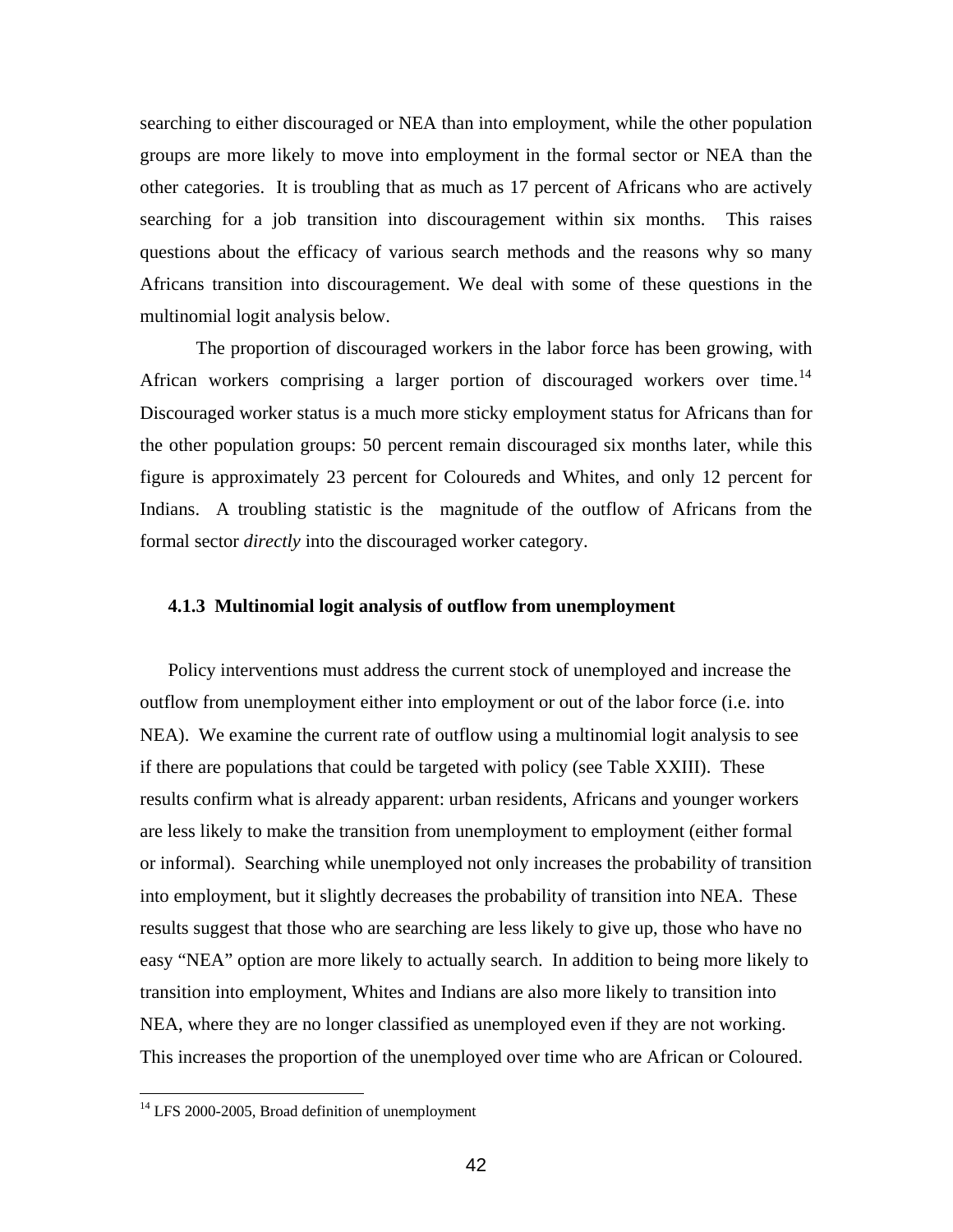searching to either discouraged or NEA than into employment, while the other population groups are more likely to move into employment in the formal sector or NEA than the other categories. It is troubling that as much as 17 percent of Africans who are actively searching for a job transition into discouragement within six months. This raises questions about the efficacy of various search methods and the reasons why so many Africans transition into discouragement. We deal with some of these questions in the multinomial logit analysis below.

The proportion of discouraged workers in the labor force has been growing, with African workers comprising a larger portion of discouraged workers over time.[14] Discouraged worker status is a much more sticky employment status for Africans than for the other population groups: 50 percent remain discouraged six months later, while this figure is approximately 23 percent for Coloureds and Whites, and only 12 percent for Indians. A troubling statistic is the magnitude of the outflow of Africans from the formal sector *directly* into the discouraged worker category.

### 4.1.3 Multinomial logit analysis of outflow from unemployment

Policy interventions must address the current stock of unemployed and increase the outflow from unemployment either into employment or out of the labor force (i.e. into NEA). We examine the current rate of outflow using a multinomial logit analysis to see if there are populations that could be targeted with policy (see Table XXIII). These results confirm what is already apparent: urban residents, Africans and younger workers are less likely to make the transition from unemployment to employment (either formal or informal). Searching while unemployed not only increases the probability of transition into employment, but it slightly decreases the probability of transition into NEA. These results suggest that those who are searching are less likely to give up, those who have no easy "NEA" option are more likely to actually search. In addition to being more likely to transition into employment, Whites and Indians are also more likely to transition into NEA, where they are no longer classified as unemployed even if they are not working. This increases the proportion of the unemployed over time who are African or Coloured.

[14] LFS 2000-2005, Broad definition of unemployment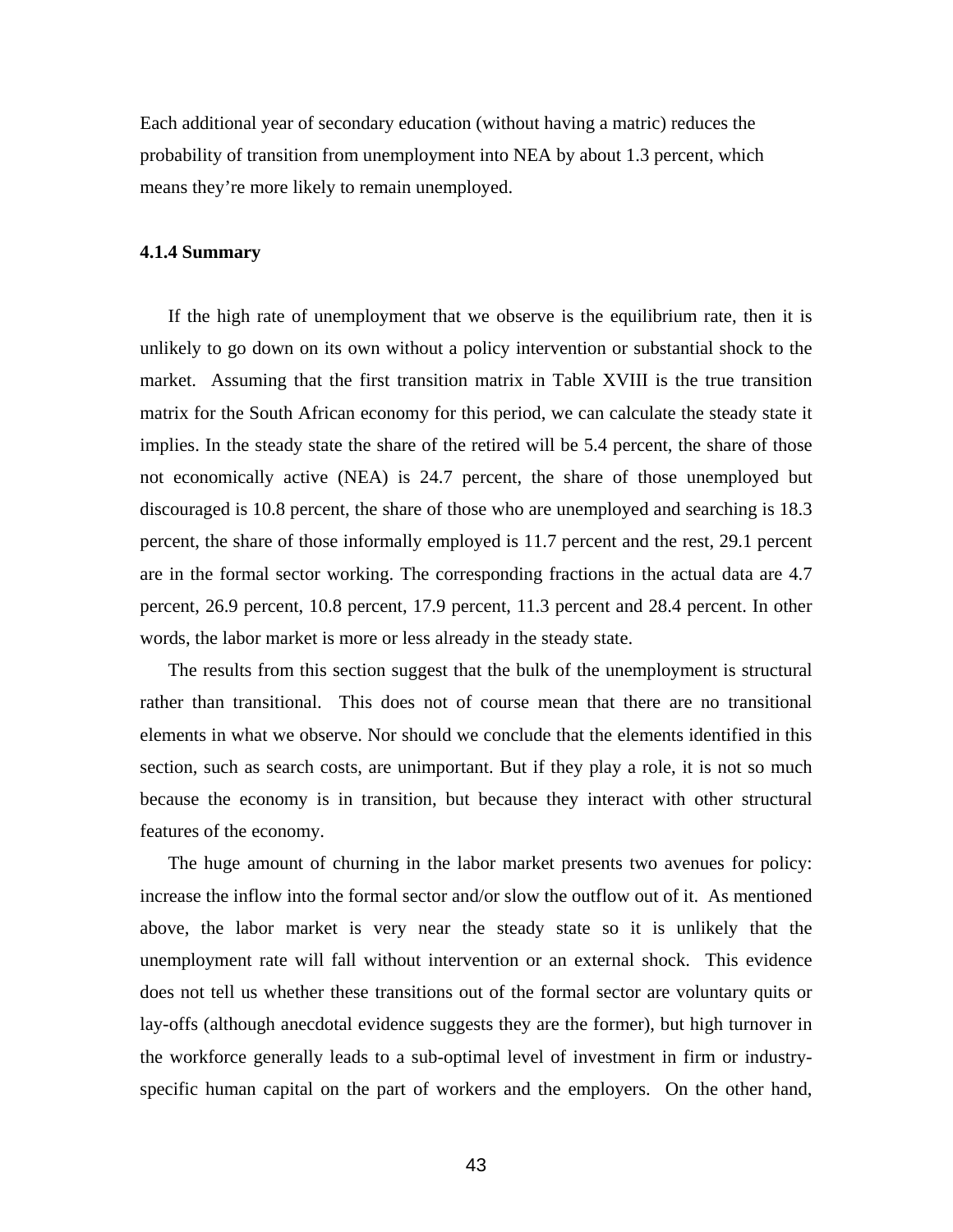Each additional year of secondary education (without having a matric) reduces the probability of transition from unemployment into NEA by about 1.3 percent, which means they're more likely to remain unemployed.

#### 4.1.4 Summary

If the high rate of unemployment that we observe is the equilibrium rate, then it is unlikely to go down on its own without a policy intervention or substantial shock to the market. Assuming that the first transition matrix in Table XVIII is the true transition matrix for the South African economy for this period, we can calculate the steady state it implies. In the steady state the share of the retired will be 5.4 percent, the share of those not economically active (NEA) is 24.7 percent, the share of those unemployed but discouraged is 10.8 percent, the share of those who are unemployed and searching is 18.3 percent, the share of those informally employed is 11.7 percent and the rest, 29.1 percent are in the formal sector working. The corresponding fractions in the actual data are 4.7 percent, 26.9 percent, 10.8 percent, 17.9 percent, 11.3 percent and 28.4 percent. In other words, the labor market is more or less already in the steady state.

The results from this section suggest that the bulk of the unemployment is structural rather than transitional. This does not of course mean that there are no transitional elements in what we observe. Nor should we conclude that the elements identified in this section, such as search costs, are unimportant. But if they play a role, it is not so much because the economy is in transition, but because they interact with other structural features of the economy.

The huge amount of churning in the labor market presents two avenues for policy: increase the inflow into the formal sector and/or slow the outflow out of it. As mentioned above, the labor market is very near the steady state so it is unlikely that the unemployment rate will fall without intervention or an external shock. This evidence does not tell us whether these transitions out of the formal sector are voluntary quits or lay-offs (although anecdotal evidence suggests they are the former), but high turnover in the workforce generally leads to a sub-optimal level of investment in firm or industry-specific human capital on the part of workers and the employers. On the other hand,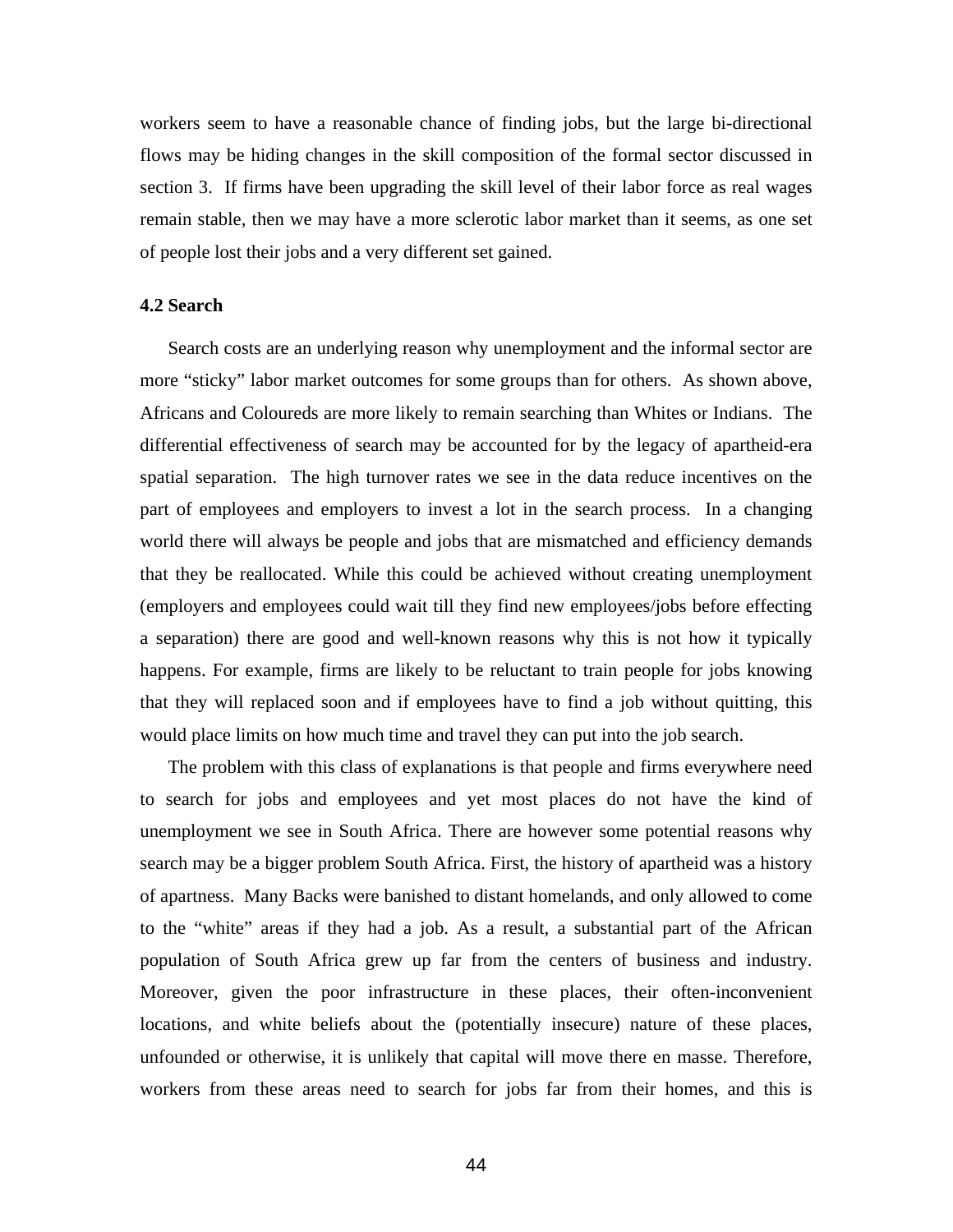workers seem to have a reasonable chance of finding jobs, but the large bi-directional flows may be hiding changes in the skill composition of the formal sector discussed in section 3. If firms have been upgrading the skill level of their labor force as real wages remain stable, then we may have a more sclerotic labor market than it seems, as one set of people lost their jobs and a very different set gained.

### 4.2 Search

Search costs are an underlying reason why unemployment and the informal sector are more "sticky" labor market outcomes for some groups than for others. As shown above, Africans and Coloureds are more likely to remain searching than Whites or Indians. The differential effectiveness of search may be accounted for by the legacy of apartheid-era spatial separation. The high turnover rates we see in the data reduce incentives on the part of employees and employers to invest a lot in the search process. In a changing world there will always be people and jobs that are mismatched and efficiency demands that they be reallocated. While this could be achieved without creating unemployment (employers and employees could wait till they find new employees/jobs before effecting a separation) there are good and well-known reasons why this is not how it typically happens. For example, firms are likely to be reluctant to train people for jobs knowing that they will replaced soon and if employees have to find a job without quitting, this would place limits on how much time and travel they can put into the job search.

The problem with this class of explanations is that people and firms everywhere need to search for jobs and employees and yet most places do not have the kind of unemployment we see in South Africa. There are however some potential reasons why search may be a bigger problem South Africa. First, the history of apartheid was a history of apartness. Many Backs were banished to distant homelands, and only allowed to come to the "white" areas if they had a job. As a result, a substantial part of the African population of South Africa grew up far from the centers of business and industry. Moreover, given the poor infrastructure in these places, their often-inconvenient locations, and white beliefs about the (potentially insecure) nature of these places, unfounded or otherwise, it is unlikely that capital will move there en masse. Therefore, workers from these areas need to search for jobs far from their homes, and this is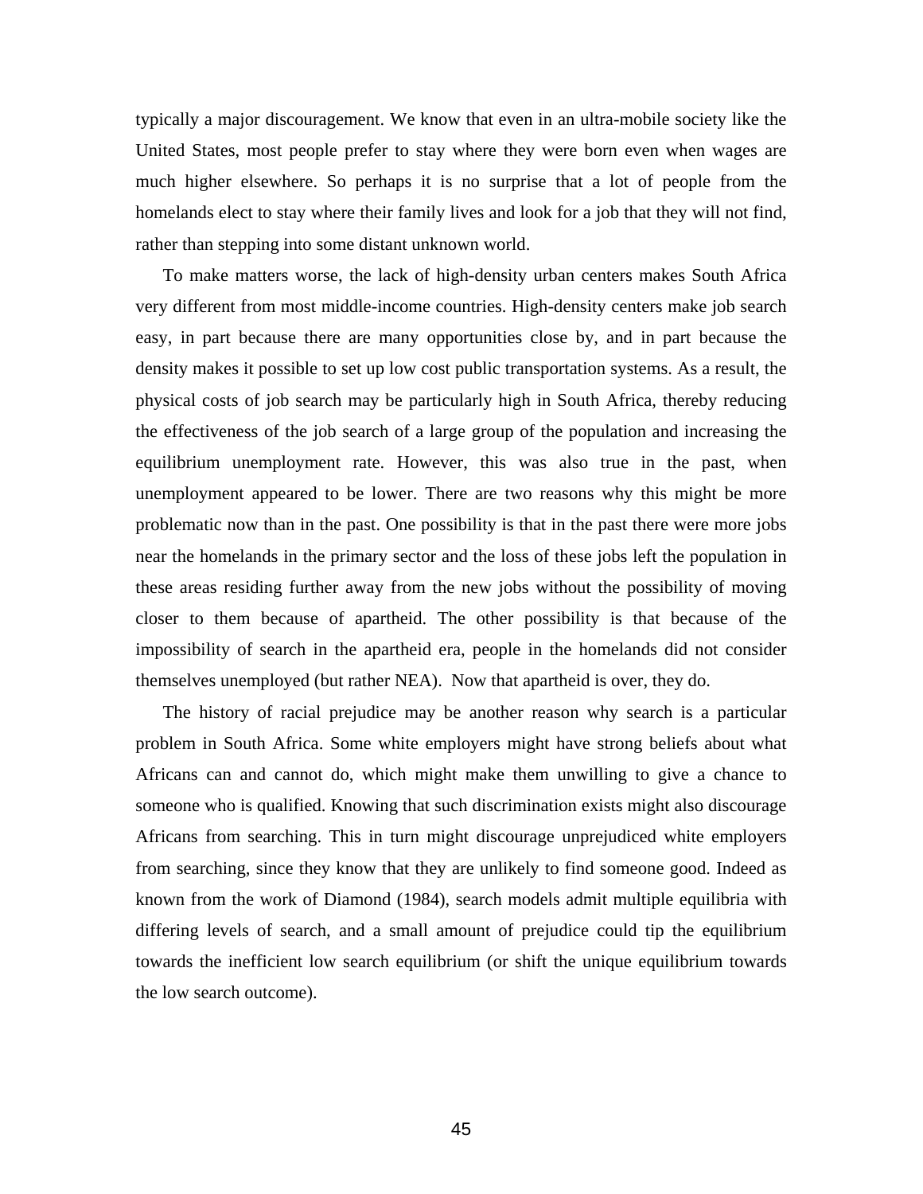typically a major discouragement. We know that even in an ultra-mobile society like the United States, most people prefer to stay where they were born even when wages are much higher elsewhere. So perhaps it is no surprise that a lot of people from the homelands elect to stay where their family lives and look for a job that they will not find, rather than stepping into some distant unknown world.

To make matters worse, the lack of high-density urban centers makes South Africa very different from most middle-income countries. High-density centers make job search easy, in part because there are many opportunities close by, and in part because the density makes it possible to set up low cost public transportation systems. As a result, the physical costs of job search may be particularly high in South Africa, thereby reducing the effectiveness of the job search of a large group of the population and increasing the equilibrium unemployment rate. However, this was also true in the past, when unemployment appeared to be lower. There are two reasons why this might be more problematic now than in the past. One possibility is that in the past there were more jobs near the homelands in the primary sector and the loss of these jobs left the population in these areas residing further away from the new jobs without the possibility of moving closer to them because of apartheid. The other possibility is that because of the impossibility of search in the apartheid era, people in the homelands did not consider themselves unemployed (but rather NEA). Now that apartheid is over, they do.

The history of racial prejudice may be another reason why search is a particular problem in South Africa. Some white employers might have strong beliefs about what Africans can and cannot do, which might make them unwilling to give a chance to someone who is qualified. Knowing that such discrimination exists might also discourage Africans from searching. This in turn might discourage unprejudiced white employers from searching, since they know that they are unlikely to find someone good. Indeed as known from the work of Diamond (1984), search models admit multiple equilibria with differing levels of search, and a small amount of prejudice could tip the equilibrium towards the inefficient low search equilibrium (or shift the unique equilibrium towards the low search outcome).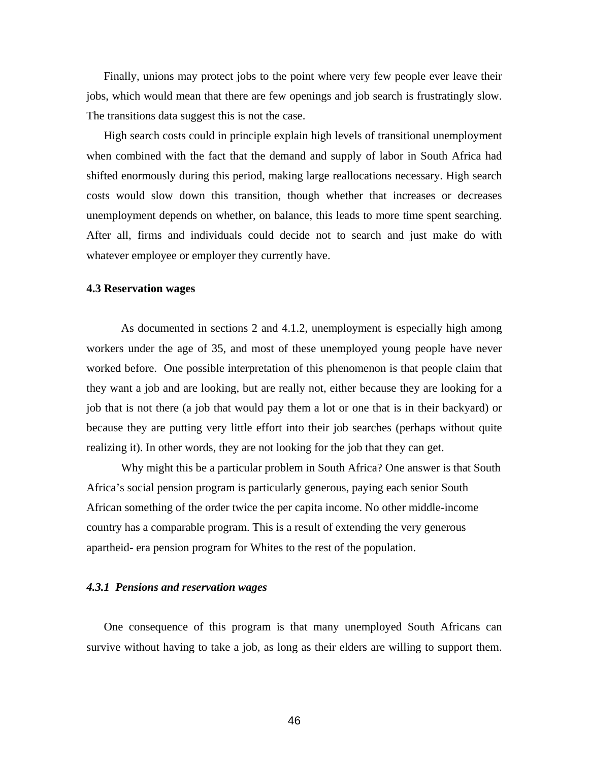Finally, unions may protect jobs to the point where very few people ever leave their jobs, which would mean that there are few openings and job search is frustratingly slow. The transitions data suggest this is not the case.

High search costs could in principle explain high levels of transitional unemployment when combined with the fact that the demand and supply of labor in South Africa had shifted enormously during this period, making large reallocations necessary. High search costs would slow down this transition, though whether that increases or decreases unemployment depends on whether, on balance, this leads to more time spent searching. After all, firms and individuals could decide not to search and just make do with whatever employee or employer they currently have.

### 4.3 Reservation wages

As documented in sections 2 and 4.1.2, unemployment is especially high among workers under the age of 35, and most of these unemployed young people have never worked before. One possible interpretation of this phenomenon is that people claim that they want a job and are looking, but are really not, either because they are looking for a job that is not there (a job that would pay them a lot or one that is in their backyard) or because they are putting very little effort into their job searches (perhaps without quite realizing it). In other words, they are not looking for the job that they can get.

Why might this be a particular problem in South Africa? One answer is that South Africa's social pension program is particularly generous, paying each senior South African something of the order twice the per capita income. No other middle-income country has a comparable program. This is a result of extending the very generous apartheid- era pension program for Whites to the rest of the population.

#### *4.3.1 Pensions and reservation wages*

One consequence of this program is that many unemployed South Africans can survive without having to take a job, as long as their elders are willing to support them.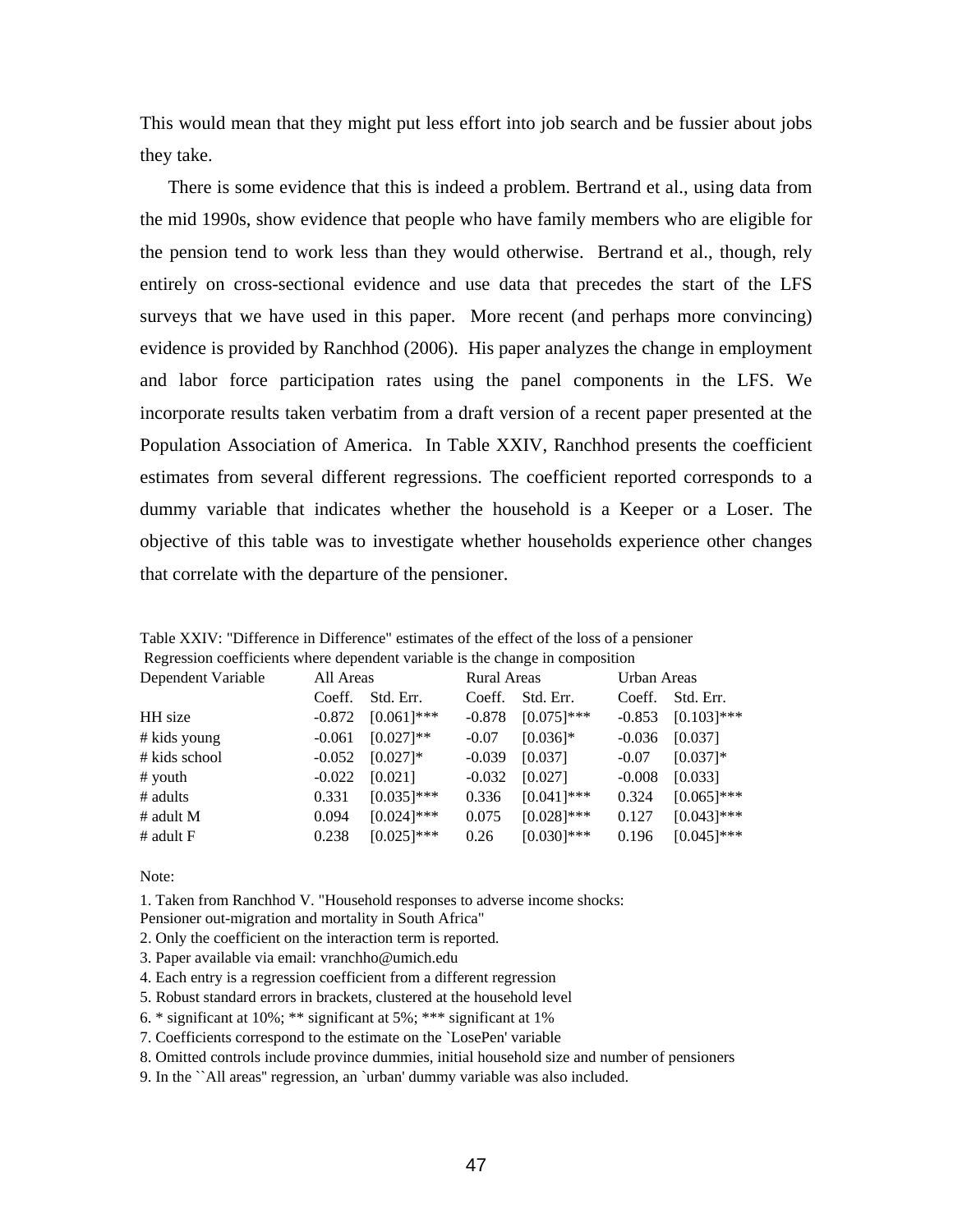This would mean that they might put less effort into job search and be fussier about jobs they take.

There is some evidence that this is indeed a problem. Bertrand et al., using data from the mid 1990s, show evidence that people who have family members who are eligible for the pension tend to work less than they would otherwise. Bertrand et al., though, rely entirely on cross-sectional evidence and use data that precedes the start of the LFS surveys that we have used in this paper. More recent (and perhaps more convincing) evidence is provided by Ranchhod (2006). His paper analyzes the change in employment and labor force participation rates using the panel components in the LFS. We incorporate results taken verbatim from a draft version of a recent paper presented at the Population Association of America. In Table XXIV, Ranchhod presents the coefficient estimates from several different regressions. The coefficient reported corresponds to a dummy variable that indicates whether the household is a Keeper or a Loser. The objective of this table was to investigate whether households experience other changes that correlate with the departure of the pensioner.

Table XXIV: "Difference in Difference" estimates of the effect of the loss of a pensioner
Regression coefficients where dependent variable is the change in composition

| Dependent Variable | All Areas | | Rural Areas | | Urban Areas | |
|---|---|---|---|---|---|---|
| | Coeff. | Std. Err. | Coeff. | Std. Err. | Coeff. | Std. Err. |
| HH size | -0.872 | [0.061]*** | -0.878 | [0.075]*** | -0.853 | [0.103]*** |
| # kids young | -0.061 | [0.027]** | -0.07 | [0.036]* | -0.036 | [0.037] |
| # kids school | -0.052 | [0.027]* | -0.039 | [0.037] | -0.07 | [0.037]* |
| # youth | -0.022 | [0.021] | -0.032 | [0.027] | -0.008 | [0.033] |
| # adults | 0.331 | [0.035]*** | 0.336 | [0.041]*** | 0.324 | [0.065]*** |
| # adult M | 0.094 | [0.024]*** | 0.075 | [0.028]*** | 0.127 | [0.043]*** |
| # adult F | 0.238 | [0.025]*** | 0.26 | [0.030]*** | 0.196 | [0.045]*** |

Note:

1. Taken from Ranchhod V. "Household responses to adverse income shocks: Pensioner out-migration and mortality in South Africa"
2. Only the coefficient on the interaction term is reported.
3. Paper available via email: vranchho@umich.edu
4. Each entry is a regression coefficient from a different regression
5. Robust standard errors in brackets, clustered at the household level
6. * significant at 10%; ** significant at 5%; *** significant at 1%
7. Coefficients correspond to the estimate on the `LosePen' variable
8. Omitted controls include province dummies, initial household size and number of pensioners
9. In the ``All areas'' regression, an `urban' dummy variable was also included.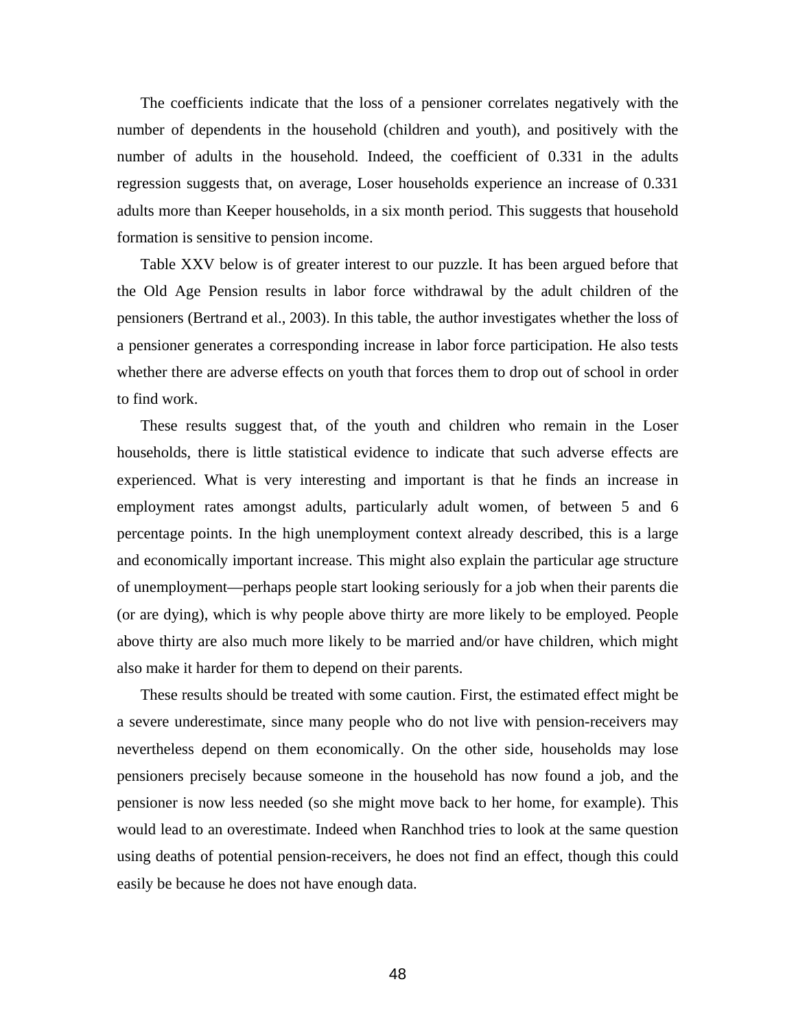The coefficients indicate that the loss of a pensioner correlates negatively with the number of dependents in the household (children and youth), and positively with the number of adults in the household. Indeed, the coefficient of 0.331 in the adults regression suggests that, on average, Loser households experience an increase of 0.331 adults more than Keeper households, in a six month period. This suggests that household formation is sensitive to pension income.

Table XXV below is of greater interest to our puzzle. It has been argued before that the Old Age Pension results in labor force withdrawal by the adult children of the pensioners (Bertrand et al., 2003). In this table, the author investigates whether the loss of a pensioner generates a corresponding increase in labor force participation. He also tests whether there are adverse effects on youth that forces them to drop out of school in order to find work.

These results suggest that, of the youth and children who remain in the Loser households, there is little statistical evidence to indicate that such adverse effects are experienced. What is very interesting and important is that he finds an increase in employment rates amongst adults, particularly adult women, of between 5 and 6 percentage points. In the high unemployment context already described, this is a large and economically important increase. This might also explain the particular age structure of unemployment—perhaps people start looking seriously for a job when their parents die (or are dying), which is why people above thirty are more likely to be employed. People above thirty are also much more likely to be married and/or have children, which might also make it harder for them to depend on their parents.

These results should be treated with some caution. First, the estimated effect might be a severe underestimate, since many people who do not live with pension-receivers may nevertheless depend on them economically. On the other side, households may lose pensioners precisely because someone in the household has now found a job, and the pensioner is now less needed (so she might move back to her home, for example). This would lead to an overestimate. Indeed when Ranchhod tries to look at the same question using deaths of potential pension-receivers, he does not find an effect, though this could easily be because he does not have enough data.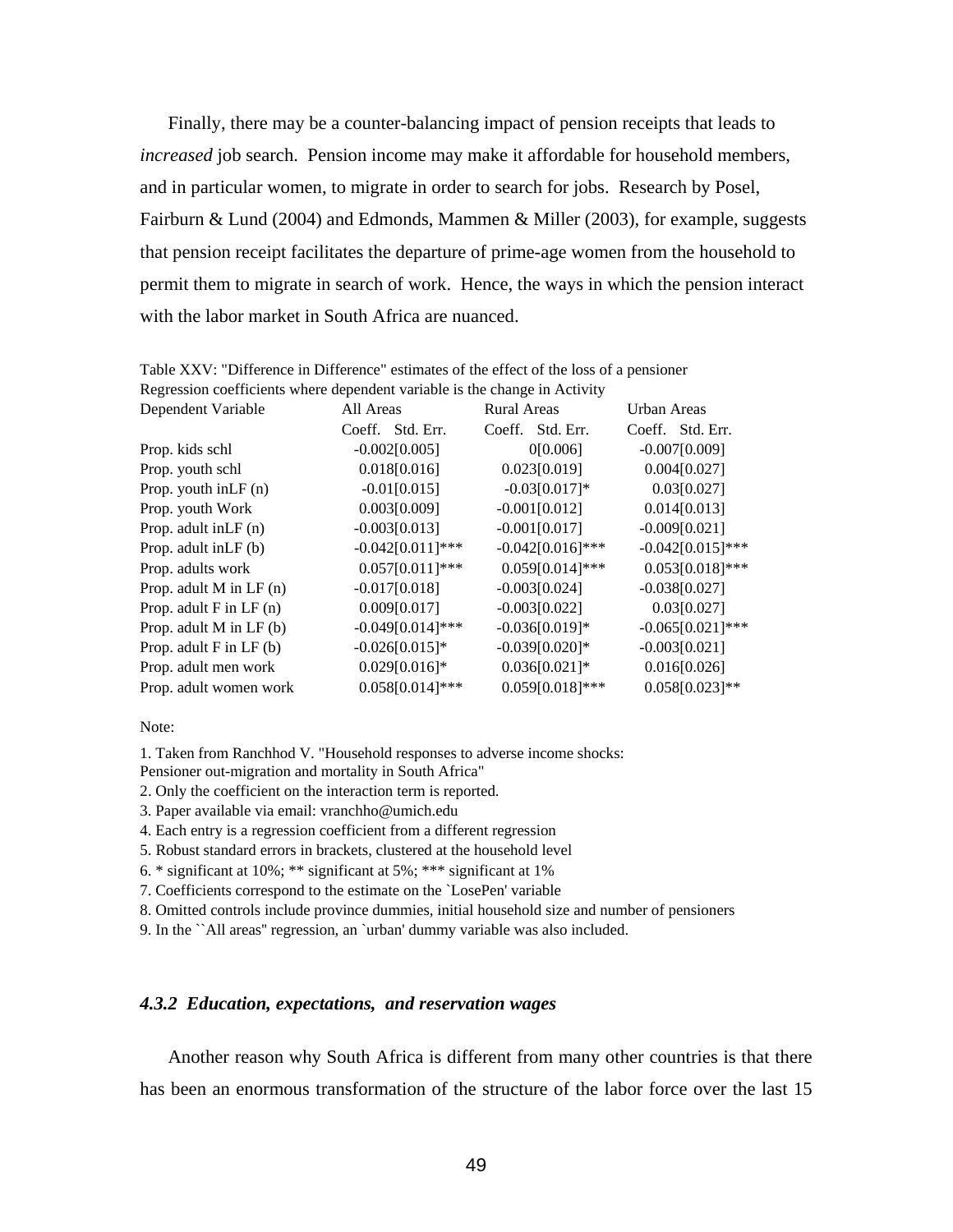Finally, there may be a counter-balancing impact of pension receipts that leads to *increased* job search. Pension income may make it affordable for household members, and in particular women, to migrate in order to search for jobs. Research by Posel, Fairburn & Lund (2004) and Edmonds, Mammen & Miller (2003), for example, suggests that pension receipt facilitates the departure of prime-age women from the household to permit them to migrate in search of work. Hence, the ways in which the pension interact with the labor market in South Africa are nuanced.

Table XXV: "Difference in Difference" estimates of the effect of the loss of a pensioner
Regression coefficients where dependent variable is the change in Activity

| Dependent Variable | All Areas | Rural Areas | Urban Areas |
|---|---|---|---|
| | Coeff. Std. Err. | Coeff. Std. Err. | Coeff. Std. Err. |
| Prop. kids schl | -0.002[0.005] | 0[0.006] | -0.007[0.009] |
| Prop. youth schl | 0.018[0.016] | 0.023[0.019] | 0.004[0.027] |
| Prop. youth inLF (n) | -0.01[0.015] | -0.03[0.017]* | 0.03[0.027] |
| Prop. youth Work | 0.003[0.009] | -0.001[0.012] | 0.014[0.013] |
| Prop. adult inLF (n) | -0.003[0.013] | -0.001[0.017] | -0.009[0.021] |
| Prop. adult inLF (b) | -0.042[0.011]*** | -0.042[0.016]*** | -0.042[0.015]*** |
| Prop. adults work | 0.057[0.011]*** | 0.059[0.014]*** | 0.053[0.018]*** |
| Prop. adult M in LF (n) | -0.017[0.018] | -0.003[0.024] | -0.038[0.027] |
| Prop. adult F in LF (n) | 0.009[0.017] | -0.003[0.022] | 0.03[0.027] |
| Prop. adult M in LF (b) | -0.049[0.014]*** | -0.036[0.019]* | -0.065[0.021]*** |
| Prop. adult F in LF (b) | -0.026[0.015]* | -0.039[0.020]* | -0.003[0.021] |
| Prop. adult men work | 0.029[0.016]* | 0.036[0.021]* | 0.016[0.026] |
| Prop. adult women work | 0.058[0.014]*** | 0.059[0.018]*** | 0.058[0.023]** |

Note:

1. Taken from Ranchhod V. "Household responses to adverse income shocks: Pensioner out-migration and mortality in South Africa"
2. Only the coefficient on the interaction term is reported.
3. Paper available via email: vranchho@umich.edu
4. Each entry is a regression coefficient from a different regression
5. Robust standard errors in brackets, clustered at the household level
6. * significant at 10%; ** significant at 5%; *** significant at 1%
7. Coefficients correspond to the estimate on the `LosePen' variable
8. Omitted controls include province dummies, initial household size and number of pensioners
9. In the ``All areas'' regression, an `urban' dummy variable was also included.

### *4.3.2 Education, expectations, and reservation wages*

Another reason why South Africa is different from many other countries is that there has been an enormous transformation of the structure of the labor force over the last 15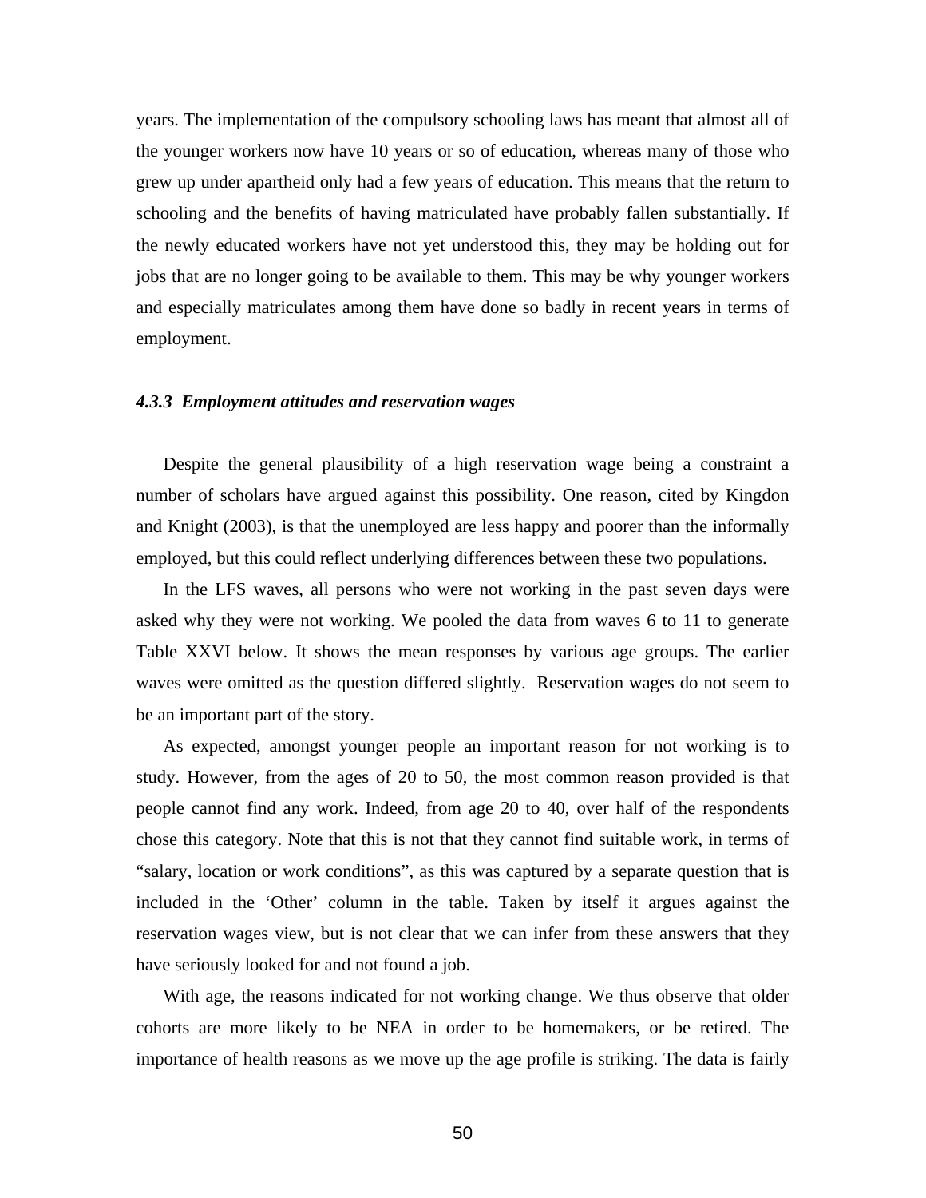years. The implementation of the compulsory schooling laws has meant that almost all of the younger workers now have 10 years or so of education, whereas many of those who grew up under apartheid only had a few years of education. This means that the return to schooling and the benefits of having matriculated have probably fallen substantially. If the newly educated workers have not yet understood this, they may be holding out for jobs that are no longer going to be available to them. This may be why younger workers and especially matriculates among them have done so badly in recent years in terms of employment.

#### *4.3.3 Employment attitudes and reservation wages*

Despite the general plausibility of a high reservation wage being a constraint a number of scholars have argued against this possibility. One reason, cited by Kingdon and Knight (2003), is that the unemployed are less happy and poorer than the informally employed, but this could reflect underlying differences between these two populations.

In the LFS waves, all persons who were not working in the past seven days were asked why they were not working. We pooled the data from waves 6 to 11 to generate Table XXVI below. It shows the mean responses by various age groups. The earlier waves were omitted as the question differed slightly. Reservation wages do not seem to be an important part of the story.

As expected, amongst younger people an important reason for not working is to study. However, from the ages of 20 to 50, the most common reason provided is that people cannot find any work. Indeed, from age 20 to 40, over half of the respondents chose this category. Note that this is not that they cannot find suitable work, in terms of "salary, location or work conditions", as this was captured by a separate question that is included in the 'Other' column in the table. Taken by itself it argues against the reservation wages view, but is not clear that we can infer from these answers that they have seriously looked for and not found a job.

With age, the reasons indicated for not working change. We thus observe that older cohorts are more likely to be NEA in order to be homemakers, or be retired. The importance of health reasons as we move up the age profile is striking. The data is fairly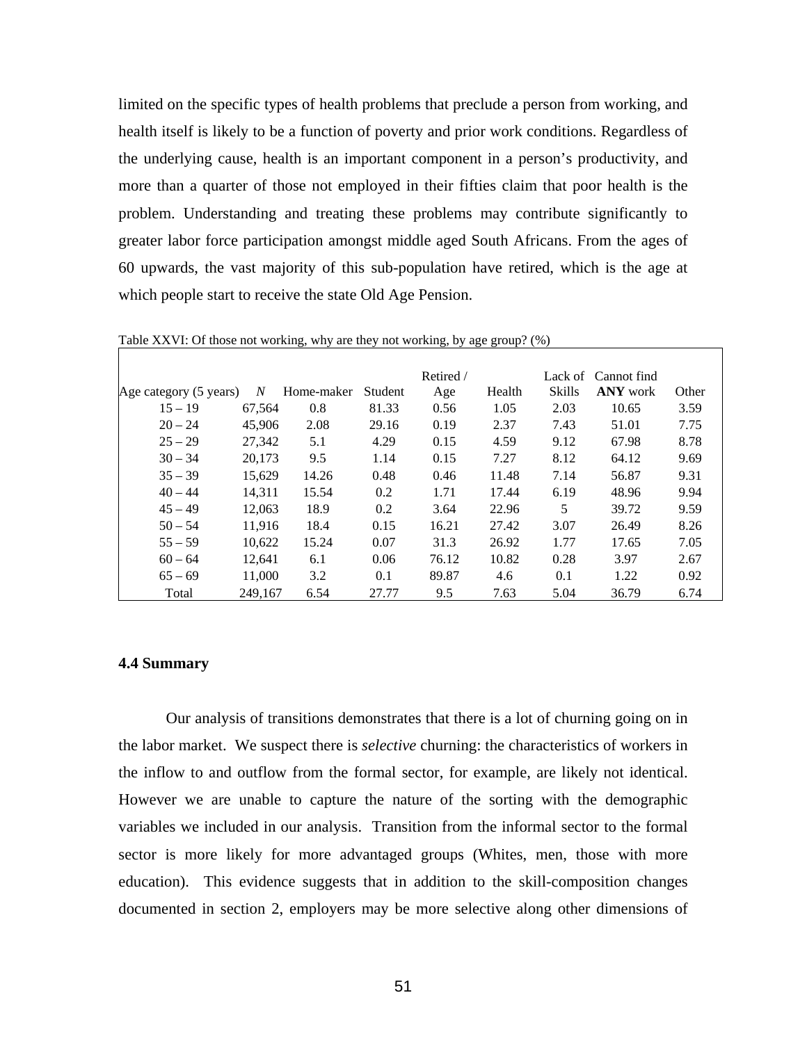limited on the specific types of health problems that preclude a person from working, and health itself is likely to be a function of poverty and prior work conditions. Regardless of the underlying cause, health is an important component in a person's productivity, and more than a quarter of those not employed in their fifties claim that poor health is the problem. Understanding and treating these problems may contribute significantly to greater labor force participation amongst middle aged South Africans. From the ages of 60 upwards, the vast majority of this sub-population have retired, which is the age at which people start to receive the state Old Age Pension.

Table XXVI: Of those not working, why are they not working, by age group? (%)

| Age category (5 years) | *N* | Home-maker | Student | Retired / Age | Health | Lack of Skills | Cannot find **ANY** work | Other |
|---|---|---|---|---|---|---|---|---|
| 15 – 19 | 67,564 | 0.8 | 81.33 | 0.56 | 1.05 | 2.03 | 10.65 | 3.59 |
| 20 – 24 | 45,906 | 2.08 | 29.16 | 0.19 | 2.37 | 7.43 | 51.01 | 7.75 |
| 25 – 29 | 27,342 | 5.1 | 4.29 | 0.15 | 4.59 | 9.12 | 67.98 | 8.78 |
| 30 – 34 | 20,173 | 9.5 | 1.14 | 0.15 | 7.27 | 8.12 | 64.12 | 9.69 |
| 35 – 39 | 15,629 | 14.26 | 0.48 | 0.46 | 11.48 | 7.14 | 56.87 | 9.31 |
| 40 – 44 | 14,311 | 15.54 | 0.2 | 1.71 | 17.44 | 6.19 | 48.96 | 9.94 |
| 45 – 49 | 12,063 | 18.9 | 0.2 | 3.64 | 22.96 | 5 | 39.72 | 9.59 |
| 50 – 54 | 11,916 | 18.4 | 0.15 | 16.21 | 27.42 | 3.07 | 26.49 | 8.26 |
| 55 – 59 | 10,622 | 15.24 | 0.07 | 31.3 | 26.92 | 1.77 | 17.65 | 7.05 |
| 60 – 64 | 12,641 | 6.1 | 0.06 | 76.12 | 10.82 | 0.28 | 3.97 | 2.67 |
| 65 – 69 | 11,000 | 3.2 | 0.1 | 89.87 | 4.6 | 0.1 | 1.22 | 0.92 |
| Total | 249,167 | 6.54 | 27.77 | 9.5 | 7.63 | 5.04 | 36.79 | 6.74 |

### 4.4 Summary

Our analysis of transitions demonstrates that there is a lot of churning going on in the labor market. We suspect there is *selective* churning: the characteristics of workers in the inflow to and outflow from the formal sector, for example, are likely not identical. However we are unable to capture the nature of the sorting with the demographic variables we included in our analysis. Transition from the informal sector to the formal sector is more likely for more advantaged groups (Whites, men, those with more education). This evidence suggests that in addition to the skill-composition changes documented in section 2, employers may be more selective along other dimensions of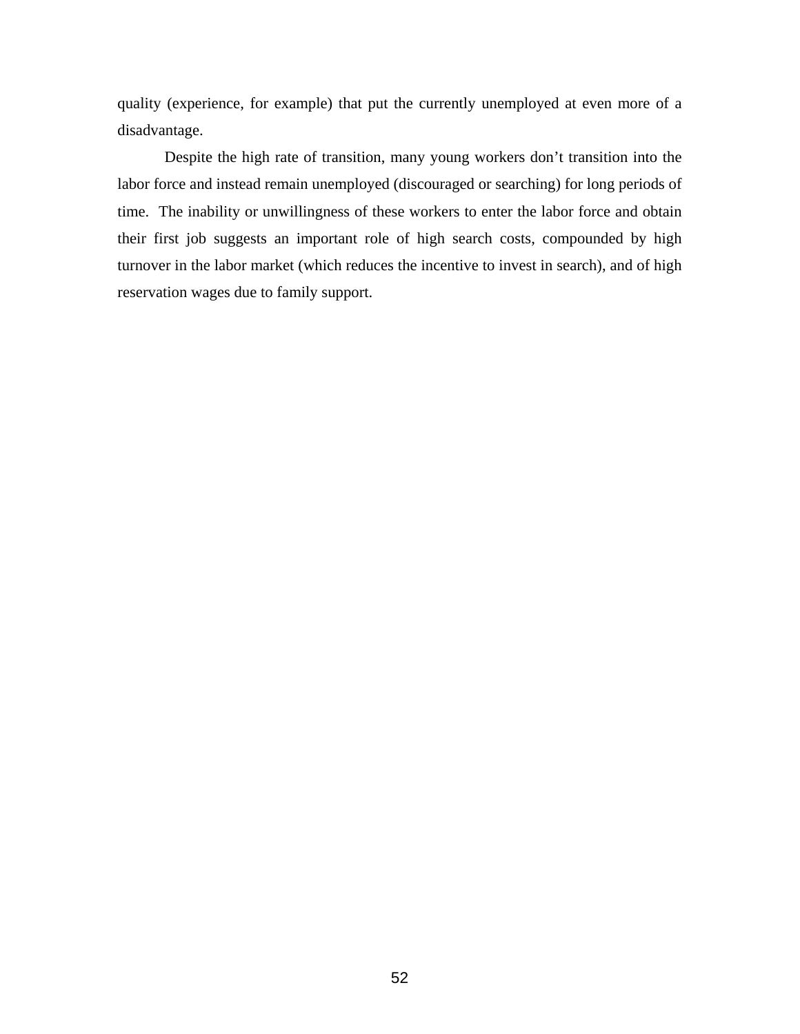quality (experience, for example) that put the currently unemployed at even more of a disadvantage.

Despite the high rate of transition, many young workers don’t transition into the labor force and instead remain unemployed (discouraged or searching) for long periods of time. The inability or unwillingness of these workers to enter the labor force and obtain their first job suggests an important role of high search costs, compounded by high turnover in the labor market (which reduces the incentive to invest in search), and of high reservation wages due to family support.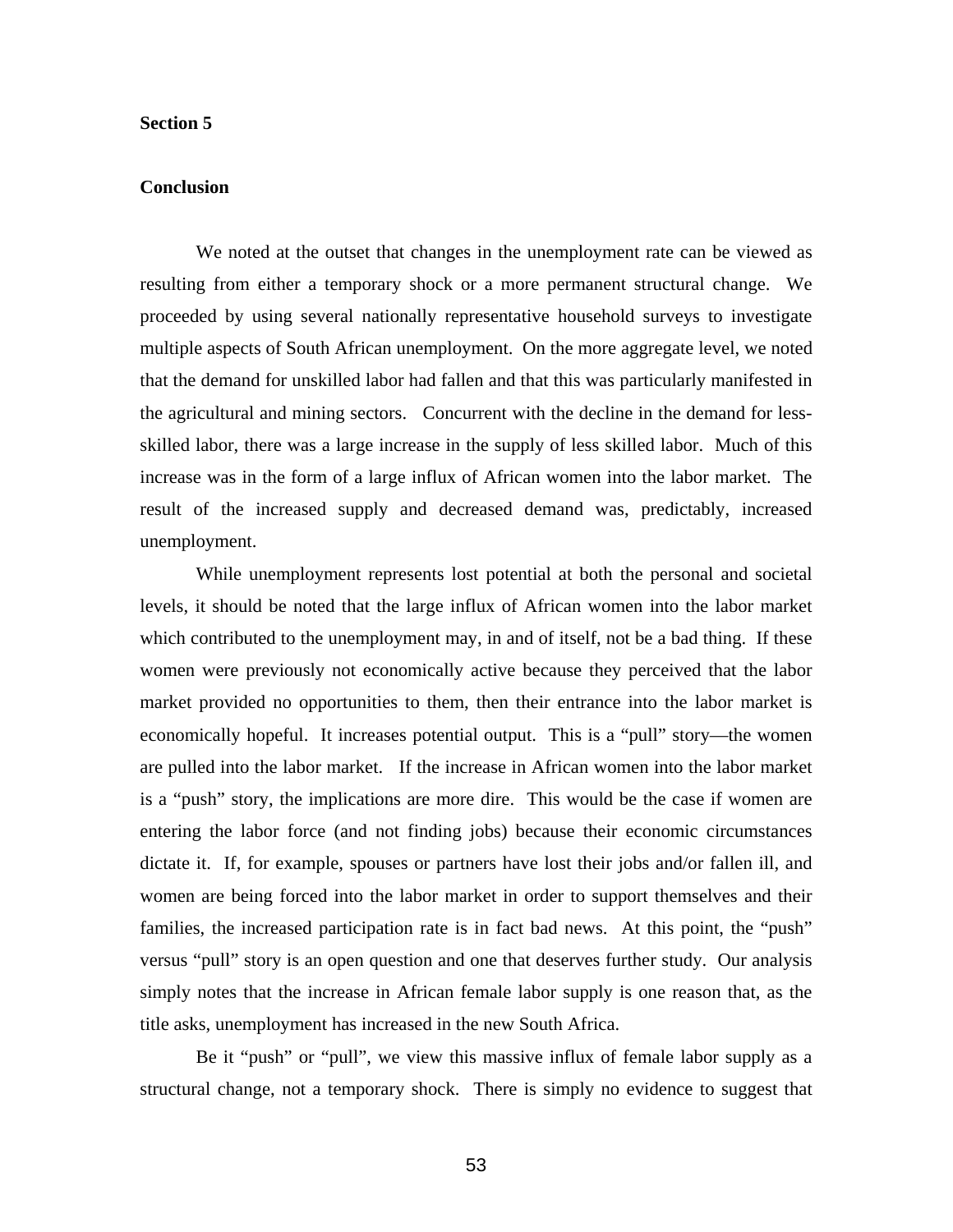## Section 5

## Conclusion

We noted at the outset that changes in the unemployment rate can be viewed as resulting from either a temporary shock or a more permanent structural change. We proceeded by using several nationally representative household surveys to investigate multiple aspects of South African unemployment. On the more aggregate level, we noted that the demand for unskilled labor had fallen and that this was particularly manifested in the agricultural and mining sectors. Concurrent with the decline in the demand for less-skilled labor, there was a large increase in the supply of less skilled labor. Much of this increase was in the form of a large influx of African women into the labor market. The result of the increased supply and decreased demand was, predictably, increased unemployment.

While unemployment represents lost potential at both the personal and societal levels, it should be noted that the large influx of African women into the labor market which contributed to the unemployment may, in and of itself, not be a bad thing. If these women were previously not economically active because they perceived that the labor market provided no opportunities to them, then their entrance into the labor market is economically hopeful. It increases potential output. This is a "pull" story—the women are pulled into the labor market. If the increase in African women into the labor market is a "push" story, the implications are more dire. This would be the case if women are entering the labor force (and not finding jobs) because their economic circumstances dictate it. If, for example, spouses or partners have lost their jobs and/or fallen ill, and women are being forced into the labor market in order to support themselves and their families, the increased participation rate is in fact bad news. At this point, the "push" versus "pull" story is an open question and one that deserves further study. Our analysis simply notes that the increase in African female labor supply is one reason that, as the title asks, unemployment has increased in the new South Africa.

Be it "push" or "pull", we view this massive influx of female labor supply as a structural change, not a temporary shock. There is simply no evidence to suggest that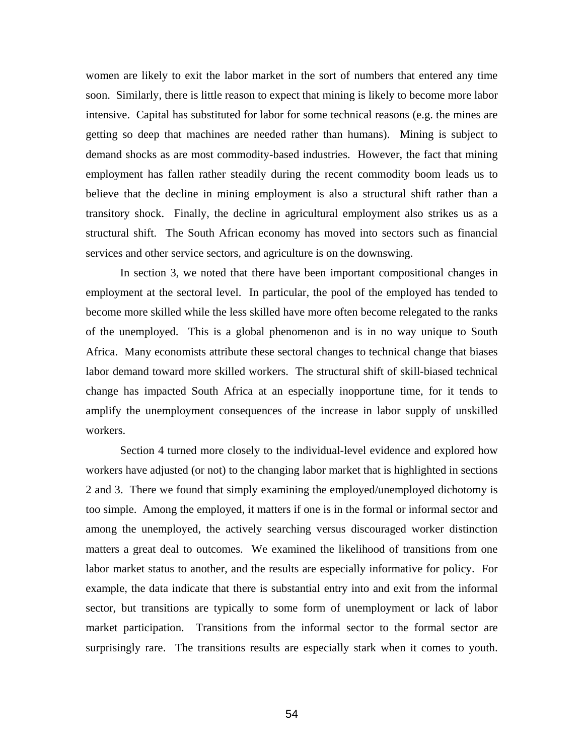women are likely to exit the labor market in the sort of numbers that entered any time soon. Similarly, there is little reason to expect that mining is likely to become more labor intensive. Capital has substituted for labor for some technical reasons (e.g. the mines are getting so deep that machines are needed rather than humans). Mining is subject to demand shocks as are most commodity-based industries. However, the fact that mining employment has fallen rather steadily during the recent commodity boom leads us to believe that the decline in mining employment is also a structural shift rather than a transitory shock. Finally, the decline in agricultural employment also strikes us as a structural shift. The South African economy has moved into sectors such as financial services and other service sectors, and agriculture is on the downswing.

In section 3, we noted that there have been important compositional changes in employment at the sectoral level. In particular, the pool of the employed has tended to become more skilled while the less skilled have more often become relegated to the ranks of the unemployed. This is a global phenomenon and is in no way unique to South Africa. Many economists attribute these sectoral changes to technical change that biases labor demand toward more skilled workers. The structural shift of skill-biased technical change has impacted South Africa at an especially inopportune time, for it tends to amplify the unemployment consequences of the increase in labor supply of unskilled workers.

Section 4 turned more closely to the individual-level evidence and explored how workers have adjusted (or not) to the changing labor market that is highlighted in sections 2 and 3. There we found that simply examining the employed/unemployed dichotomy is too simple. Among the employed, it matters if one is in the formal or informal sector and among the unemployed, the actively searching versus discouraged worker distinction matters a great deal to outcomes. We examined the likelihood of transitions from one labor market status to another, and the results are especially informative for policy. For example, the data indicate that there is substantial entry into and exit from the informal sector, but transitions are typically to some form of unemployment or lack of labor market participation. Transitions from the informal sector to the formal sector are surprisingly rare. The transitions results are especially stark when it comes to youth.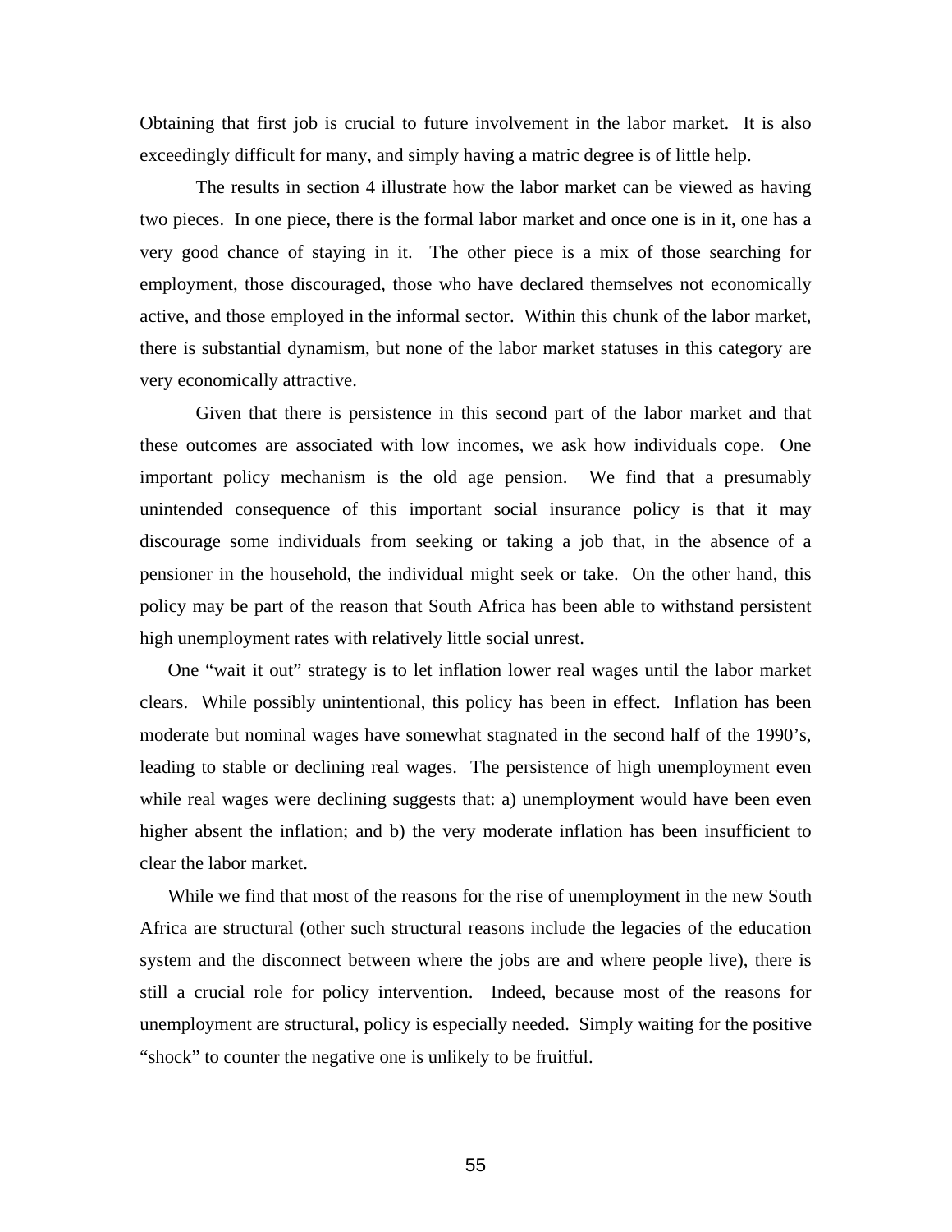Obtaining that first job is crucial to future involvement in the labor market. It is also exceedingly difficult for many, and simply having a matric degree is of little help.

The results in section 4 illustrate how the labor market can be viewed as having two pieces. In one piece, there is the formal labor market and once one is in it, one has a very good chance of staying in it. The other piece is a mix of those searching for employment, those discouraged, those who have declared themselves not economically active, and those employed in the informal sector. Within this chunk of the labor market, there is substantial dynamism, but none of the labor market statuses in this category are very economically attractive.

Given that there is persistence in this second part of the labor market and that these outcomes are associated with low incomes, we ask how individuals cope. One important policy mechanism is the old age pension. We find that a presumably unintended consequence of this important social insurance policy is that it may discourage some individuals from seeking or taking a job that, in the absence of a pensioner in the household, the individual might seek or take. On the other hand, this policy may be part of the reason that South Africa has been able to withstand persistent high unemployment rates with relatively little social unrest.

One "wait it out" strategy is to let inflation lower real wages until the labor market clears. While possibly unintentional, this policy has been in effect. Inflation has been moderate but nominal wages have somewhat stagnated in the second half of the 1990's, leading to stable or declining real wages. The persistence of high unemployment even while real wages were declining suggests that: a) unemployment would have been even higher absent the inflation; and b) the very moderate inflation has been insufficient to clear the labor market.

While we find that most of the reasons for the rise of unemployment in the new South Africa are structural (other such structural reasons include the legacies of the education system and the disconnect between where the jobs are and where people live), there is still a crucial role for policy intervention. Indeed, because most of the reasons for unemployment are structural, policy is especially needed. Simply waiting for the positive "shock" to counter the negative one is unlikely to be fruitful.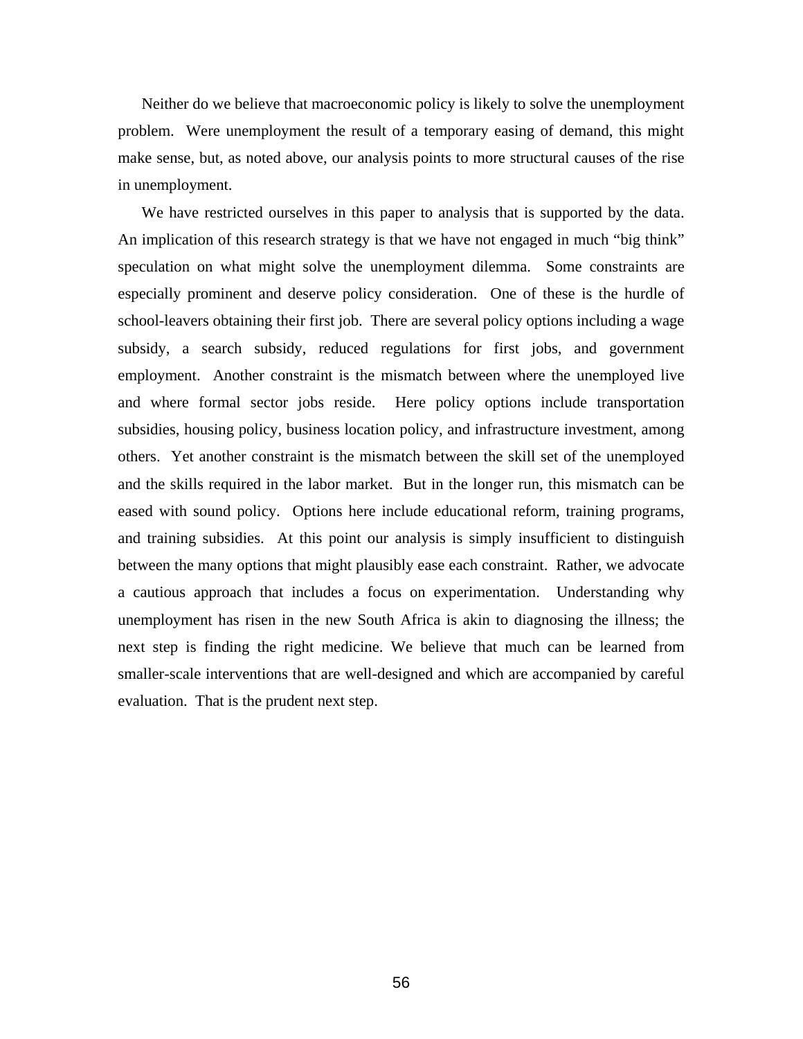Neither do we believe that macroeconomic policy is likely to solve the unemployment problem. Were unemployment the result of a temporary easing of demand, this might make sense, but, as noted above, our analysis points to more structural causes of the rise in unemployment.

We have restricted ourselves in this paper to analysis that is supported by the data. An implication of this research strategy is that we have not engaged in much "big think" speculation on what might solve the unemployment dilemma. Some constraints are especially prominent and deserve policy consideration. One of these is the hurdle of school-leavers obtaining their first job. There are several policy options including a wage subsidy, a search subsidy, reduced regulations for first jobs, and government employment. Another constraint is the mismatch between where the unemployed live and where formal sector jobs reside. Here policy options include transportation subsidies, housing policy, business location policy, and infrastructure investment, among others. Yet another constraint is the mismatch between the skill set of the unemployed and the skills required in the labor market. But in the longer run, this mismatch can be eased with sound policy. Options here include educational reform, training programs, and training subsidies. At this point our analysis is simply insufficient to distinguish between the many options that might plausibly ease each constraint. Rather, we advocate a cautious approach that includes a focus on experimentation. Understanding why unemployment has risen in the new South Africa is akin to diagnosing the illness; the next step is finding the right medicine. We believe that much can be learned from smaller-scale interventions that are well-designed and which are accompanied by careful evaluation. That is the prudent next step.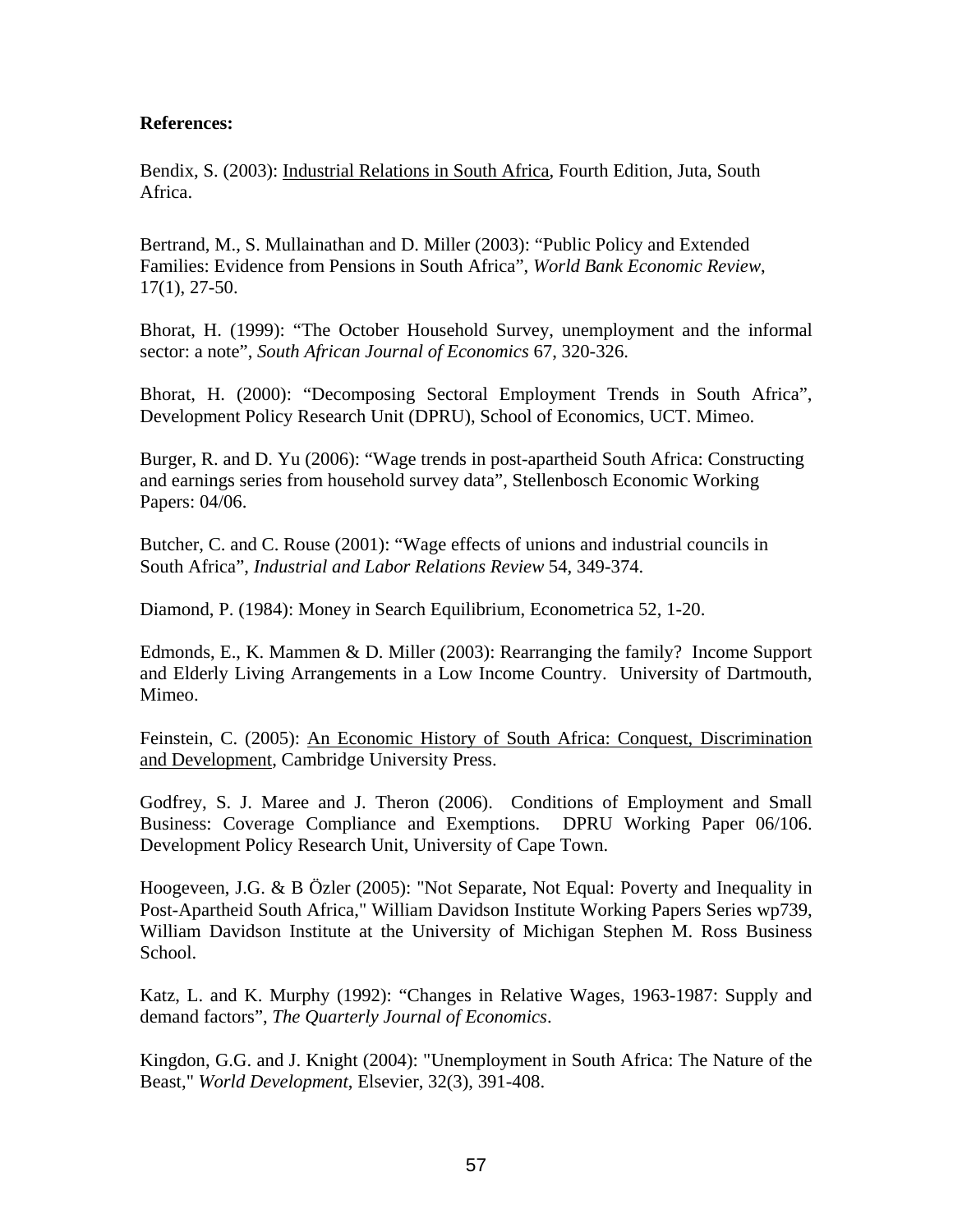**References:**

Bendix, S. (2003): Industrial Relations in South Africa, Fourth Edition, Juta, South Africa.

Bertrand, M., S. Mullainathan and D. Miller (2003): "Public Policy and Extended Families: Evidence from Pensions in South Africa", *World Bank Economic Review*, 17(1), 27-50.

Bhorat, H. (1999): "The October Household Survey, unemployment and the informal sector: a note", *South African Journal of Economics* 67, 320-326.

Bhorat, H. (2000): "Decomposing Sectoral Employment Trends in South Africa", Development Policy Research Unit (DPRU), School of Economics, UCT. Mimeo.

Burger, R. and D. Yu (2006): "Wage trends in post-apartheid South Africa: Constructing and earnings series from household survey data", Stellenbosch Economic Working Papers: 04/06.

Butcher, C. and C. Rouse (2001): "Wage effects of unions and industrial councils in South Africa", *Industrial and Labor Relations Review* 54, 349-374.

Diamond, P. (1984): Money in Search Equilibrium, Econometrica 52, 1-20.

Edmonds, E., K. Mammen & D. Miller (2003): Rearranging the family? Income Support and Elderly Living Arrangements in a Low Income Country. University of Dartmouth, Mimeo.

Feinstein, C. (2005): An Economic History of South Africa: Conquest, Discrimination and Development, Cambridge University Press.

Godfrey, S. J. Maree and J. Theron (2006). Conditions of Employment and Small Business: Coverage Compliance and Exemptions. DPRU Working Paper 06/106. Development Policy Research Unit, University of Cape Town.

Hoogeveen, J.G. & B Özler (2005): "Not Separate, Not Equal: Poverty and Inequality in Post-Apartheid South Africa," William Davidson Institute Working Papers Series wp739, William Davidson Institute at the University of Michigan Stephen M. Ross Business School.

Katz, L. and K. Murphy (1992): "Changes in Relative Wages, 1963-1987: Supply and demand factors", *The Quarterly Journal of Economics*.

Kingdon, G.G. and J. Knight (2004): "Unemployment in South Africa: The Nature of the Beast," *World Development*, Elsevier, 32(3), 391-408.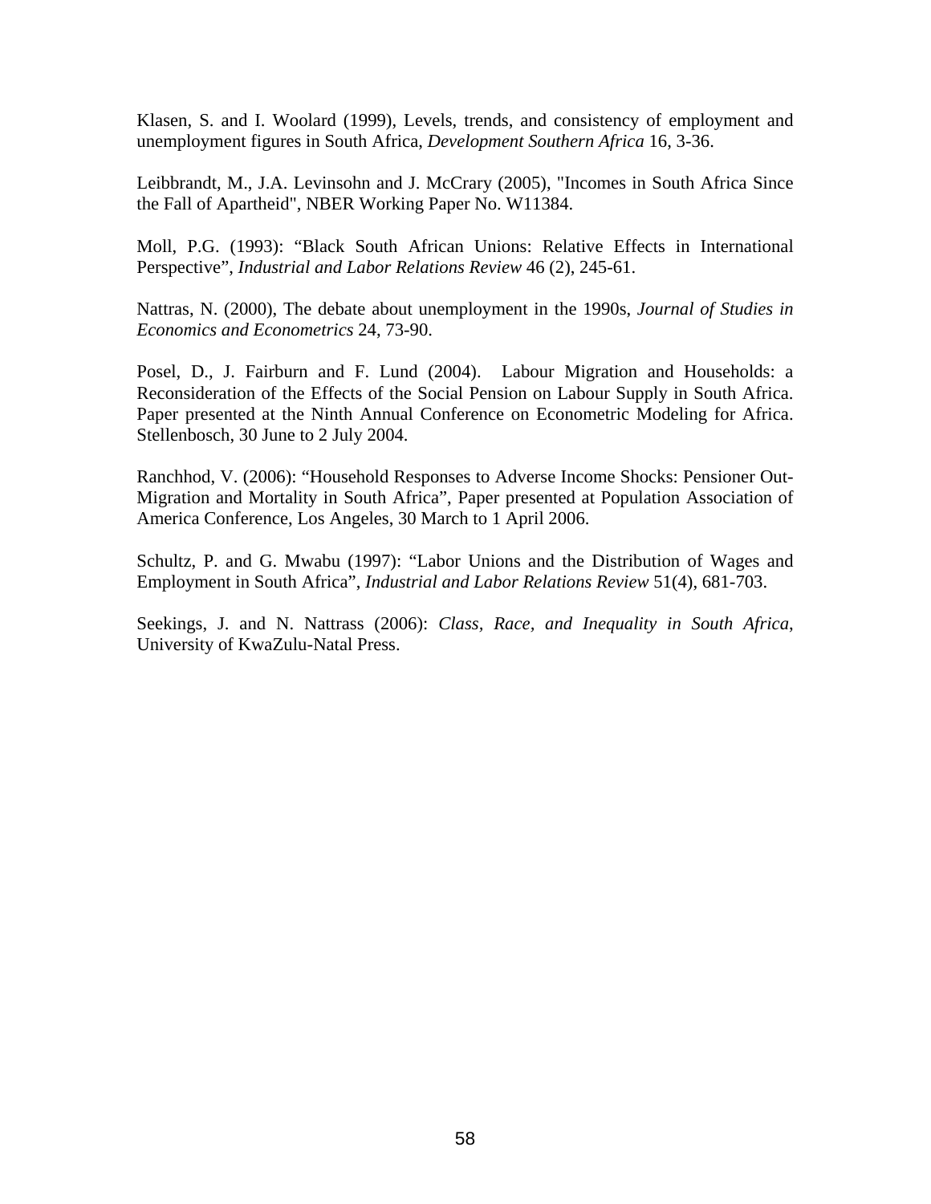Klasen, S. and I. Woolard (1999), Levels, trends, and consistency of employment and unemployment figures in South Africa, *Development Southern Africa* 16, 3-36.

Leibbrandt, M., J.A. Levinsohn and J. McCrary (2005), "Incomes in South Africa Since the Fall of Apartheid", NBER Working Paper No. W11384.

Moll, P.G. (1993): "Black South African Unions: Relative Effects in International Perspective", *Industrial and Labor Relations Review* 46 (2), 245-61.

Nattras, N. (2000), The debate about unemployment in the 1990s, *Journal of Studies in Economics and Econometrics* 24, 73-90.

Posel, D., J. Fairburn and F. Lund (2004). Labour Migration and Households: a Reconsideration of the Effects of the Social Pension on Labour Supply in South Africa. Paper presented at the Ninth Annual Conference on Econometric Modeling for Africa. Stellenbosch, 30 June to 2 July 2004.

Ranchhod, V. (2006): "Household Responses to Adverse Income Shocks: Pensioner Out-Migration and Mortality in South Africa", Paper presented at Population Association of America Conference, Los Angeles, 30 March to 1 April 2006.

Schultz, P. and G. Mwabu (1997): "Labor Unions and the Distribution of Wages and Employment in South Africa", *Industrial and Labor Relations Review* 51(4), 681-703.

Seekings, J. and N. Nattrass (2006): *Class, Race, and Inequality in South Africa*, University of KwaZulu-Natal Press.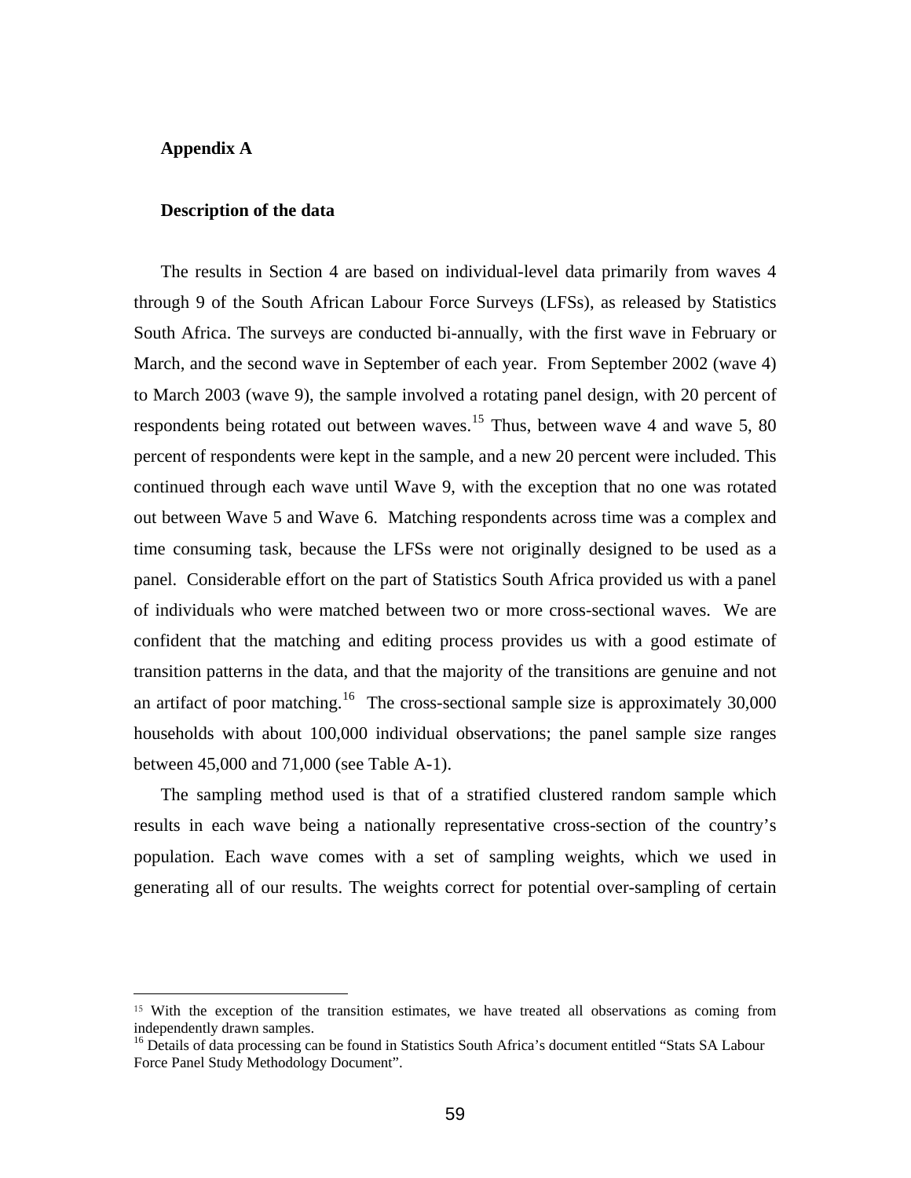## Appendix A

### Description of the data

The results in Section 4 are based on individual-level data primarily from waves 4 through 9 of the South African Labour Force Surveys (LFSs), as released by Statistics South Africa. The surveys are conducted bi-annually, with the first wave in February or March, and the second wave in September of each year. From September 2002 (wave 4) to March 2003 (wave 9), the sample involved a rotating panel design, with 20 percent of respondents being rotated out between waves.[15] Thus, between wave 4 and wave 5, 80 percent of respondents were kept in the sample, and a new 20 percent were included. This continued through each wave until Wave 9, with the exception that no one was rotated out between Wave 5 and Wave 6. Matching respondents across time was a complex and time consuming task, because the LFSs were not originally designed to be used as a panel. Considerable effort on the part of Statistics South Africa provided us with a panel of individuals who were matched between two or more cross-sectional waves. We are confident that the matching and editing process provides us with a good estimate of transition patterns in the data, and that the majority of the transitions are genuine and not an artifact of poor matching.[16] The cross-sectional sample size is approximately 30,000 households with about 100,000 individual observations; the panel sample size ranges between 45,000 and 71,000 (see Table A-1).

The sampling method used is that of a stratified clustered random sample which results in each wave being a nationally representative cross-section of the country's population. Each wave comes with a set of sampling weights, which we used in generating all of our results. The weights correct for potential over-sampling of certain

---

[15] With the exception of the transition estimates, we have treated all observations as coming from independently drawn samples.

[16] Details of data processing can be found in Statistics South Africa's document entitled "Stats SA Labour Force Panel Study Methodology Document".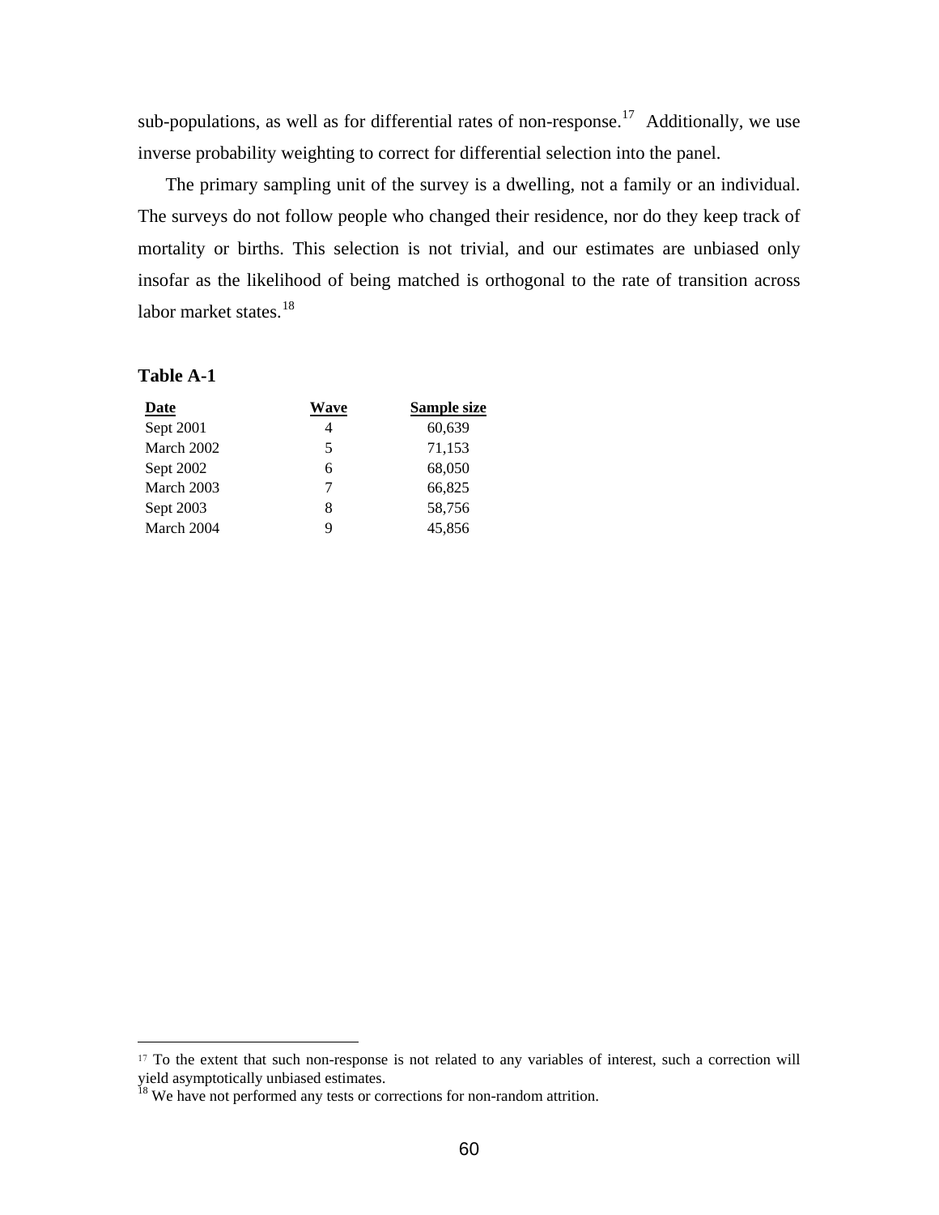sub-populations, as well as for differential rates of non-response.[17] Additionally, we use inverse probability weighting to correct for differential selection into the panel.

The primary sampling unit of the survey is a dwelling, not a family or an individual. The surveys do not follow people who changed their residence, nor do they keep track of mortality or births. This selection is not trivial, and our estimates are unbiased only insofar as the likelihood of being matched is orthogonal to the rate of transition across labor market states.[18]

**Table A-1**

| Date | Wave | Sample size |
|---|---|---|
| Sept 2001 | 4 | 60,639 |
| March 2002 | 5 | 71,153 |
| Sept 2002 | 6 | 68,050 |
| March 2003 | 7 | 66,825 |
| Sept 2003 | 8 | 58,756 |
| March 2004 | 9 | 45,856 |

[17] To the extent that such non-response is not related to any variables of interest, such a correction will yield asymptotically unbiased estimates.

[18] We have not performed any tests or corrections for non-random attrition.